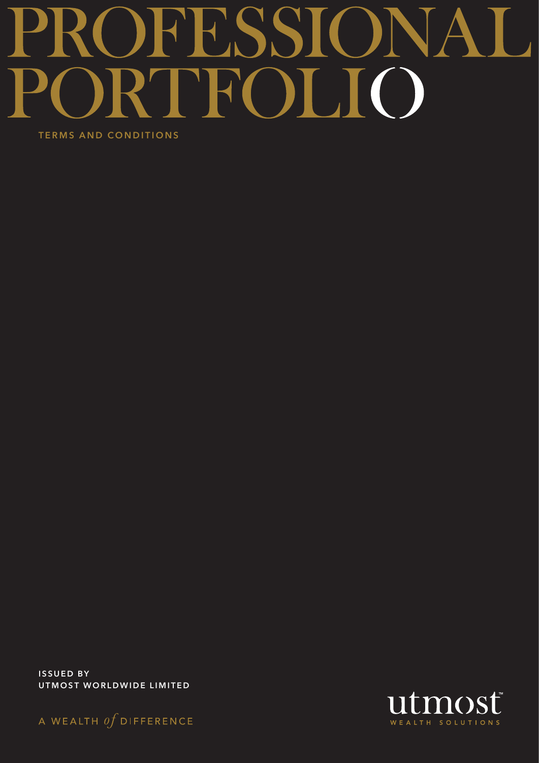# PROFESSIONAL PORTFOLIO

TERMS AND CONDITIONS

**ISSUED BY**
**UTMOST WORLDWIDE LIMITED**

A WEALTH *of* DIFFERENCE

utmost™
WEALTH SOLUTIONS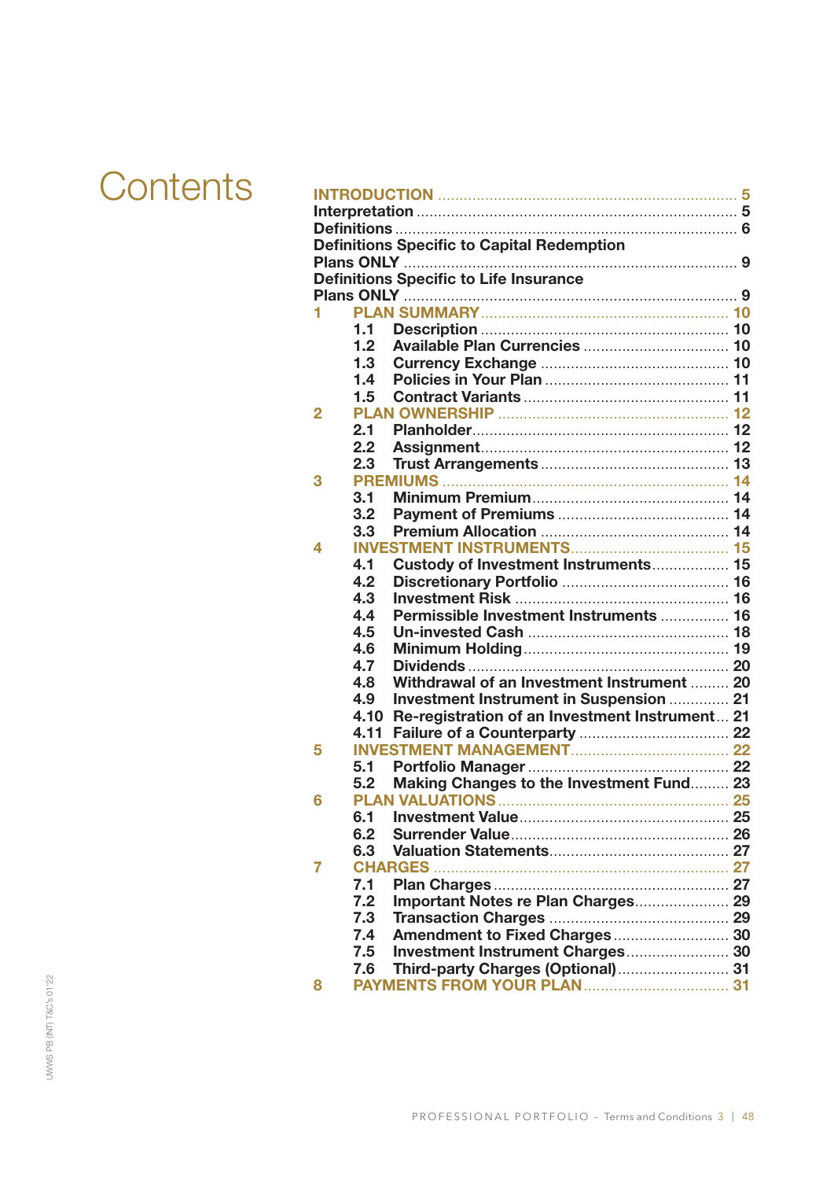# Contents

| | | | |
|---|---|---|---|
| **INTRODUCTION** | | | **5** |
| **Interpretation** | | | **5** |
| **Definitions** | | | **6** |
| **Definitions Specific to Capital Redemption Plans ONLY** | | | **9** |
| **Definitions Specific to Life Insurance Plans ONLY** | | | **9** |
| **1** | **PLAN SUMMARY** | | **10** |
| | **1.1** | **Description** | **10** |
| | **1.2** | **Available Plan Currencies** | **10** |
| | **1.3** | **Currency Exchange** | **10** |
| | **1.4** | **Policies in Your Plan** | **11** |
| | **1.5** | **Contract Variants** | **11** |
| **2** | **PLAN OWNERSHIP** | | **12** |
| | **2.1** | **Planholder** | **12** |
| | **2.2** | **Assignment** | **12** |
| | **2.3** | **Trust Arrangements** | **13** |
| **3** | **PREMIUMS** | | **14** |
| | **3.1** | **Minimum Premium** | **14** |
| | **3.2** | **Payment of Premiums** | **14** |
| | **3.3** | **Premium Allocation** | **14** |
| **4** | **INVESTMENT INSTRUMENTS** | | **15** |
| | **4.1** | **Custody of Investment Instruments** | **15** |
| | **4.2** | **Discretionary Portfolio** | **16** |
| | **4.3** | **Investment Risk** | **16** |
| | **4.4** | **Permissible Investment Instruments** | **16** |
| | **4.5** | **Un-invested Cash** | **18** |
| | **4.6** | **Minimum Holding** | **19** |
| | **4.7** | **Dividends** | **20** |
| | **4.8** | **Withdrawal of an Investment Instrument** | **20** |
| | **4.9** | **Investment Instrument in Suspension** | **21** |
| | **4.10** | **Re-registration of an Investment Instrument** | **21** |
| | **4.11** | **Failure of a Counterparty** | **22** |
| **5** | **INVESTMENT MANAGEMENT** | | **22** |
| | **5.1** | **Portfolio Manager** | **22** |
| | **5.2** | **Making Changes to the Investment Fund** | **23** |
| **6** | **PLAN VALUATIONS** | | **25** |
| | **6.1** | **Investment Value** | **25** |
| | **6.2** | **Surrender Value** | **26** |
| | **6.3** | **Valuation Statements** | **27** |
| **7** | **CHARGES** | | **27** |
| | **7.1** | **Plan Charges** | **27** |
| | **7.2** | **Important Notes re Plan Charges** | **29** |
| | **7.3** | **Transaction Charges** | **29** |
| | **7.4** | **Amendment to Fixed Charges** | **30** |
| | **7.5** | **Investment Instrument Charges** | **30** |
| | **7.6** | **Third-party Charges (Optional)** | **31** |
| **8** | **PAYMENTS FROM YOUR PLAN** | | **31** |

UWWS PB (INT) T&C's 01'22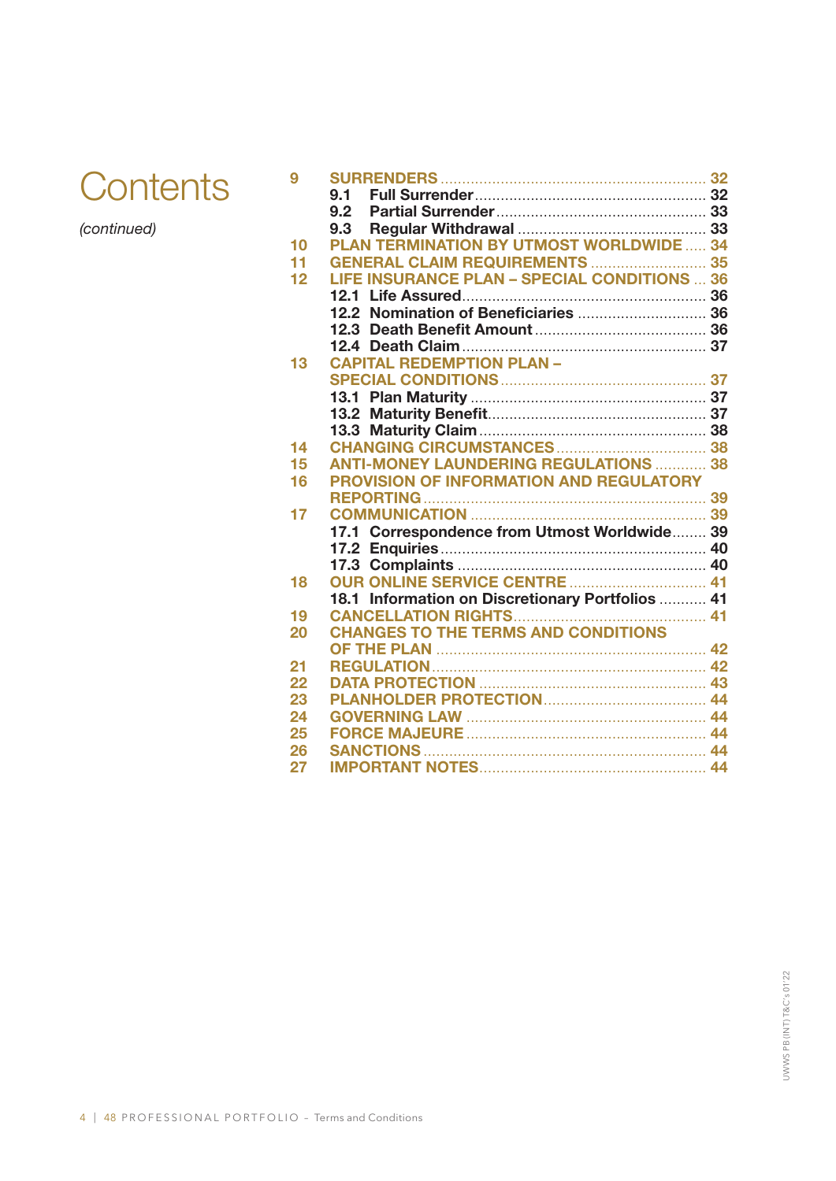# Contents

*(continued)*

- **9 SURRENDERS** ..... 32
  - 9.1 Full Surrender ..... 32
  - 9.2 Partial Surrender ..... 33
  - 9.3 Regular Withdrawal ..... 33
- **10 PLAN TERMINATION BY UTMOST WORLDWIDE** ..... 34
- **11 GENERAL CLAIM REQUIREMENTS** ..... 35
- **12 LIFE INSURANCE PLAN – SPECIAL CONDITIONS** ..... 36
  - 12.1 Life Assured ..... 36
  - 12.2 Nomination of Beneficiaries ..... 36
  - 12.3 Death Benefit Amount ..... 36
  - 12.4 Death Claim ..... 37
- **13 CAPITAL REDEMPTION PLAN – SPECIAL CONDITIONS** ..... 37
  - 13.1 Plan Maturity ..... 37
  - 13.2 Maturity Benefit ..... 37
  - 13.3 Maturity Claim ..... 38
- **14 CHANGING CIRCUMSTANCES** ..... 38
- **15 ANTI-MONEY LAUNDERING REGULATIONS** ..... 38
- **16 PROVISION OF INFORMATION AND REGULATORY REPORTING** ..... 39
- **17 COMMUNICATION** ..... 39
  - 17.1 Correspondence from Utmost Worldwide ..... 39
  - 17.2 Enquiries ..... 40
  - 17.3 Complaints ..... 40
- **18 OUR ONLINE SERVICE CENTRE** ..... 41
  - 18.1 Information on Discretionary Portfolios ..... 41
- **19 CANCELLATION RIGHTS** ..... 41
- **20 CHANGES TO THE TERMS AND CONDITIONS OF THE PLAN** ..... 42
- **21 REGULATION** ..... 42
- **22 DATA PROTECTION** ..... 43
- **23 PLANHOLDER PROTECTION** ..... 44
- **24 GOVERNING LAW** ..... 44
- **25 FORCE MAJEURE** ..... 44
- **26 SANCTIONS** ..... 44
- **27 IMPORTANT NOTES** ..... 44

UWWS PB (INT) T&C's 01'22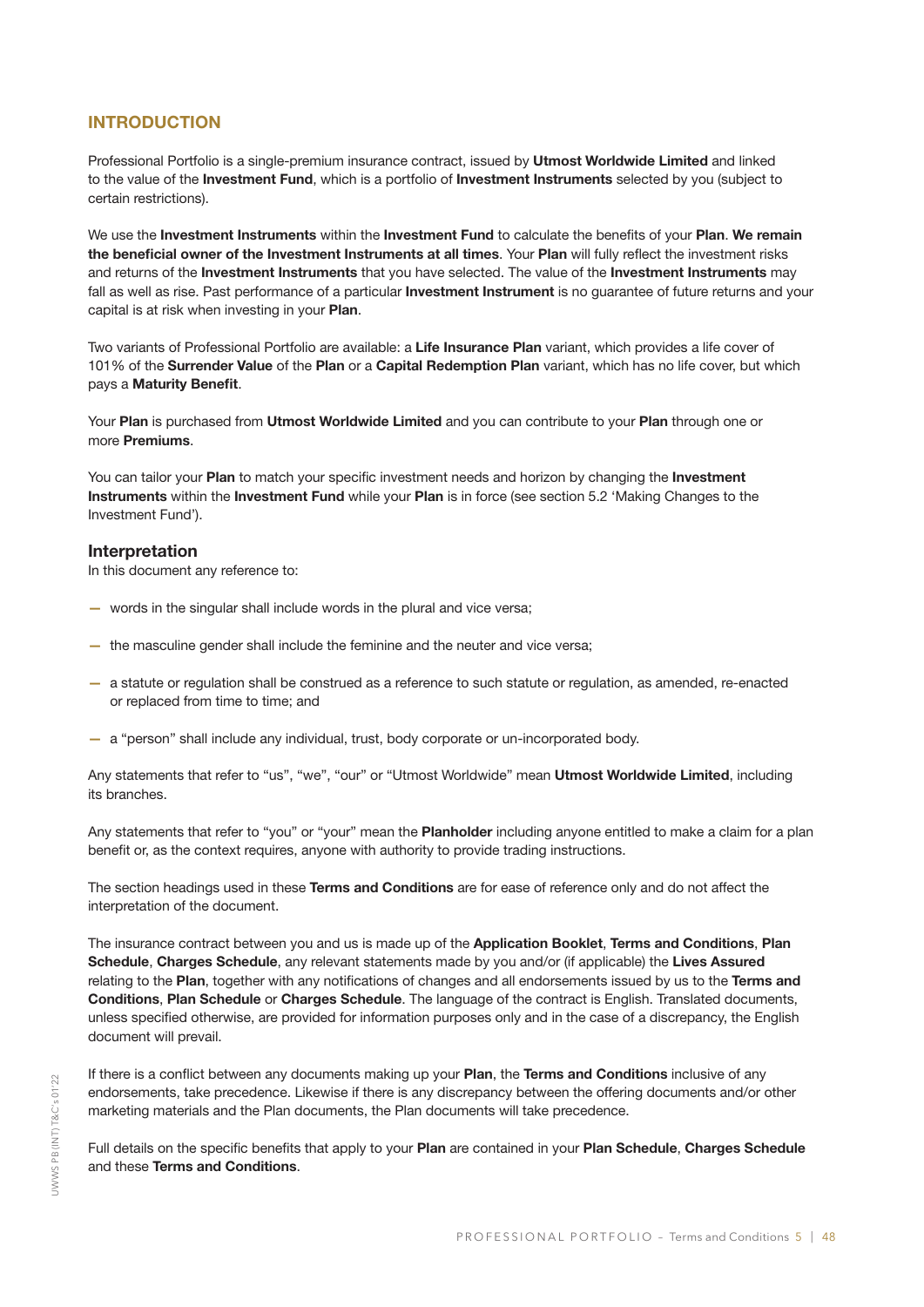## INTRODUCTION

Professional Portfolio is a single-premium insurance contract, issued by **Utmost Worldwide Limited** and linked to the value of the **Investment Fund**, which is a portfolio of **Investment Instruments** selected by you (subject to certain restrictions).

We use the **Investment Instruments** within the **Investment Fund** to calculate the benefits of your **Plan**. **We remain the beneficial owner of the Investment Instruments at all times**. Your **Plan** will fully reflect the investment risks and returns of the **Investment Instruments** that you have selected. The value of the **Investment Instruments** may fall as well as rise. Past performance of a particular **Investment Instrument** is no guarantee of future returns and your capital is at risk when investing in your **Plan**.

Two variants of Professional Portfolio are available: a **Life Insurance Plan** variant, which provides a life cover of 101% of the **Surrender Value** of the **Plan** or a **Capital Redemption Plan** variant, which has no life cover, but which pays a **Maturity Benefit**.

Your **Plan** is purchased from **Utmost Worldwide Limited** and you can contribute to your **Plan** through one or more **Premiums**.

You can tailor your **Plan** to match your specific investment needs and horizon by changing the **Investment Instruments** within the **Investment Fund** while your **Plan** is in force (see section 5.2 'Making Changes to the Investment Fund').

### Interpretation

In this document any reference to:

- words in the singular shall include words in the plural and vice versa;
- the masculine gender shall include the feminine and the neuter and vice versa;
- a statute or regulation shall be construed as a reference to such statute or regulation, as amended, re-enacted or replaced from time to time; and
- a "person" shall include any individual, trust, body corporate or un-incorporated body.

Any statements that refer to "us", "we", "our" or "Utmost Worldwide" mean **Utmost Worldwide Limited**, including its branches.

Any statements that refer to "you" or "your" mean the **Planholder** including anyone entitled to make a claim for a plan benefit or, as the context requires, anyone with authority to provide trading instructions.

The section headings used in these **Terms and Conditions** are for ease of reference only and do not affect the interpretation of the document.

The insurance contract between you and us is made up of the **Application Booklet**, **Terms and Conditions**, **Plan Schedule**, **Charges Schedule**, any relevant statements made by you and/or (if applicable) the **Lives Assured** relating to the **Plan**, together with any notifications of changes and all endorsements issued by us to the **Terms and Conditions**, **Plan Schedule** or **Charges Schedule**. The language of the contract is English. Translated documents, unless specified otherwise, are provided for information purposes only and in the case of a discrepancy, the English document will prevail.

If there is a conflict between any documents making up your **Plan**, the **Terms and Conditions** inclusive of any endorsements, take precedence. Likewise if there is any discrepancy between the offering documents and/or other marketing materials and the Plan documents, the Plan documents will take precedence.

Full details on the specific benefits that apply to your **Plan** are contained in your **Plan Schedule**, **Charges Schedule** and these **Terms and Conditions**.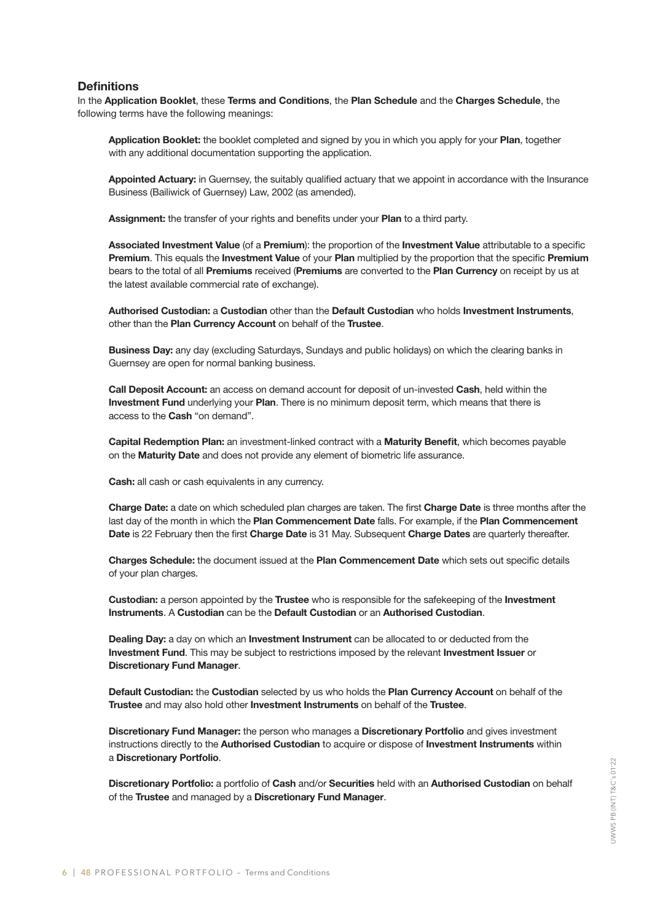## Definitions

In the **Application Booklet**, these **Terms and Conditions**, the **Plan Schedule** and the **Charges Schedule**, the following terms have the following meanings:

**Application Booklet:** the booklet completed and signed by you in which you apply for your **Plan**, together with any additional documentation supporting the application.

**Appointed Actuary:** in Guernsey, the suitably qualified actuary that we appoint in accordance with the Insurance Business (Bailiwick of Guernsey) Law, 2002 (as amended).

**Assignment:** the transfer of your rights and benefits under your **Plan** to a third party.

**Associated Investment Value** (of a **Premium**): the proportion of the **Investment Value** attributable to a specific **Premium**. This equals the **Investment Value** of your **Plan** multiplied by the proportion that the specific **Premium** bears to the total of all **Premiums** received (**Premiums** are converted to the **Plan Currency** on receipt by us at the latest available commercial rate of exchange).

**Authorised Custodian:** a **Custodian** other than the **Default Custodian** who holds **Investment Instruments**, other than the **Plan Currency Account** on behalf of the **Trustee**.

**Business Day:** any day (excluding Saturdays, Sundays and public holidays) on which the clearing banks in Guernsey are open for normal banking business.

**Call Deposit Account:** an access on demand account for deposit of un-invested **Cash**, held within the **Investment Fund** underlying your **Plan**. There is no minimum deposit term, which means that there is access to the **Cash** "on demand".

**Capital Redemption Plan:** an investment-linked contract with a **Maturity Benefit**, which becomes payable on the **Maturity Date** and does not provide any element of biometric life assurance.

**Cash:** all cash or cash equivalents in any currency.

**Charge Date:** a date on which scheduled plan charges are taken. The first **Charge Date** is three months after the last day of the month in which the **Plan Commencement Date** falls. For example, if the **Plan Commencement Date** is 22 February then the first **Charge Date** is 31 May. Subsequent **Charge Dates** are quarterly thereafter.

**Charges Schedule:** the document issued at the **Plan Commencement Date** which sets out specific details of your plan charges.

**Custodian:** a person appointed by the **Trustee** who is responsible for the safekeeping of the **Investment Instruments**. A **Custodian** can be the **Default Custodian** or an **Authorised Custodian**.

**Dealing Day:** a day on which an **Investment Instrument** can be allocated to or deducted from the **Investment Fund**. This may be subject to restrictions imposed by the relevant **Investment Issuer** or **Discretionary Fund Manager**.

**Default Custodian:** the **Custodian** selected by us who holds the **Plan Currency Account** on behalf of the **Trustee** and may also hold other **Investment Instruments** on behalf of the **Trustee**.

**Discretionary Fund Manager:** the person who manages a **Discretionary Portfolio** and gives investment instructions directly to the **Authorised Custodian** to acquire or dispose of **Investment Instruments** within a **Discretionary Portfolio**.

**Discretionary Portfolio:** a portfolio of **Cash** and/or **Securities** held with an **Authorised Custodian** on behalf of the **Trustee** and managed by a **Discretionary Fund Manager**.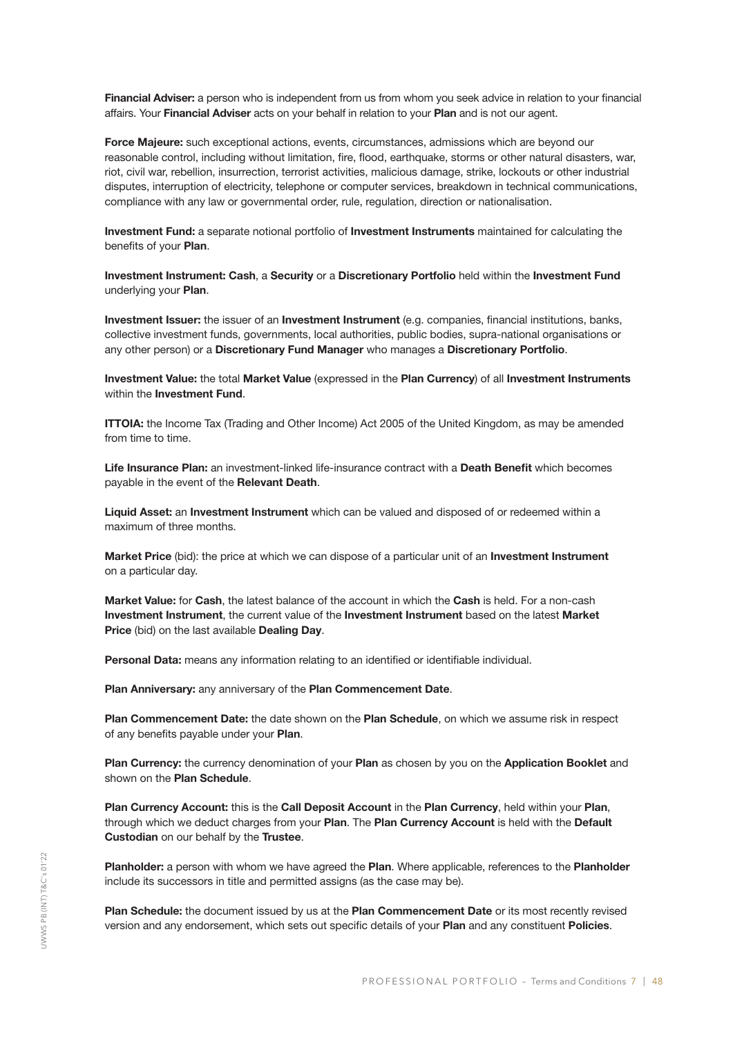**Financial Adviser:** a person who is independent from us from whom you seek advice in relation to your financial affairs. Your **Financial Adviser** acts on your behalf in relation to your **Plan** and is not our agent.

**Force Majeure:** such exceptional actions, events, circumstances, admissions which are beyond our reasonable control, including without limitation, fire, flood, earthquake, storms or other natural disasters, war, riot, civil war, rebellion, insurrection, terrorist activities, malicious damage, strike, lockouts or other industrial disputes, interruption of electricity, telephone or computer services, breakdown in technical communications, compliance with any law or governmental order, rule, regulation, direction or nationalisation.

**Investment Fund:** a separate notional portfolio of **Investment Instruments** maintained for calculating the benefits of your **Plan**.

**Investment Instrument: Cash**, a **Security** or a **Discretionary Portfolio** held within the **Investment Fund** underlying your **Plan**.

**Investment Issuer:** the issuer of an **Investment Instrument** (e.g. companies, financial institutions, banks, collective investment funds, governments, local authorities, public bodies, supra-national organisations or any other person) or a **Discretionary Fund Manager** who manages a **Discretionary Portfolio**.

**Investment Value:** the total **Market Value** (expressed in the **Plan Currency**) of all **Investment Instruments** within the **Investment Fund**.

**ITTOIA:** the Income Tax (Trading and Other Income) Act 2005 of the United Kingdom, as may be amended from time to time.

**Life Insurance Plan:** an investment-linked life-insurance contract with a **Death Benefit** which becomes payable in the event of the **Relevant Death**.

**Liquid Asset:** an **Investment Instrument** which can be valued and disposed of or redeemed within a maximum of three months.

**Market Price** (bid): the price at which we can dispose of a particular unit of an **Investment Instrument** on a particular day.

**Market Value:** for **Cash**, the latest balance of the account in which the **Cash** is held. For a non-cash **Investment Instrument**, the current value of the **Investment Instrument** based on the latest **Market Price** (bid) on the last available **Dealing Day**.

**Personal Data:** means any information relating to an identified or identifiable individual.

**Plan Anniversary:** any anniversary of the **Plan Commencement Date**.

**Plan Commencement Date:** the date shown on the **Plan Schedule**, on which we assume risk in respect of any benefits payable under your **Plan**.

**Plan Currency:** the currency denomination of your **Plan** as chosen by you on the **Application Booklet** and shown on the **Plan Schedule**.

**Plan Currency Account:** this is the **Call Deposit Account** in the **Plan Currency**, held within your **Plan**, through which we deduct charges from your **Plan**. The **Plan Currency Account** is held with the **Default Custodian** on our behalf by the **Trustee**.

**Planholder:** a person with whom we have agreed the **Plan**. Where applicable, references to the **Planholder** include its successors in title and permitted assigns (as the case may be).

**Plan Schedule:** the document issued by us at the **Plan Commencement Date** or its most recently revised version and any endorsement, which sets out specific details of your **Plan** and any constituent **Policies**.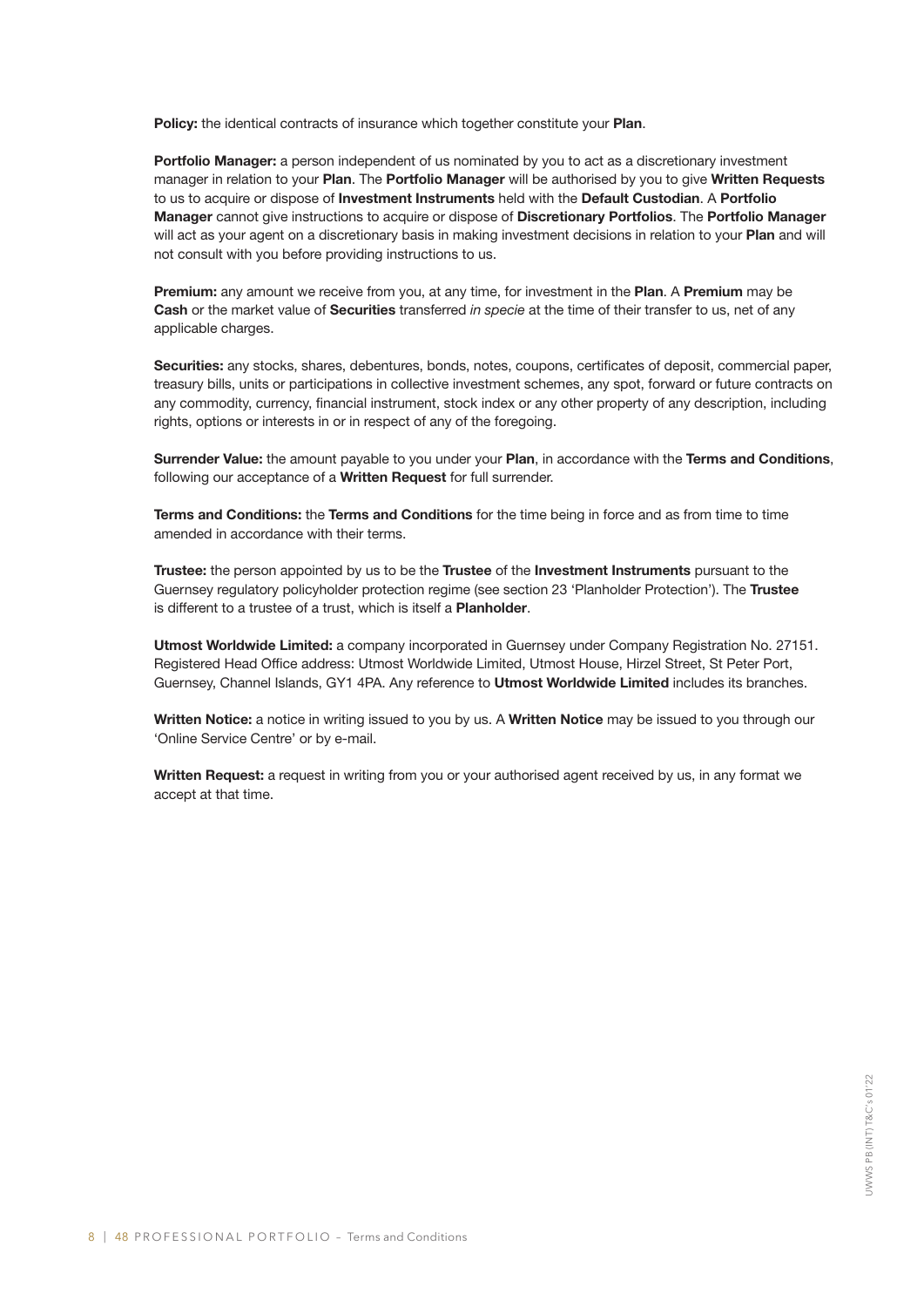**Policy:** the identical contracts of insurance which together constitute your **Plan**.

**Portfolio Manager:** a person independent of us nominated by you to act as a discretionary investment manager in relation to your **Plan**. The **Portfolio Manager** will be authorised by you to give **Written Requests** to us to acquire or dispose of **Investment Instruments** held with the **Default Custodian**. A **Portfolio Manager** cannot give instructions to acquire or dispose of **Discretionary Portfolios**. The **Portfolio Manager** will act as your agent on a discretionary basis in making investment decisions in relation to your **Plan** and will not consult with you before providing instructions to us.

**Premium:** any amount we receive from you, at any time, for investment in the **Plan**. A **Premium** may be **Cash** or the market value of **Securities** transferred *in specie* at the time of their transfer to us, net of any applicable charges.

**Securities:** any stocks, shares, debentures, bonds, notes, coupons, certificates of deposit, commercial paper, treasury bills, units or participations in collective investment schemes, any spot, forward or future contracts on any commodity, currency, financial instrument, stock index or any other property of any description, including rights, options or interests in or in respect of any of the foregoing.

**Surrender Value:** the amount payable to you under your **Plan**, in accordance with the **Terms and Conditions**, following our acceptance of a **Written Request** for full surrender.

**Terms and Conditions:** the **Terms and Conditions** for the time being in force and as from time to time amended in accordance with their terms.

**Trustee:** the person appointed by us to be the **Trustee** of the **Investment Instruments** pursuant to the Guernsey regulatory policyholder protection regime (see section 23 'Planholder Protection'). The **Trustee** is different to a trustee of a trust, which is itself a **Planholder**.

**Utmost Worldwide Limited:** a company incorporated in Guernsey under Company Registration No. 27151. Registered Head Office address: Utmost Worldwide Limited, Utmost House, Hirzel Street, St Peter Port, Guernsey, Channel Islands, GY1 4PA. Any reference to **Utmost Worldwide Limited** includes its branches.

**Written Notice:** a notice in writing issued to you by us. A **Written Notice** may be issued to you through our 'Online Service Centre' or by e-mail.

**Written Request:** a request in writing from you or your authorised agent received by us, in any format we accept at that time.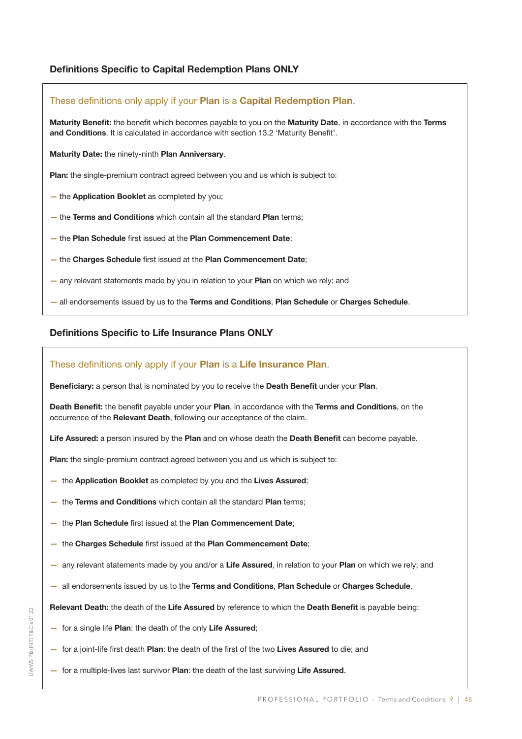## Definitions Specific to Capital Redemption Plans ONLY

### These definitions only apply if your **Plan** is a **Capital Redemption Plan**.

**Maturity Benefit:** the benefit which becomes payable to you on the **Maturity Date**, in accordance with the **Terms and Conditions**. It is calculated in accordance with section 13.2 'Maturity Benefit'.

**Maturity Date:** the ninety-ninth **Plan Anniversary**.

**Plan:** the single-premium contract agreed between you and us which is subject to:

- the **Application Booklet** as completed by you;
- the **Terms and Conditions** which contain all the standard **Plan** terms;
- the **Plan Schedule** first issued at the **Plan Commencement Date**;
- the **Charges Schedule** first issued at the **Plan Commencement Date**;
- any relevant statements made by you in relation to your **Plan** on which we rely; and
- all endorsements issued by us to the **Terms and Conditions**, **Plan Schedule** or **Charges Schedule**.

## Definitions Specific to Life Insurance Plans ONLY

### These definitions only apply if your **Plan** is a **Life Insurance Plan**.

**Beneficiary:** a person that is nominated by you to receive the **Death Benefit** under your **Plan**.

**Death Benefit:** the benefit payable under your **Plan**, in accordance with the **Terms and Conditions**, on the occurrence of the **Relevant Death**, following our acceptance of the claim.

**Life Assured:** a person insured by the **Plan** and on whose death the **Death Benefit** can become payable.

**Plan:** the single-premium contract agreed between you and us which is subject to:

- the **Application Booklet** as completed by you and the **Lives Assured**;
- the **Terms and Conditions** which contain all the standard **Plan** terms;
- the **Plan Schedule** first issued at the **Plan Commencement Date**;
- the **Charges Schedule** first issued at the **Plan Commencement Date**;
- any relevant statements made by you and/or a **Life Assured**, in relation to your **Plan** on which we rely; and
- all endorsements issued by us to the **Terms and Conditions**, **Plan Schedule** or **Charges Schedule**.

**Relevant Death:** the death of the **Life Assured** by reference to which the **Death Benefit** is payable being:

- for a single life **Plan**: the death of the only **Life Assured**;
- for a joint-life first death **Plan**: the death of the first of the two **Lives Assured** to die; and
- for a multiple-lives last survivor **Plan**: the death of the last surviving **Life Assured**.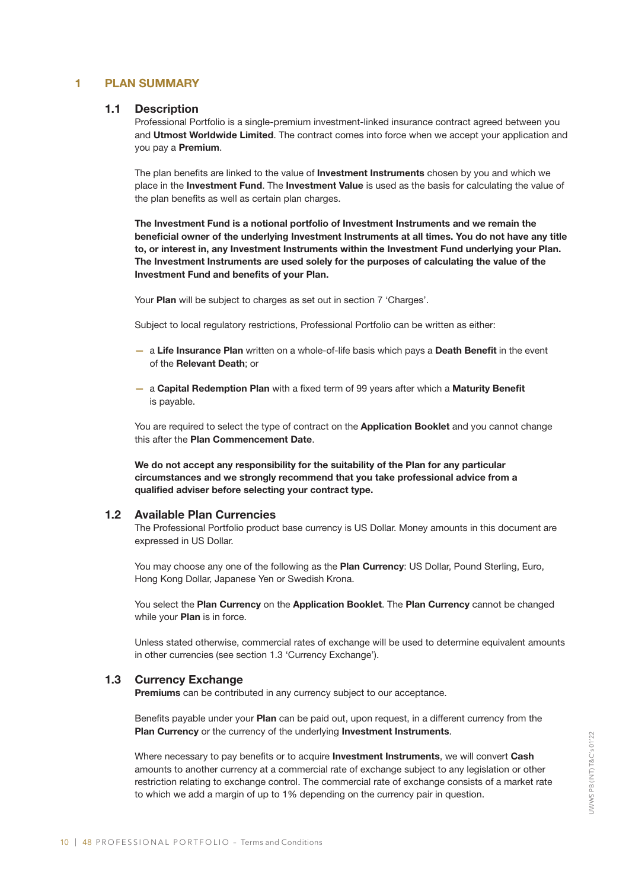# 1 PLAN SUMMARY

## 1.1 Description

Professional Portfolio is a single-premium investment-linked insurance contract agreed between you and **Utmost Worldwide Limited**. The contract comes into force when we accept your application and you pay a **Premium**.

The plan benefits are linked to the value of **Investment Instruments** chosen by you and which we place in the **Investment Fund**. The **Investment Value** is used as the basis for calculating the value of the plan benefits as well as certain plan charges.

**The Investment Fund is a notional portfolio of Investment Instruments and we remain the beneficial owner of the underlying Investment Instruments at all times. You do not have any title to, or interest in, any Investment Instruments within the Investment Fund underlying your Plan. The Investment Instruments are used solely for the purposes of calculating the value of the Investment Fund and benefits of your Plan.**

Your **Plan** will be subject to charges as set out in section 7 'Charges'.

Subject to local regulatory restrictions, Professional Portfolio can be written as either:

- a **Life Insurance Plan** written on a whole-of-life basis which pays a **Death Benefit** in the event of the **Relevant Death**; or
- a **Capital Redemption Plan** with a fixed term of 99 years after which a **Maturity Benefit** is payable.

You are required to select the type of contract on the **Application Booklet** and you cannot change this after the **Plan Commencement Date**.

**We do not accept any responsibility for the suitability of the Plan for any particular circumstances and we strongly recommend that you take professional advice from a qualified adviser before selecting your contract type.**

## 1.2 Available Plan Currencies

The Professional Portfolio product base currency is US Dollar. Money amounts in this document are expressed in US Dollar.

You may choose any one of the following as the **Plan Currency**: US Dollar, Pound Sterling, Euro, Hong Kong Dollar, Japanese Yen or Swedish Krona.

You select the **Plan Currency** on the **Application Booklet**. The **Plan Currency** cannot be changed while your **Plan** is in force.

Unless stated otherwise, commercial rates of exchange will be used to determine equivalent amounts in other currencies (see section 1.3 'Currency Exchange').

## 1.3 Currency Exchange

**Premiums** can be contributed in any currency subject to our acceptance.

Benefits payable under your **Plan** can be paid out, upon request, in a different currency from the **Plan Currency** or the currency of the underlying **Investment Instruments**.

Where necessary to pay benefits or to acquire **Investment Instruments**, we will convert **Cash** amounts to another currency at a commercial rate of exchange subject to any legislation or other restriction relating to exchange control. The commercial rate of exchange consists of a market rate to which we add a margin of up to 1% depending on the currency pair in question.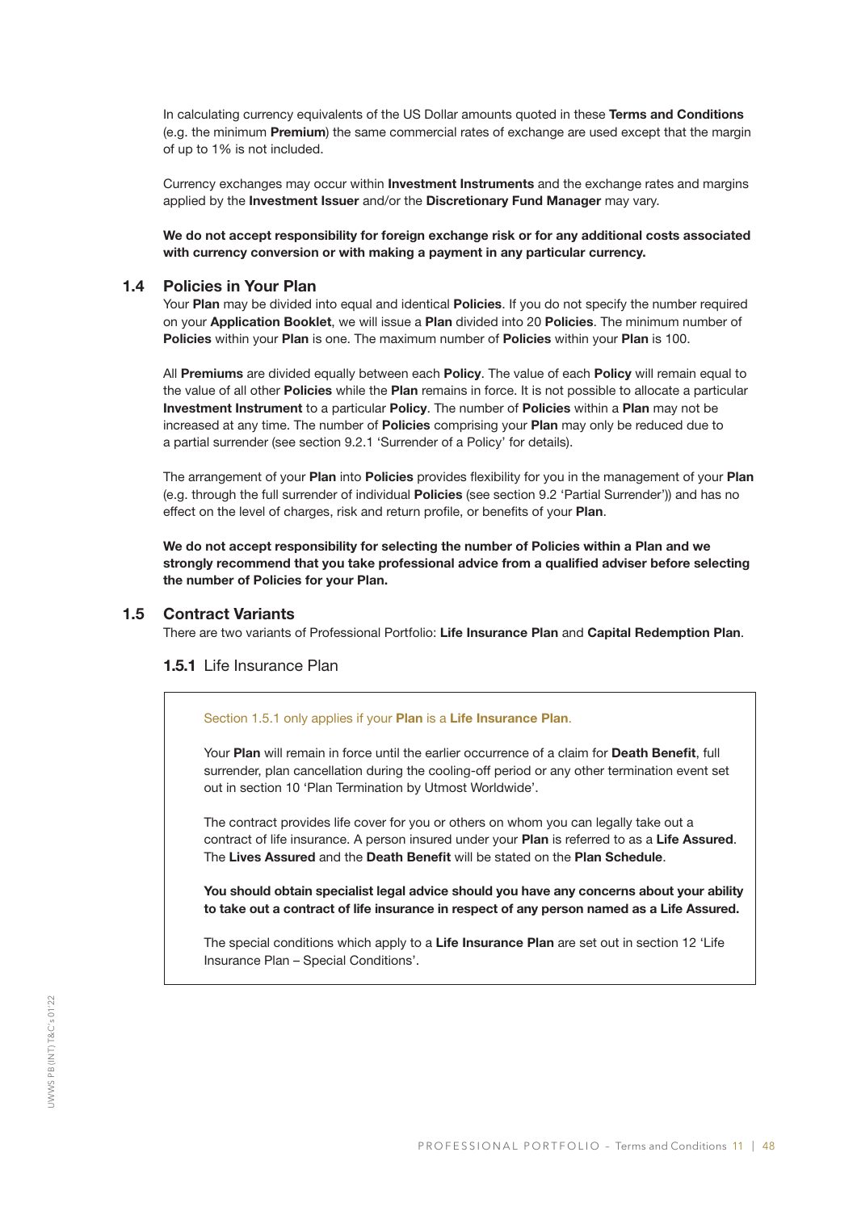In calculating currency equivalents of the US Dollar amounts quoted in these **Terms and Conditions** (e.g. the minimum **Premium**) the same commercial rates of exchange are used except that the margin of up to 1% is not included.

Currency exchanges may occur within **Investment Instruments** and the exchange rates and margins applied by the **Investment Issuer** and/or the **Discretionary Fund Manager** may vary.

**We do not accept responsibility for foreign exchange risk or for any additional costs associated with currency conversion or with making a payment in any particular currency.**

## 1.4 Policies in Your Plan

Your **Plan** may be divided into equal and identical **Policies**. If you do not specify the number required on your **Application Booklet**, we will issue a **Plan** divided into 20 **Policies**. The minimum number of **Policies** within your **Plan** is one. The maximum number of **Policies** within your **Plan** is 100.

All **Premiums** are divided equally between each **Policy**. The value of each **Policy** will remain equal to the value of all other **Policies** while the **Plan** remains in force. It is not possible to allocate a particular **Investment Instrument** to a particular **Policy**. The number of **Policies** within a **Plan** may not be increased at any time. The number of **Policies** comprising your **Plan** may only be reduced due to a partial surrender (see section 9.2.1 'Surrender of a Policy' for details).

The arrangement of your **Plan** into **Policies** provides flexibility for you in the management of your **Plan** (e.g. through the full surrender of individual **Policies** (see section 9.2 'Partial Surrender')) and has no effect on the level of charges, risk and return profile, or benefits of your **Plan**.

**We do not accept responsibility for selecting the number of Policies within a Plan and we strongly recommend that you take professional advice from a qualified adviser before selecting the number of Policies for your Plan.**

## 1.5 Contract Variants

There are two variants of Professional Portfolio: **Life Insurance Plan** and **Capital Redemption Plan**.

### 1.5.1 Life Insurance Plan

Section 1.5.1 only applies if your **Plan** is a **Life Insurance Plan**.

Your **Plan** will remain in force until the earlier occurrence of a claim for **Death Benefit**, full surrender, plan cancellation during the cooling-off period or any other termination event set out in section 10 'Plan Termination by Utmost Worldwide'.

The contract provides life cover for you or others on whom you can legally take out a contract of life insurance. A person insured under your **Plan** is referred to as a **Life Assured**. The **Lives Assured** and the **Death Benefit** will be stated on the **Plan Schedule**.

**You should obtain specialist legal advice should you have any concerns about your ability to take out a contract of life insurance in respect of any person named as a Life Assured.**

The special conditions which apply to a **Life Insurance Plan** are set out in section 12 'Life Insurance Plan – Special Conditions'.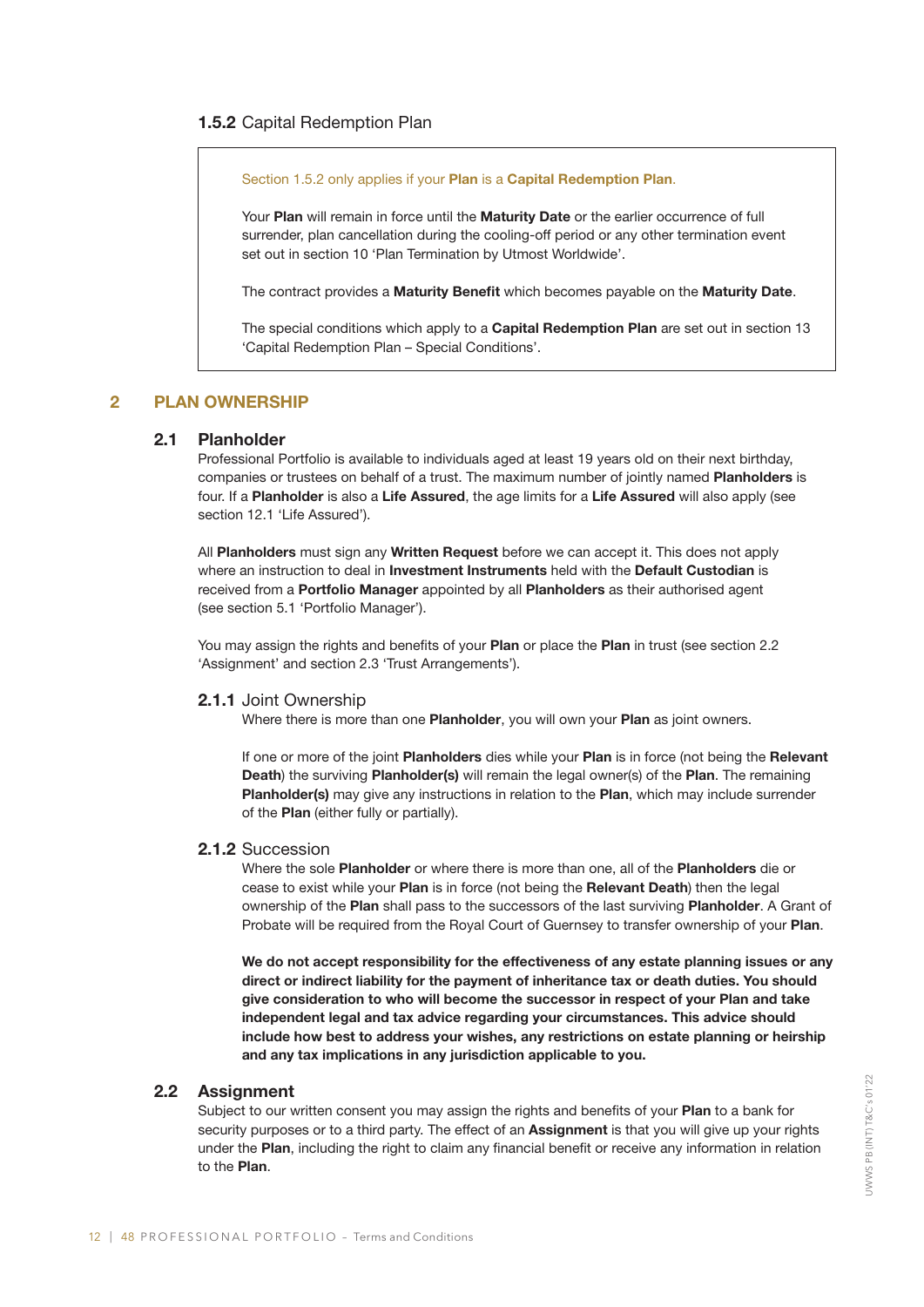### **1.5.2** Capital Redemption Plan

> Section 1.5.2 only applies if your **Plan** is a **Capital Redemption Plan**.
>
> Your **Plan** will remain in force until the **Maturity Date** or the earlier occurrence of full surrender, plan cancellation during the cooling-off period or any other termination event set out in section 10 'Plan Termination by Utmost Worldwide'.
>
> The contract provides a **Maturity Benefit** which becomes payable on the **Maturity Date**.
>
> The special conditions which apply to a **Capital Redemption Plan** are set out in section 13 'Capital Redemption Plan – Special Conditions'.

## 2 PLAN OWNERSHIP

### 2.1 Planholder

Professional Portfolio is available to individuals aged at least 19 years old on their next birthday, companies or trustees on behalf of a trust. The maximum number of jointly named **Planholders** is four. If a **Planholder** is also a **Life Assured**, the age limits for a **Life Assured** will also apply (see section 12.1 'Life Assured').

All **Planholders** must sign any **Written Request** before we can accept it. This does not apply where an instruction to deal in **Investment Instruments** held with the **Default Custodian** is received from a **Portfolio Manager** appointed by all **Planholders** as their authorised agent (see section 5.1 'Portfolio Manager').

You may assign the rights and benefits of your **Plan** or place the **Plan** in trust (see section 2.2 'Assignment' and section 2.3 'Trust Arrangements').

#### **2.1.1** Joint Ownership

Where there is more than one **Planholder**, you will own your **Plan** as joint owners.

If one or more of the joint **Planholders** dies while your **Plan** is in force (not being the **Relevant Death**) the surviving **Planholder(s)** will remain the legal owner(s) of the **Plan**. The remaining **Planholder(s)** may give any instructions in relation to the **Plan**, which may include surrender of the **Plan** (either fully or partially).

#### **2.1.2** Succession

Where the sole **Planholder** or where there is more than one, all of the **Planholders** die or cease to exist while your **Plan** is in force (not being the **Relevant Death**) then the legal ownership of the **Plan** shall pass to the successors of the last surviving **Planholder**. A Grant of Probate will be required from the Royal Court of Guernsey to transfer ownership of your **Plan**.

**We do not accept responsibility for the effectiveness of any estate planning issues or any direct or indirect liability for the payment of inheritance tax or death duties. You should give consideration to who will become the successor in respect of your Plan and take independent legal and tax advice regarding your circumstances. This advice should include how best to address your wishes, any restrictions on estate planning or heirship and any tax implications in any jurisdiction applicable to you.**

### 2.2 Assignment

Subject to our written consent you may assign the rights and benefits of your **Plan** to a bank for security purposes or to a third party. The effect of an **Assignment** is that you will give up your rights under the **Plan**, including the right to claim any financial benefit or receive any information in relation to the **Plan**.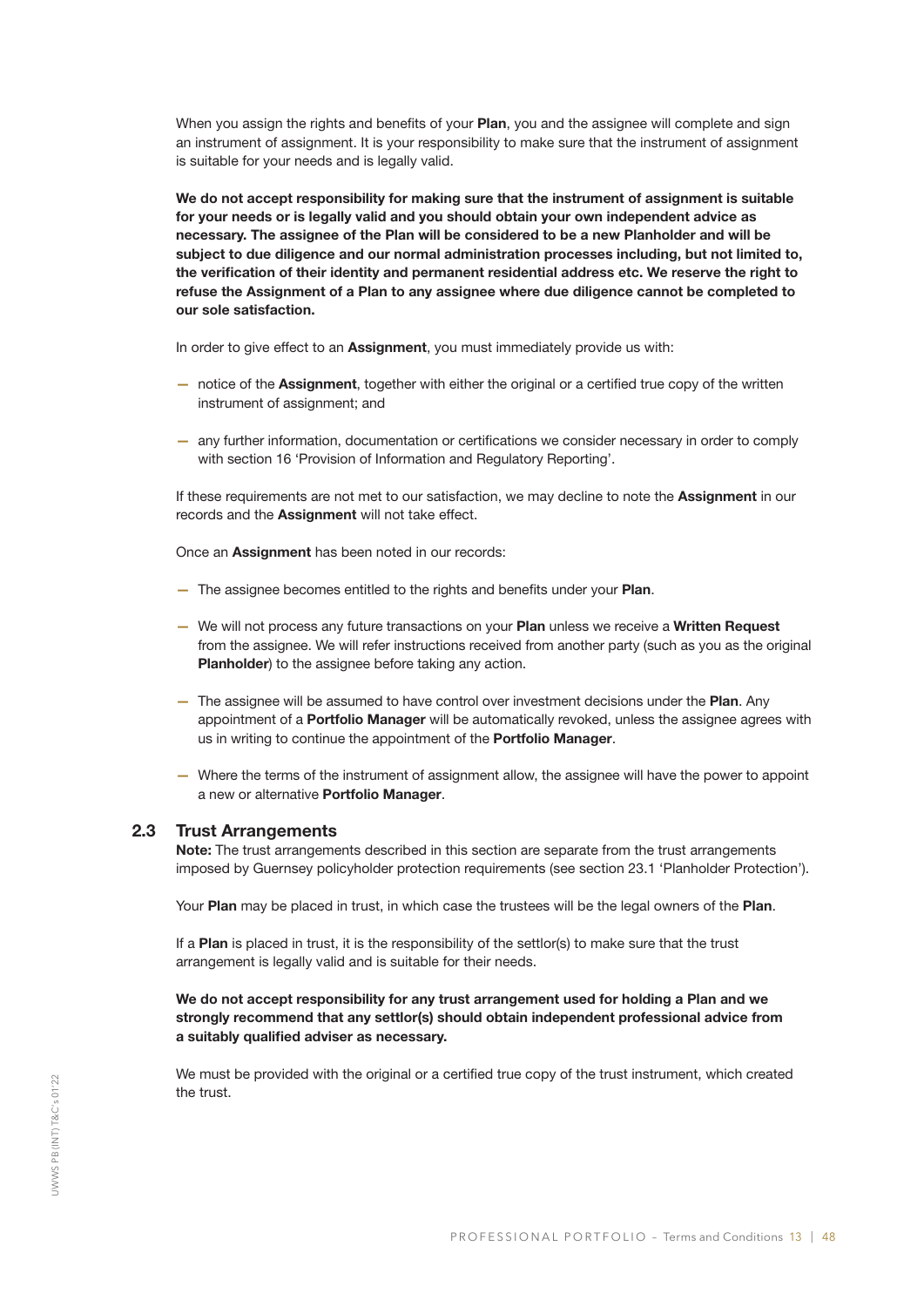When you assign the rights and benefits of your **Plan**, you and the assignee will complete and sign an instrument of assignment. It is your responsibility to make sure that the instrument of assignment is suitable for your needs and is legally valid.

**We do not accept responsibility for making sure that the instrument of assignment is suitable for your needs or is legally valid and you should obtain your own independent advice as necessary. The assignee of the Plan will be considered to be a new Planholder and will be subject to due diligence and our normal administration processes including, but not limited to, the verification of their identity and permanent residential address etc. We reserve the right to refuse the Assignment of a Plan to any assignee where due diligence cannot be completed to our sole satisfaction.**

In order to give effect to an **Assignment**, you must immediately provide us with:

- notice of the **Assignment**, together with either the original or a certified true copy of the written instrument of assignment; and
- any further information, documentation or certifications we consider necessary in order to comply with section 16 'Provision of Information and Regulatory Reporting'.

If these requirements are not met to our satisfaction, we may decline to note the **Assignment** in our records and the **Assignment** will not take effect.

Once an **Assignment** has been noted in our records:

- The assignee becomes entitled to the rights and benefits under your **Plan**.
- We will not process any future transactions on your **Plan** unless we receive a **Written Request** from the assignee. We will refer instructions received from another party (such as you as the original **Planholder**) to the assignee before taking any action.
- The assignee will be assumed to have control over investment decisions under the **Plan**. Any appointment of a **Portfolio Manager** will be automatically revoked, unless the assignee agrees with us in writing to continue the appointment of the **Portfolio Manager**.
- Where the terms of the instrument of assignment allow, the assignee will have the power to appoint a new or alternative **Portfolio Manager**.

## 2.3 Trust Arrangements

**Note:** The trust arrangements described in this section are separate from the trust arrangements imposed by Guernsey policyholder protection requirements (see section 23.1 'Planholder Protection').

Your **Plan** may be placed in trust, in which case the trustees will be the legal owners of the **Plan**.

If a **Plan** is placed in trust, it is the responsibility of the settlor(s) to make sure that the trust arrangement is legally valid and is suitable for their needs.

**We do not accept responsibility for any trust arrangement used for holding a Plan and we strongly recommend that any settlor(s) should obtain independent professional advice from a suitably qualified adviser as necessary.**

We must be provided with the original or a certified true copy of the trust instrument, which created the trust.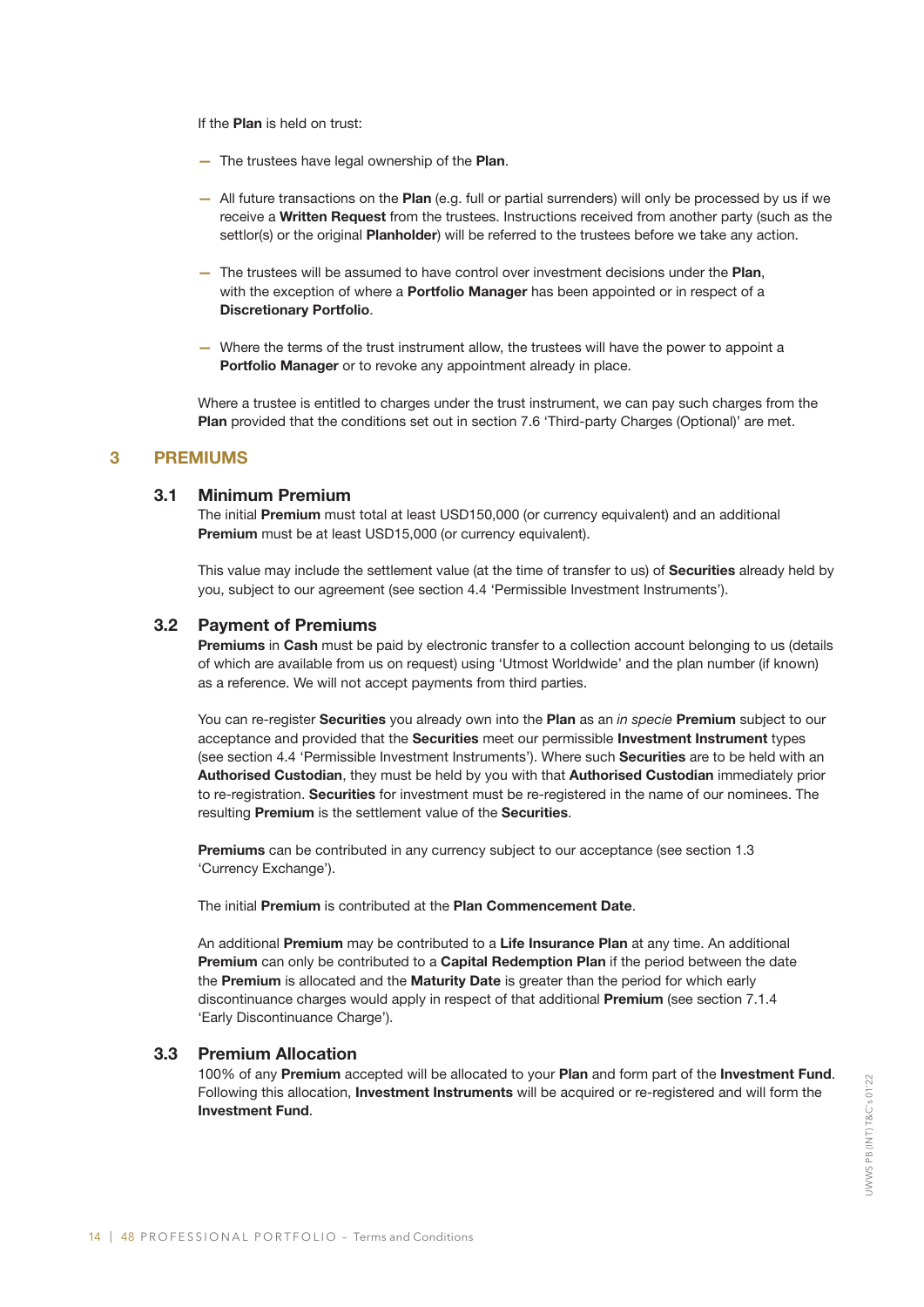If the **Plan** is held on trust:

- The trustees have legal ownership of the **Plan**.
- All future transactions on the **Plan** (e.g. full or partial surrenders) will only be processed by us if we receive a **Written Request** from the trustees. Instructions received from another party (such as the settlor(s) or the original **Planholder**) will be referred to the trustees before we take any action.
- The trustees will be assumed to have control over investment decisions under the **Plan**, with the exception of where a **Portfolio Manager** has been appointed or in respect of a **Discretionary Portfolio**.
- Where the terms of the trust instrument allow, the trustees will have the power to appoint a **Portfolio Manager** or to revoke any appointment already in place.

Where a trustee is entitled to charges under the trust instrument, we can pay such charges from the **Plan** provided that the conditions set out in section 7.6 'Third-party Charges (Optional)' are met.

## 3 PREMIUMS

### 3.1 Minimum Premium

The initial **Premium** must total at least USD150,000 (or currency equivalent) and an additional **Premium** must be at least USD15,000 (or currency equivalent).

This value may include the settlement value (at the time of transfer to us) of **Securities** already held by you, subject to our agreement (see section 4.4 'Permissible Investment Instruments').

### 3.2 Payment of Premiums

**Premiums** in **Cash** must be paid by electronic transfer to a collection account belonging to us (details of which are available from us on request) using 'Utmost Worldwide' and the plan number (if known) as a reference. We will not accept payments from third parties.

You can re-register **Securities** you already own into the **Plan** as an *in specie* **Premium** subject to our acceptance and provided that the **Securities** meet our permissible **Investment Instrument** types (see section 4.4 'Permissible Investment Instruments'). Where such **Securities** are to be held with an **Authorised Custodian**, they must be held by you with that **Authorised Custodian** immediately prior to re-registration. **Securities** for investment must be re-registered in the name of our nominees. The resulting **Premium** is the settlement value of the **Securities**.

**Premiums** can be contributed in any currency subject to our acceptance (see section 1.3 'Currency Exchange').

The initial **Premium** is contributed at the **Plan Commencement Date**.

An additional **Premium** may be contributed to a **Life Insurance Plan** at any time. An additional **Premium** can only be contributed to a **Capital Redemption Plan** if the period between the date the **Premium** is allocated and the **Maturity Date** is greater than the period for which early discontinuance charges would apply in respect of that additional **Premium** (see section 7.1.4 'Early Discontinuance Charge').

### 3.3 Premium Allocation

100% of any **Premium** accepted will be allocated to your **Plan** and form part of the **Investment Fund**. Following this allocation, **Investment Instruments** will be acquired or re-registered and will form the **Investment Fund**.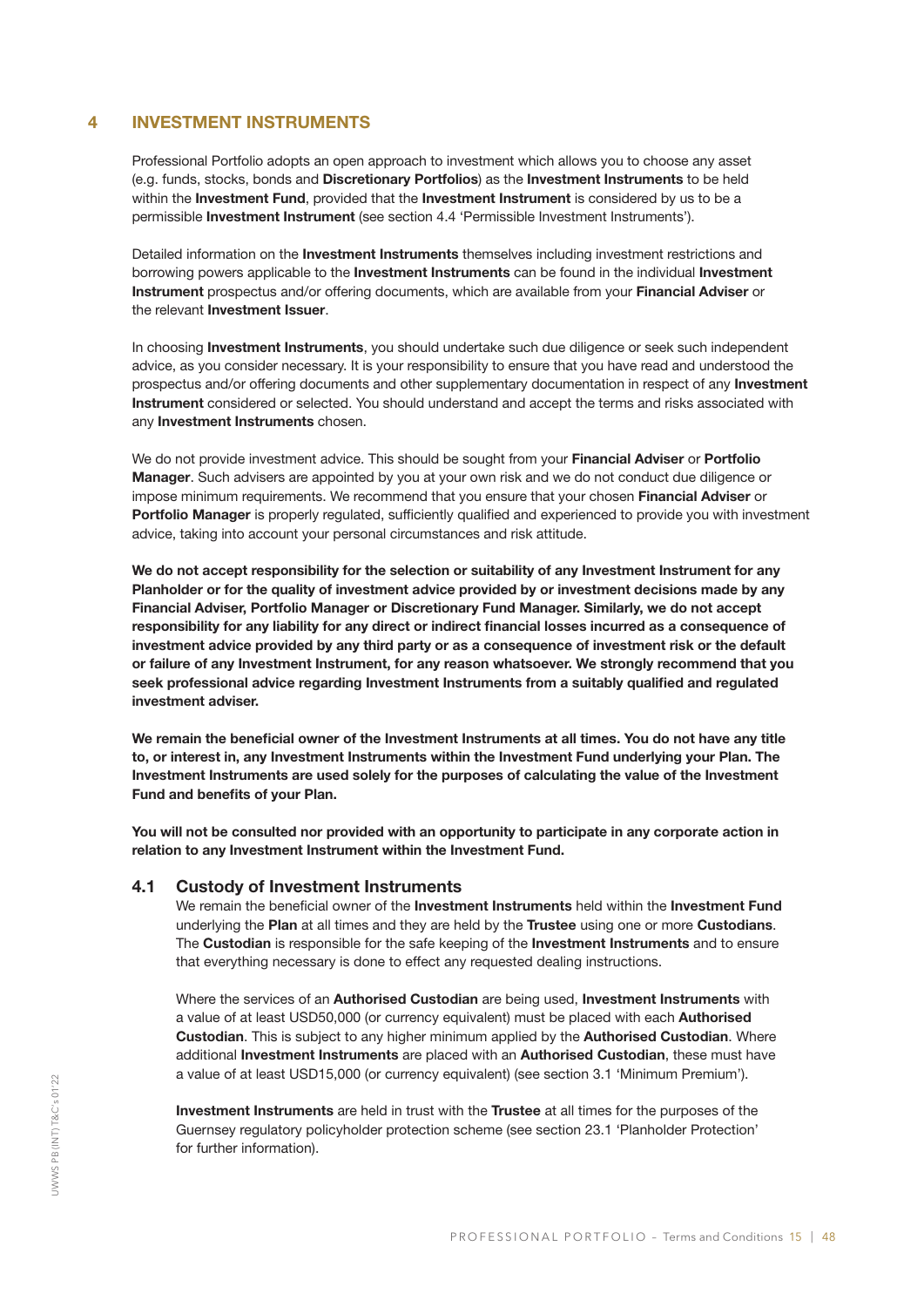## 4 INVESTMENT INSTRUMENTS

Professional Portfolio adopts an open approach to investment which allows you to choose any asset (e.g. funds, stocks, bonds and **Discretionary Portfolios**) as the **Investment Instruments** to be held within the **Investment Fund**, provided that the **Investment Instrument** is considered by us to be a permissible **Investment Instrument** (see section 4.4 'Permissible Investment Instruments').

Detailed information on the **Investment Instruments** themselves including investment restrictions and borrowing powers applicable to the **Investment Instruments** can be found in the individual **Investment Instrument** prospectus and/or offering documents, which are available from your **Financial Adviser** or the relevant **Investment Issuer**.

In choosing **Investment Instruments**, you should undertake such due diligence or seek such independent advice, as you consider necessary. It is your responsibility to ensure that you have read and understood the prospectus and/or offering documents and other supplementary documentation in respect of any **Investment Instrument** considered or selected. You should understand and accept the terms and risks associated with any **Investment Instruments** chosen.

We do not provide investment advice. This should be sought from your **Financial Adviser** or **Portfolio Manager**. Such advisers are appointed by you at your own risk and we do not conduct due diligence or impose minimum requirements. We recommend that you ensure that your chosen **Financial Adviser** or **Portfolio Manager** is properly regulated, sufficiently qualified and experienced to provide you with investment advice, taking into account your personal circumstances and risk attitude.

**We do not accept responsibility for the selection or suitability of any Investment Instrument for any Planholder or for the quality of investment advice provided by or investment decisions made by any Financial Adviser, Portfolio Manager or Discretionary Fund Manager. Similarly, we do not accept responsibility for any liability for any direct or indirect financial losses incurred as a consequence of investment advice provided by any third party or as a consequence of investment risk or the default or failure of any Investment Instrument, for any reason whatsoever. We strongly recommend that you seek professional advice regarding Investment Instruments from a suitably qualified and regulated investment adviser.**

**We remain the beneficial owner of the Investment Instruments at all times. You do not have any title to, or interest in, any Investment Instruments within the Investment Fund underlying your Plan. The Investment Instruments are used solely for the purposes of calculating the value of the Investment Fund and benefits of your Plan.**

**You will not be consulted nor provided with an opportunity to participate in any corporate action in relation to any Investment Instrument within the Investment Fund.**

### 4.1 Custody of Investment Instruments

We remain the beneficial owner of the **Investment Instruments** held within the **Investment Fund** underlying the **Plan** at all times and they are held by the **Trustee** using one or more **Custodians**. The **Custodian** is responsible for the safe keeping of the **Investment Instruments** and to ensure that everything necessary is done to effect any requested dealing instructions.

Where the services of an **Authorised Custodian** are being used, **Investment Instruments** with a value of at least USD50,000 (or currency equivalent) must be placed with each **Authorised Custodian**. This is subject to any higher minimum applied by the **Authorised Custodian**. Where additional **Investment Instruments** are placed with an **Authorised Custodian**, these must have a value of at least USD15,000 (or currency equivalent) (see section 3.1 'Minimum Premium').

**Investment Instruments** are held in trust with the **Trustee** at all times for the purposes of the Guernsey regulatory policyholder protection scheme (see section 23.1 'Planholder Protection' for further information).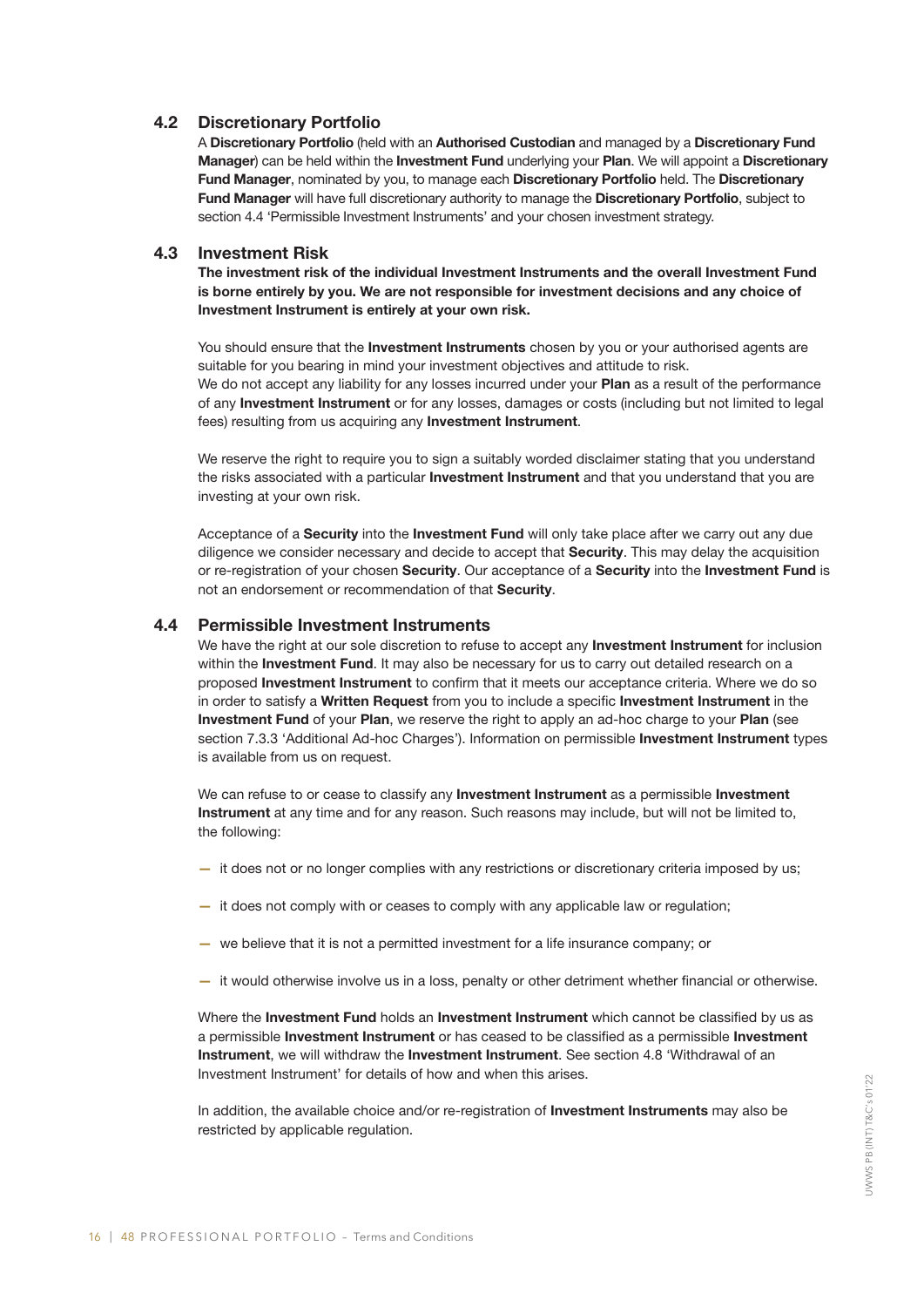### 4.2 Discretionary Portfolio

A **Discretionary Portfolio** (held with an **Authorised Custodian** and managed by a **Discretionary Fund Manager**) can be held within the **Investment Fund** underlying your **Plan**. We will appoint a **Discretionary Fund Manager**, nominated by you, to manage each **Discretionary Portfolio** held. The **Discretionary Fund Manager** will have full discretionary authority to manage the **Discretionary Portfolio**, subject to section 4.4 'Permissible Investment Instruments' and your chosen investment strategy.

### 4.3 Investment Risk

**The investment risk of the individual Investment Instruments and the overall Investment Fund is borne entirely by you. We are not responsible for investment decisions and any choice of Investment Instrument is entirely at your own risk.**

You should ensure that the **Investment Instruments** chosen by you or your authorised agents are suitable for you bearing in mind your investment objectives and attitude to risk.
We do not accept any liability for any losses incurred under your **Plan** as a result of the performance of any **Investment Instrument** or for any losses, damages or costs (including but not limited to legal fees) resulting from us acquiring any **Investment Instrument**.

We reserve the right to require you to sign a suitably worded disclaimer stating that you understand the risks associated with a particular **Investment Instrument** and that you understand that you are investing at your own risk.

Acceptance of a **Security** into the **Investment Fund** will only take place after we carry out any due diligence we consider necessary and decide to accept that **Security**. This may delay the acquisition or re-registration of your chosen **Security**. Our acceptance of a **Security** into the **Investment Fund** is not an endorsement or recommendation of that **Security**.

### 4.4 Permissible Investment Instruments

We have the right at our sole discretion to refuse to accept any **Investment Instrument** for inclusion within the **Investment Fund**. It may also be necessary for us to carry out detailed research on a proposed **Investment Instrument** to confirm that it meets our acceptance criteria. Where we do so in order to satisfy a **Written Request** from you to include a specific **Investment Instrument** in the **Investment Fund** of your **Plan**, we reserve the right to apply an ad-hoc charge to your **Plan** (see section 7.3.3 'Additional Ad-hoc Charges'). Information on permissible **Investment Instrument** types is available from us on request.

We can refuse to or cease to classify any **Investment Instrument** as a permissible **Investment Instrument** at any time and for any reason. Such reasons may include, but will not be limited to, the following:

- it does not or no longer complies with any restrictions or discretionary criteria imposed by us;
- it does not comply with or ceases to comply with any applicable law or regulation;
- we believe that it is not a permitted investment for a life insurance company; or
- it would otherwise involve us in a loss, penalty or other detriment whether financial or otherwise.

Where the **Investment Fund** holds an **Investment Instrument** which cannot be classified by us as a permissible **Investment Instrument** or has ceased to be classified as a permissible **Investment Instrument**, we will withdraw the **Investment Instrument**. See section 4.8 'Withdrawal of an Investment Instrument' for details of how and when this arises.

In addition, the available choice and/or re-registration of **Investment Instruments** may also be restricted by applicable regulation.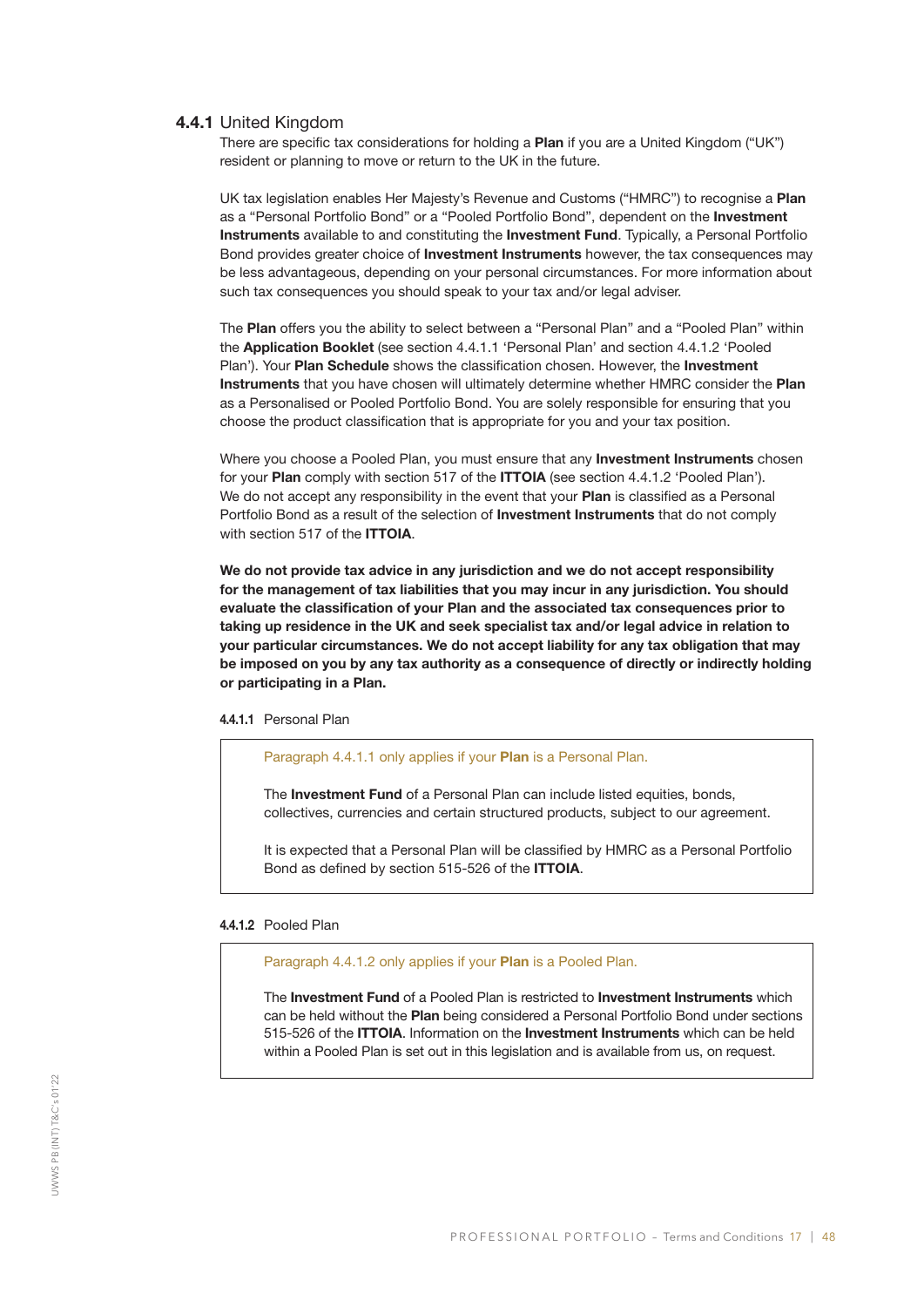### 4.4.1 United Kingdom

There are specific tax considerations for holding a **Plan** if you are a United Kingdom ("UK") resident or planning to move or return to the UK in the future.

UK tax legislation enables Her Majesty's Revenue and Customs ("HMRC") to recognise a **Plan** as a "Personal Portfolio Bond" or a "Pooled Portfolio Bond", dependent on the **Investment Instruments** available to and constituting the **Investment Fund**. Typically, a Personal Portfolio Bond provides greater choice of **Investment Instruments** however, the tax consequences may be less advantageous, depending on your personal circumstances. For more information about such tax consequences you should speak to your tax and/or legal adviser.

The **Plan** offers you the ability to select between a "Personal Plan" and a "Pooled Plan" within the **Application Booklet** (see section 4.4.1.1 'Personal Plan' and section 4.4.1.2 'Pooled Plan'). Your **Plan Schedule** shows the classification chosen. However, the **Investment Instruments** that you have chosen will ultimately determine whether HMRC consider the **Plan** as a Personalised or Pooled Portfolio Bond. You are solely responsible for ensuring that you choose the product classification that is appropriate for you and your tax position.

Where you choose a Pooled Plan, you must ensure that any **Investment Instruments** chosen for your **Plan** comply with section 517 of the **ITTOIA** (see section 4.4.1.2 'Pooled Plan'). We do not accept any responsibility in the event that your **Plan** is classified as a Personal Portfolio Bond as a result of the selection of **Investment Instruments** that do not comply with section 517 of the **ITTOIA**.

**We do not provide tax advice in any jurisdiction and we do not accept responsibility for the management of tax liabilities that you may incur in any jurisdiction. You should evaluate the classification of your Plan and the associated tax consequences prior to taking up residence in the UK and seek specialist tax and/or legal advice in relation to your particular circumstances. We do not accept liability for any tax obligation that may be imposed on you by any tax authority as a consequence of directly or indirectly holding or participating in a Plan.**

#### 4.4.1.1 Personal Plan

Paragraph 4.4.1.1 only applies if your **Plan** is a Personal Plan.

The **Investment Fund** of a Personal Plan can include listed equities, bonds, collectives, currencies and certain structured products, subject to our agreement.

It is expected that a Personal Plan will be classified by HMRC as a Personal Portfolio Bond as defined by section 515-526 of the **ITTOIA**.

#### 4.4.1.2 Pooled Plan

Paragraph 4.4.1.2 only applies if your **Plan** is a Pooled Plan.

The **Investment Fund** of a Pooled Plan is restricted to **Investment Instruments** which can be held without the **Plan** being considered a Personal Portfolio Bond under sections 515-526 of the **ITTOIA**. Information on the **Investment Instruments** which can be held within a Pooled Plan is set out in this legislation and is available from us, on request.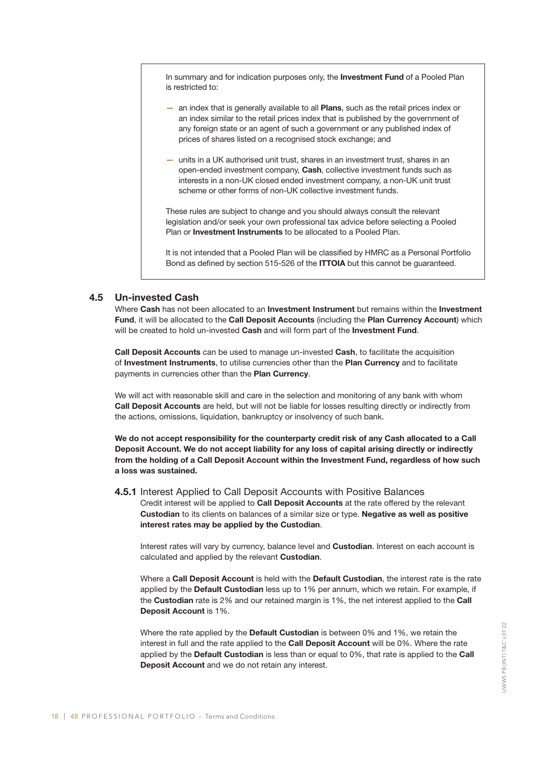In summary and for indication purposes only, the **Investment Fund** of a Pooled Plan is restricted to:

- an index that is generally available to all **Plans**, such as the retail prices index or an index similar to the retail prices index that is published by the government of any foreign state or an agent of such a government or any published index of prices of shares listed on a recognised stock exchange; and
- units in a UK authorised unit trust, shares in an investment trust, shares in an open-ended investment company, **Cash**, collective investment funds such as interests in a non-UK closed ended investment company, a non-UK unit trust scheme or other forms of non-UK collective investment funds.

These rules are subject to change and you should always consult the relevant legislation and/or seek your own professional tax advice before selecting a Pooled Plan or **Investment Instruments** to be allocated to a Pooled Plan.

It is not intended that a Pooled Plan will be classified by HMRC as a Personal Portfolio Bond as defined by section 515-526 of the **ITTOIA** but this cannot be guaranteed.

## 4.5 Un-invested Cash

Where **Cash** has not been allocated to an **Investment Instrument** but remains within the **Investment Fund**, it will be allocated to the **Call Deposit Accounts** (including the **Plan Currency Account**) which will be created to hold un-invested **Cash** and will form part of the **Investment Fund**.

**Call Deposit Accounts** can be used to manage un-invested **Cash**, to facilitate the acquisition of **Investment Instruments**, to utilise currencies other than the **Plan Currency** and to facilitate payments in currencies other than the **Plan Currency**.

We will act with reasonable skill and care in the selection and monitoring of any bank with whom **Call Deposit Accounts** are held, but will not be liable for losses resulting directly or indirectly from the actions, omissions, liquidation, bankruptcy or insolvency of such bank.

**We do not accept responsibility for the counterparty credit risk of any Cash allocated to a Call Deposit Account. We do not accept liability for any loss of capital arising directly or indirectly from the holding of a Call Deposit Account within the Investment Fund, regardless of how such a loss was sustained.**

### 4.5.1 Interest Applied to Call Deposit Accounts with Positive Balances

Credit interest will be applied to **Call Deposit Accounts** at the rate offered by the relevant **Custodian** to its clients on balances of a similar size or type. **Negative as well as positive interest rates may be applied by the Custodian**.

Interest rates will vary by currency, balance level and **Custodian**. Interest on each account is calculated and applied by the relevant **Custodian**.

Where a **Call Deposit Account** is held with the **Default Custodian**, the interest rate is the rate applied by the **Default Custodian** less up to 1% per annum, which we retain. For example, if the **Custodian** rate is 2% and our retained margin is 1%, the net interest applied to the **Call Deposit Account** is 1%.

Where the rate applied by the **Default Custodian** is between 0% and 1%, we retain the interest in full and the rate applied to the **Call Deposit Account** will be 0%. Where the rate applied by the **Default Custodian** is less than or equal to 0%, that rate is applied to the **Call Deposit Account** and we do not retain any interest.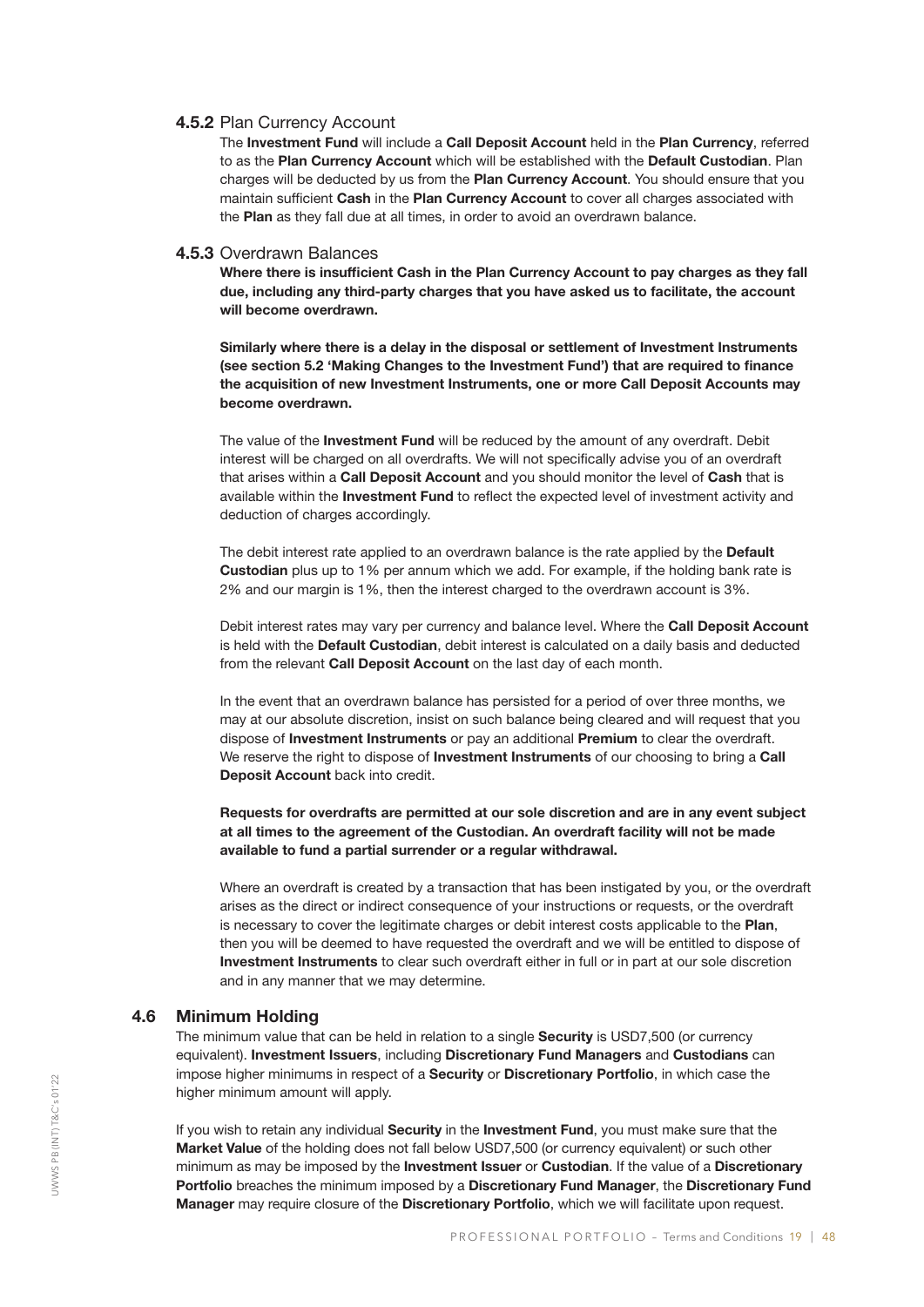### 4.5.2 Plan Currency Account

The **Investment Fund** will include a **Call Deposit Account** held in the **Plan Currency**, referred to as the **Plan Currency Account** which will be established with the **Default Custodian**. Plan charges will be deducted by us from the **Plan Currency Account**. You should ensure that you maintain sufficient **Cash** in the **Plan Currency Account** to cover all charges associated with the **Plan** as they fall due at all times, in order to avoid an overdrawn balance.

### 4.5.3 Overdrawn Balances

**Where there is insufficient Cash in the Plan Currency Account to pay charges as they fall due, including any third-party charges that you have asked us to facilitate, the account will become overdrawn.**

**Similarly where there is a delay in the disposal or settlement of Investment Instruments (see section 5.2 'Making Changes to the Investment Fund') that are required to finance the acquisition of new Investment Instruments, one or more Call Deposit Accounts may become overdrawn.**

The value of the **Investment Fund** will be reduced by the amount of any overdraft. Debit interest will be charged on all overdrafts. We will not specifically advise you of an overdraft that arises within a **Call Deposit Account** and you should monitor the level of **Cash** that is available within the **Investment Fund** to reflect the expected level of investment activity and deduction of charges accordingly.

The debit interest rate applied to an overdrawn balance is the rate applied by the **Default Custodian** plus up to 1% per annum which we add. For example, if the holding bank rate is 2% and our margin is 1%, then the interest charged to the overdrawn account is 3%.

Debit interest rates may vary per currency and balance level. Where the **Call Deposit Account** is held with the **Default Custodian**, debit interest is calculated on a daily basis and deducted from the relevant **Call Deposit Account** on the last day of each month.

In the event that an overdrawn balance has persisted for a period of over three months, we may at our absolute discretion, insist on such balance being cleared and will request that you dispose of **Investment Instruments** or pay an additional **Premium** to clear the overdraft. We reserve the right to dispose of **Investment Instruments** of our choosing to bring a **Call Deposit Account** back into credit.

**Requests for overdrafts are permitted at our sole discretion and are in any event subject at all times to the agreement of the Custodian. An overdraft facility will not be made available to fund a partial surrender or a regular withdrawal.**

Where an overdraft is created by a transaction that has been instigated by you, or the overdraft arises as the direct or indirect consequence of your instructions or requests, or the overdraft is necessary to cover the legitimate charges or debit interest costs applicable to the **Plan**, then you will be deemed to have requested the overdraft and we will be entitled to dispose of **Investment Instruments** to clear such overdraft either in full or in part at our sole discretion and in any manner that we may determine.

## 4.6 Minimum Holding

The minimum value that can be held in relation to a single **Security** is USD7,500 (or currency equivalent). **Investment Issuers**, including **Discretionary Fund Managers** and **Custodians** can impose higher minimums in respect of a **Security** or **Discretionary Portfolio**, in which case the higher minimum amount will apply.

If you wish to retain any individual **Security** in the **Investment Fund**, you must make sure that the **Market Value** of the holding does not fall below USD7,500 (or currency equivalent) or such other minimum as may be imposed by the **Investment Issuer** or **Custodian**. If the value of a **Discretionary Portfolio** breaches the minimum imposed by a **Discretionary Fund Manager**, the **Discretionary Fund Manager** may require closure of the **Discretionary Portfolio**, which we will facilitate upon request.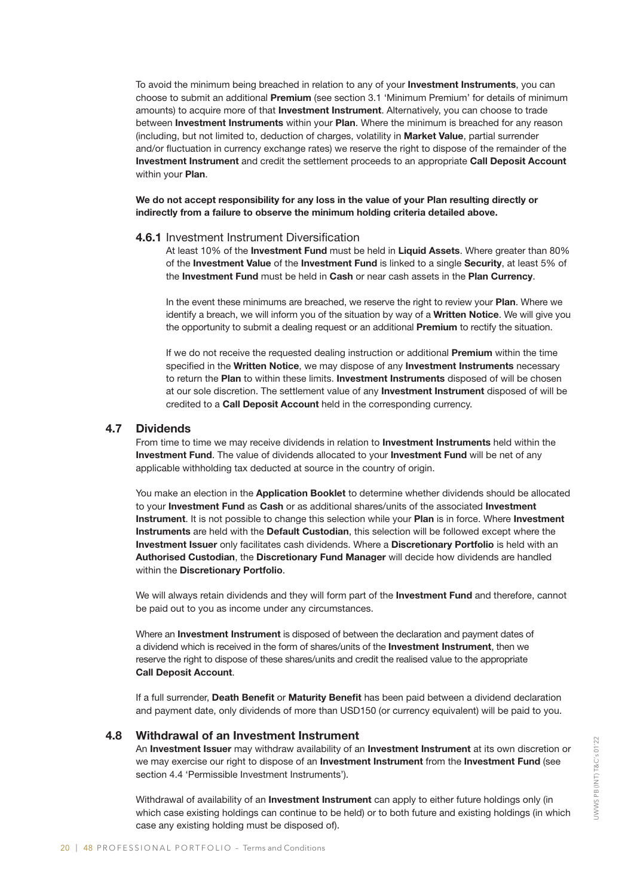To avoid the minimum being breached in relation to any of your **Investment Instruments**, you can choose to submit an additional **Premium** (see section 3.1 'Minimum Premium' for details of minimum amounts) to acquire more of that **Investment Instrument**. Alternatively, you can choose to trade between **Investment Instruments** within your **Plan**. Where the minimum is breached for any reason (including, but not limited to, deduction of charges, volatility in **Market Value**, partial surrender and/or fluctuation in currency exchange rates) we reserve the right to dispose of the remainder of the **Investment Instrument** and credit the settlement proceeds to an appropriate **Call Deposit Account** within your **Plan**.

**We do not accept responsibility for any loss in the value of your Plan resulting directly or indirectly from a failure to observe the minimum holding criteria detailed above.**

#### **4.6.1** Investment Instrument Diversification

At least 10% of the **Investment Fund** must be held in **Liquid Assets**. Where greater than 80% of the **Investment Value** of the **Investment Fund** is linked to a single **Security**, at least 5% of the **Investment Fund** must be held in **Cash** or near cash assets in the **Plan Currency**.

In the event these minimums are breached, we reserve the right to review your **Plan**. Where we identify a breach, we will inform you of the situation by way of a **Written Notice**. We will give you the opportunity to submit a dealing request or an additional **Premium** to rectify the situation.

If we do not receive the requested dealing instruction or additional **Premium** within the time specified in the **Written Notice**, we may dispose of any **Investment Instruments** necessary to return the **Plan** to within these limits. **Investment Instruments** disposed of will be chosen at our sole discretion. The settlement value of any **Investment Instrument** disposed of will be credited to a **Call Deposit Account** held in the corresponding currency.

### 4.7 Dividends

From time to time we may receive dividends in relation to **Investment Instruments** held within the **Investment Fund**. The value of dividends allocated to your **Investment Fund** will be net of any applicable withholding tax deducted at source in the country of origin.

You make an election in the **Application Booklet** to determine whether dividends should be allocated to your **Investment Fund** as **Cash** or as additional shares/units of the associated **Investment Instrument**. It is not possible to change this selection while your **Plan** is in force. Where **Investment Instruments** are held with the **Default Custodian**, this selection will be followed except where the **Investment Issuer** only facilitates cash dividends. Where a **Discretionary Portfolio** is held with an **Authorised Custodian**, the **Discretionary Fund Manager** will decide how dividends are handled within the **Discretionary Portfolio**.

We will always retain dividends and they will form part of the **Investment Fund** and therefore, cannot be paid out to you as income under any circumstances.

Where an **Investment Instrument** is disposed of between the declaration and payment dates of a dividend which is received in the form of shares/units of the **Investment Instrument**, then we reserve the right to dispose of these shares/units and credit the realised value to the appropriate **Call Deposit Account**.

If a full surrender, **Death Benefit** or **Maturity Benefit** has been paid between a dividend declaration and payment date, only dividends of more than USD150 (or currency equivalent) will be paid to you.

### 4.8 Withdrawal of an Investment Instrument

An **Investment Issuer** may withdraw availability of an **Investment Instrument** at its own discretion or we may exercise our right to dispose of an **Investment Instrument** from the **Investment Fund** (see section 4.4 'Permissible Investment Instruments').

Withdrawal of availability of an **Investment Instrument** can apply to either future holdings only (in which case existing holdings can continue to be held) or to both future and existing holdings (in which case any existing holding must be disposed of).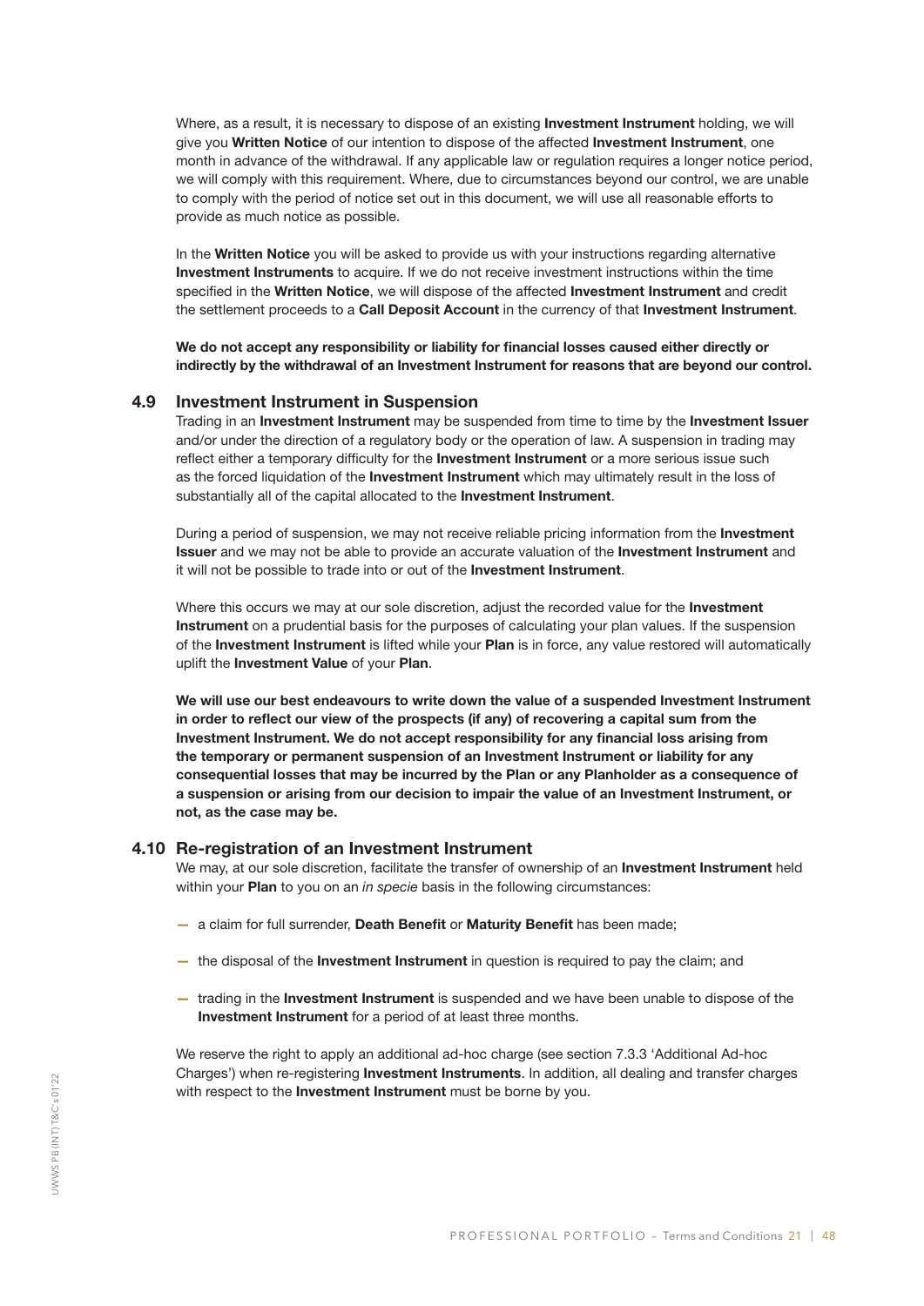Where, as a result, it is necessary to dispose of an existing **Investment Instrument** holding, we will give you **Written Notice** of our intention to dispose of the affected **Investment Instrument**, one month in advance of the withdrawal. If any applicable law or regulation requires a longer notice period, we will comply with this requirement. Where, due to circumstances beyond our control, we are unable to comply with the period of notice set out in this document, we will use all reasonable efforts to provide as much notice as possible.

In the **Written Notice** you will be asked to provide us with your instructions regarding alternative **Investment Instruments** to acquire. If we do not receive investment instructions within the time specified in the **Written Notice**, we will dispose of the affected **Investment Instrument** and credit the settlement proceeds to a **Call Deposit Account** in the currency of that **Investment Instrument**.

**We do not accept any responsibility or liability for financial losses caused either directly or indirectly by the withdrawal of an Investment Instrument for reasons that are beyond our control.**

### 4.9 Investment Instrument in Suspension

Trading in an **Investment Instrument** may be suspended from time to time by the **Investment Issuer** and/or under the direction of a regulatory body or the operation of law. A suspension in trading may reflect either a temporary difficulty for the **Investment Instrument** or a more serious issue such as the forced liquidation of the **Investment Instrument** which may ultimately result in the loss of substantially all of the capital allocated to the **Investment Instrument**.

During a period of suspension, we may not receive reliable pricing information from the **Investment Issuer** and we may not be able to provide an accurate valuation of the **Investment Instrument** and it will not be possible to trade into or out of the **Investment Instrument**.

Where this occurs we may at our sole discretion, adjust the recorded value for the **Investment Instrument** on a prudential basis for the purposes of calculating your plan values. If the suspension of the **Investment Instrument** is lifted while your **Plan** is in force, any value restored will automatically uplift the **Investment Value** of your **Plan**.

**We will use our best endeavours to write down the value of a suspended Investment Instrument in order to reflect our view of the prospects (if any) of recovering a capital sum from the Investment Instrument. We do not accept responsibility for any financial loss arising from the temporary or permanent suspension of an Investment Instrument or liability for any consequential losses that may be incurred by the Plan or any Planholder as a consequence of a suspension or arising from our decision to impair the value of an Investment Instrument, or not, as the case may be.**

### 4.10 Re-registration of an Investment Instrument

We may, at our sole discretion, facilitate the transfer of ownership of an **Investment Instrument** held within your **Plan** to you on an *in specie* basis in the following circumstances:

- a claim for full surrender, **Death Benefit** or **Maturity Benefit** has been made;
- the disposal of the **Investment Instrument** in question is required to pay the claim; and
- trading in the **Investment Instrument** is suspended and we have been unable to dispose of the **Investment Instrument** for a period of at least three months.

We reserve the right to apply an additional ad-hoc charge (see section 7.3.3 'Additional Ad-hoc Charges') when re-registering **Investment Instruments**. In addition, all dealing and transfer charges with respect to the **Investment Instrument** must be borne by you.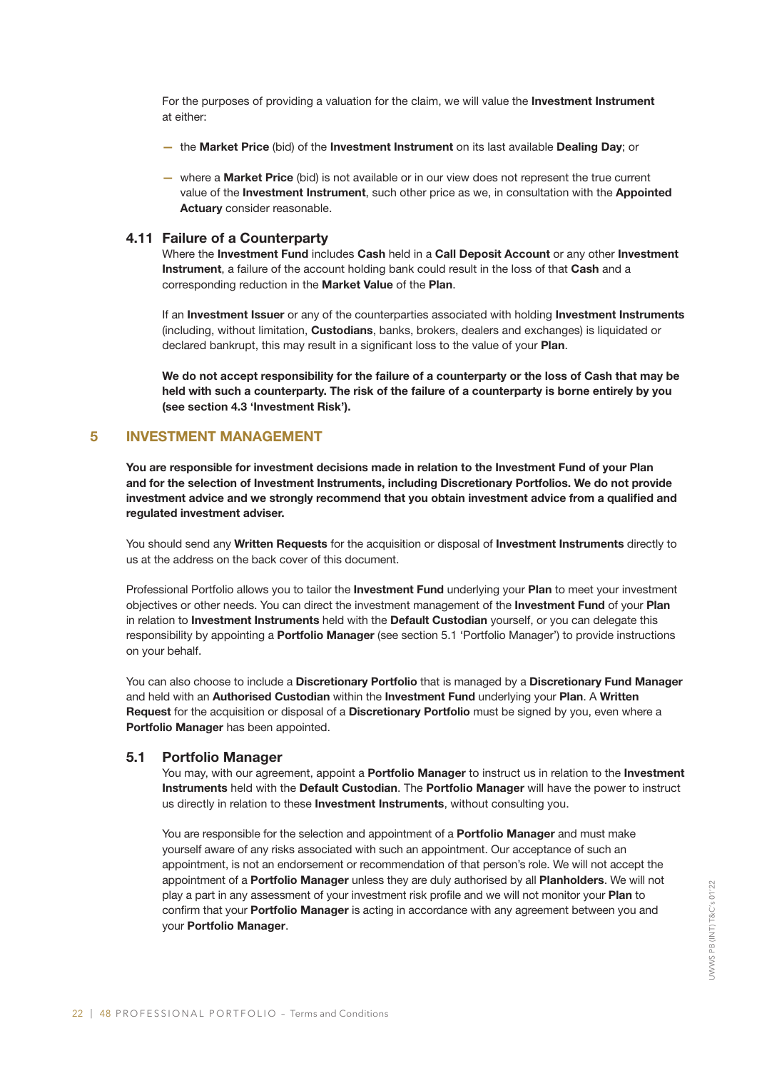For the purposes of providing a valuation for the claim, we will value the **Investment Instrument** at either:

- the **Market Price** (bid) of the **Investment Instrument** on its last available **Dealing Day**; or
- where a **Market Price** (bid) is not available or in our view does not represent the true current value of the **Investment Instrument**, such other price as we, in consultation with the **Appointed Actuary** consider reasonable.

### 4.11 Failure of a Counterparty

Where the **Investment Fund** includes **Cash** held in a **Call Deposit Account** or any other **Investment Instrument**, a failure of the account holding bank could result in the loss of that **Cash** and a corresponding reduction in the **Market Value** of the **Plan**.

If an **Investment Issuer** or any of the counterparties associated with holding **Investment Instruments** (including, without limitation, **Custodians**, banks, brokers, dealers and exchanges) is liquidated or declared bankrupt, this may result in a significant loss to the value of your **Plan**.

**We do not accept responsibility for the failure of a counterparty or the loss of Cash that may be held with such a counterparty. The risk of the failure of a counterparty is borne entirely by you (see section 4.3 'Investment Risk').**

## 5 INVESTMENT MANAGEMENT

**You are responsible for investment decisions made in relation to the Investment Fund of your Plan and for the selection of Investment Instruments, including Discretionary Portfolios. We do not provide investment advice and we strongly recommend that you obtain investment advice from a qualified and regulated investment adviser.**

You should send any **Written Requests** for the acquisition or disposal of **Investment Instruments** directly to us at the address on the back cover of this document.

Professional Portfolio allows you to tailor the **Investment Fund** underlying your **Plan** to meet your investment objectives or other needs. You can direct the investment management of the **Investment Fund** of your **Plan** in relation to **Investment Instruments** held with the **Default Custodian** yourself, or you can delegate this responsibility by appointing a **Portfolio Manager** (see section 5.1 'Portfolio Manager') to provide instructions on your behalf.

You can also choose to include a **Discretionary Portfolio** that is managed by a **Discretionary Fund Manager** and held with an **Authorised Custodian** within the **Investment Fund** underlying your **Plan**. A **Written Request** for the acquisition or disposal of a **Discretionary Portfolio** must be signed by you, even where a **Portfolio Manager** has been appointed.

### 5.1 Portfolio Manager

You may, with our agreement, appoint a **Portfolio Manager** to instruct us in relation to the **Investment Instruments** held with the **Default Custodian**. The **Portfolio Manager** will have the power to instruct us directly in relation to these **Investment Instruments**, without consulting you.

You are responsible for the selection and appointment of a **Portfolio Manager** and must make yourself aware of any risks associated with such an appointment. Our acceptance of such an appointment, is not an endorsement or recommendation of that person's role. We will not accept the appointment of a **Portfolio Manager** unless they are duly authorised by all **Planholders**. We will not play a part in any assessment of your investment risk profile and we will not monitor your **Plan** to confirm that your **Portfolio Manager** is acting in accordance with any agreement between you and your **Portfolio Manager**.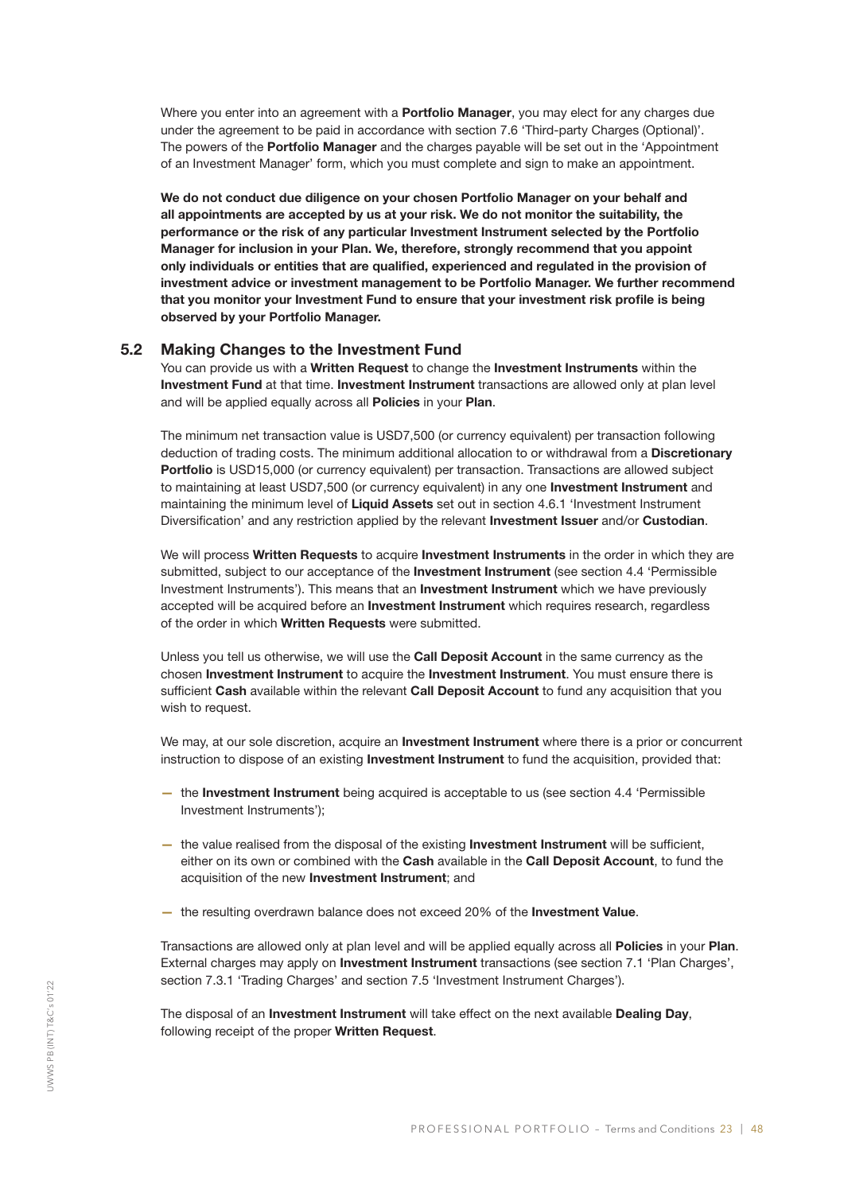Where you enter into an agreement with a **Portfolio Manager**, you may elect for any charges due under the agreement to be paid in accordance with section 7.6 'Third-party Charges (Optional)'. The powers of the **Portfolio Manager** and the charges payable will be set out in the 'Appointment of an Investment Manager' form, which you must complete and sign to make an appointment.

**We do not conduct due diligence on your chosen Portfolio Manager on your behalf and all appointments are accepted by us at your risk. We do not monitor the suitability, the performance or the risk of any particular Investment Instrument selected by the Portfolio Manager for inclusion in your Plan. We, therefore, strongly recommend that you appoint only individuals or entities that are qualified, experienced and regulated in the provision of investment advice or investment management to be Portfolio Manager. We further recommend that you monitor your Investment Fund to ensure that your investment risk profile is being observed by your Portfolio Manager.**

### 5.2 Making Changes to the Investment Fund

You can provide us with a **Written Request** to change the **Investment Instruments** within the **Investment Fund** at that time. **Investment Instrument** transactions are allowed only at plan level and will be applied equally across all **Policies** in your **Plan**.

The minimum net transaction value is USD7,500 (or currency equivalent) per transaction following deduction of trading costs. The minimum additional allocation to or withdrawal from a **Discretionary Portfolio** is USD15,000 (or currency equivalent) per transaction. Transactions are allowed subject to maintaining at least USD7,500 (or currency equivalent) in any one **Investment Instrument** and maintaining the minimum level of **Liquid Assets** set out in section 4.6.1 'Investment Instrument Diversification' and any restriction applied by the relevant **Investment Issuer** and/or **Custodian**.

We will process **Written Requests** to acquire **Investment Instruments** in the order in which they are submitted, subject to our acceptance of the **Investment Instrument** (see section 4.4 'Permissible Investment Instruments'). This means that an **Investment Instrument** which we have previously accepted will be acquired before an **Investment Instrument** which requires research, regardless of the order in which **Written Requests** were submitted.

Unless you tell us otherwise, we will use the **Call Deposit Account** in the same currency as the chosen **Investment Instrument** to acquire the **Investment Instrument**. You must ensure there is sufficient **Cash** available within the relevant **Call Deposit Account** to fund any acquisition that you wish to request.

We may, at our sole discretion, acquire an **Investment Instrument** where there is a prior or concurrent instruction to dispose of an existing **Investment Instrument** to fund the acquisition, provided that:

- the **Investment Instrument** being acquired is acceptable to us (see section 4.4 'Permissible Investment Instruments');
- the value realised from the disposal of the existing **Investment Instrument** will be sufficient, either on its own or combined with the **Cash** available in the **Call Deposit Account**, to fund the acquisition of the new **Investment Instrument**; and
- the resulting overdrawn balance does not exceed 20% of the **Investment Value**.

Transactions are allowed only at plan level and will be applied equally across all **Policies** in your **Plan**. External charges may apply on **Investment Instrument** transactions (see section 7.1 'Plan Charges', section 7.3.1 'Trading Charges' and section 7.5 'Investment Instrument Charges').

The disposal of an **Investment Instrument** will take effect on the next available **Dealing Day**, following receipt of the proper **Written Request**.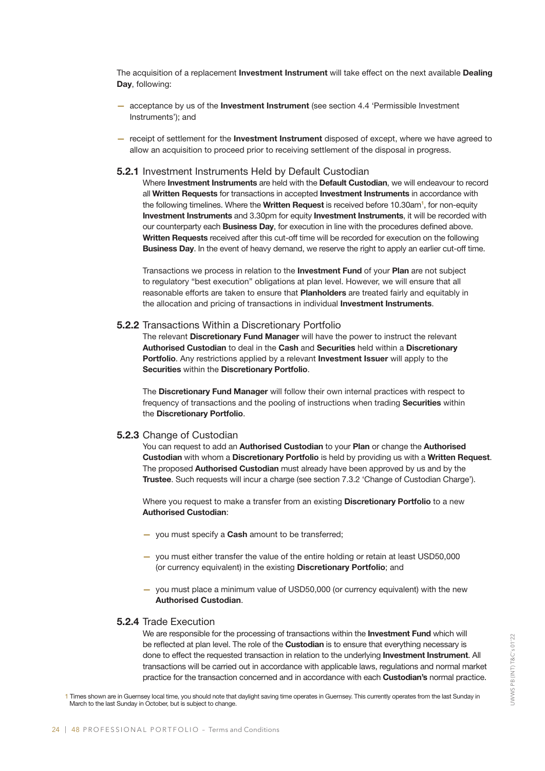The acquisition of a replacement **Investment Instrument** will take effect on the next available **Dealing Day**, following:

- acceptance by us of the **Investment Instrument** (see section 4.4 'Permissible Investment Instruments'); and
- receipt of settlement for the **Investment Instrument** disposed of except, where we have agreed to allow an acquisition to proceed prior to receiving settlement of the disposal in progress.

### 5.2.1 Investment Instruments Held by Default Custodian

Where **Investment Instruments** are held with the **Default Custodian**, we will endeavour to record all **Written Requests** for transactions in accepted **Investment Instruments** in accordance with the following timelines. Where the **Written Request** is received before 10.30am[1], for non-equity **Investment Instruments** and 3.30pm for equity **Investment Instruments**, it will be recorded with our counterparty each **Business Day**, for execution in line with the procedures defined above. **Written Requests** received after this cut-off time will be recorded for execution on the following **Business Day**. In the event of heavy demand, we reserve the right to apply an earlier cut-off time.

Transactions we process in relation to the **Investment Fund** of your **Plan** are not subject to regulatory "best execution" obligations at plan level. However, we will ensure that all reasonable efforts are taken to ensure that **Planholders** are treated fairly and equitably in the allocation and pricing of transactions in individual **Investment Instruments**.

### 5.2.2 Transactions Within a Discretionary Portfolio

The relevant **Discretionary Fund Manager** will have the power to instruct the relevant **Authorised Custodian** to deal in the **Cash** and **Securities** held within a **Discretionary Portfolio**. Any restrictions applied by a relevant **Investment Issuer** will apply to the **Securities** within the **Discretionary Portfolio**.

The **Discretionary Fund Manager** will follow their own internal practices with respect to frequency of transactions and the pooling of instructions when trading **Securities** within the **Discretionary Portfolio**.

### 5.2.3 Change of Custodian

You can request to add an **Authorised Custodian** to your **Plan** or change the **Authorised Custodian** with whom a **Discretionary Portfolio** is held by providing us with a **Written Request**. The proposed **Authorised Custodian** must already have been approved by us and by the **Trustee**. Such requests will incur a charge (see section 7.3.2 'Change of Custodian Charge').

Where you request to make a transfer from an existing **Discretionary Portfolio** to a new **Authorised Custodian**:

- you must specify a **Cash** amount to be transferred;
- you must either transfer the value of the entire holding or retain at least USD50,000 (or currency equivalent) in the existing **Discretionary Portfolio**; and
- you must place a minimum value of USD50,000 (or currency equivalent) with the new **Authorised Custodian**.

### 5.2.4 Trade Execution

We are responsible for the processing of transactions within the **Investment Fund** which will be reflected at plan level. The role of the **Custodian** is to ensure that everything necessary is done to effect the requested transaction in relation to the underlying **Investment Instrument**. All transactions will be carried out in accordance with applicable laws, regulations and normal market practice for the transaction concerned and in accordance with each **Custodian's** normal practice.

[1] Times shown are in Guernsey local time, you should note that daylight saving time operates in Guernsey. This currently operates from the last Sunday in March to the last Sunday in October, but is subject to change.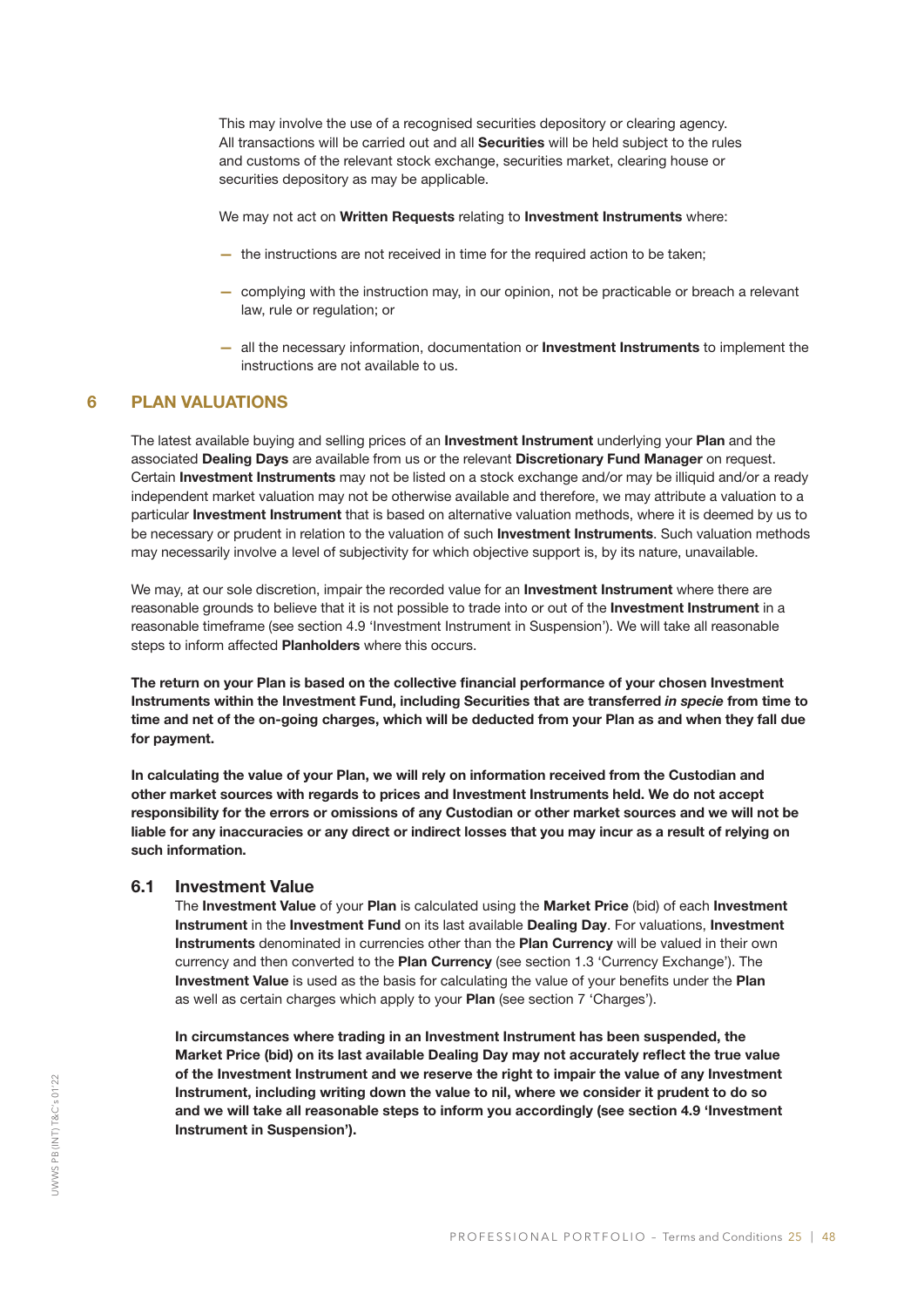This may involve the use of a recognised securities depository or clearing agency. All transactions will be carried out and all **Securities** will be held subject to the rules and customs of the relevant stock exchange, securities market, clearing house or securities depository as may be applicable.

We may not act on **Written Requests** relating to **Investment Instruments** where:

- the instructions are not received in time for the required action to be taken;
- complying with the instruction may, in our opinion, not be practicable or breach a relevant law, rule or regulation; or
- all the necessary information, documentation or **Investment Instruments** to implement the instructions are not available to us.

## 6 PLAN VALUATIONS

The latest available buying and selling prices of an **Investment Instrument** underlying your **Plan** and the associated **Dealing Days** are available from us or the relevant **Discretionary Fund Manager** on request. Certain **Investment Instruments** may not be listed on a stock exchange and/or may be illiquid and/or a ready independent market valuation may not be otherwise available and therefore, we may attribute a valuation to a particular **Investment Instrument** that is based on alternative valuation methods, where it is deemed by us to be necessary or prudent in relation to the valuation of such **Investment Instruments**. Such valuation methods may necessarily involve a level of subjectivity for which objective support is, by its nature, unavailable.

We may, at our sole discretion, impair the recorded value for an **Investment Instrument** where there are reasonable grounds to believe that it is not possible to trade into or out of the **Investment Instrument** in a reasonable timeframe (see section 4.9 'Investment Instrument in Suspension'). We will take all reasonable steps to inform affected **Planholders** where this occurs.

**The return on your Plan is based on the collective financial performance of your chosen Investment Instruments within the Investment Fund, including Securities that are transferred *in specie* from time to time and net of the on-going charges, which will be deducted from your Plan as and when they fall due for payment.**

**In calculating the value of your Plan, we will rely on information received from the Custodian and other market sources with regards to prices and Investment Instruments held. We do not accept responsibility for the errors or omissions of any Custodian or other market sources and we will not be liable for any inaccuracies or any direct or indirect losses that you may incur as a result of relying on such information.**

### 6.1 Investment Value

The **Investment Value** of your **Plan** is calculated using the **Market Price** (bid) of each **Investment Instrument** in the **Investment Fund** on its last available **Dealing Day**. For valuations, **Investment Instruments** denominated in currencies other than the **Plan Currency** will be valued in their own currency and then converted to the **Plan Currency** (see section 1.3 'Currency Exchange'). The **Investment Value** is used as the basis for calculating the value of your benefits under the **Plan** as well as certain charges which apply to your **Plan** (see section 7 'Charges').

**In circumstances where trading in an Investment Instrument has been suspended, the Market Price (bid) on its last available Dealing Day may not accurately reflect the true value of the Investment Instrument and we reserve the right to impair the value of any Investment Instrument, including writing down the value to nil, where we consider it prudent to do so and we will take all reasonable steps to inform you accordingly (see section 4.9 'Investment Instrument in Suspension').**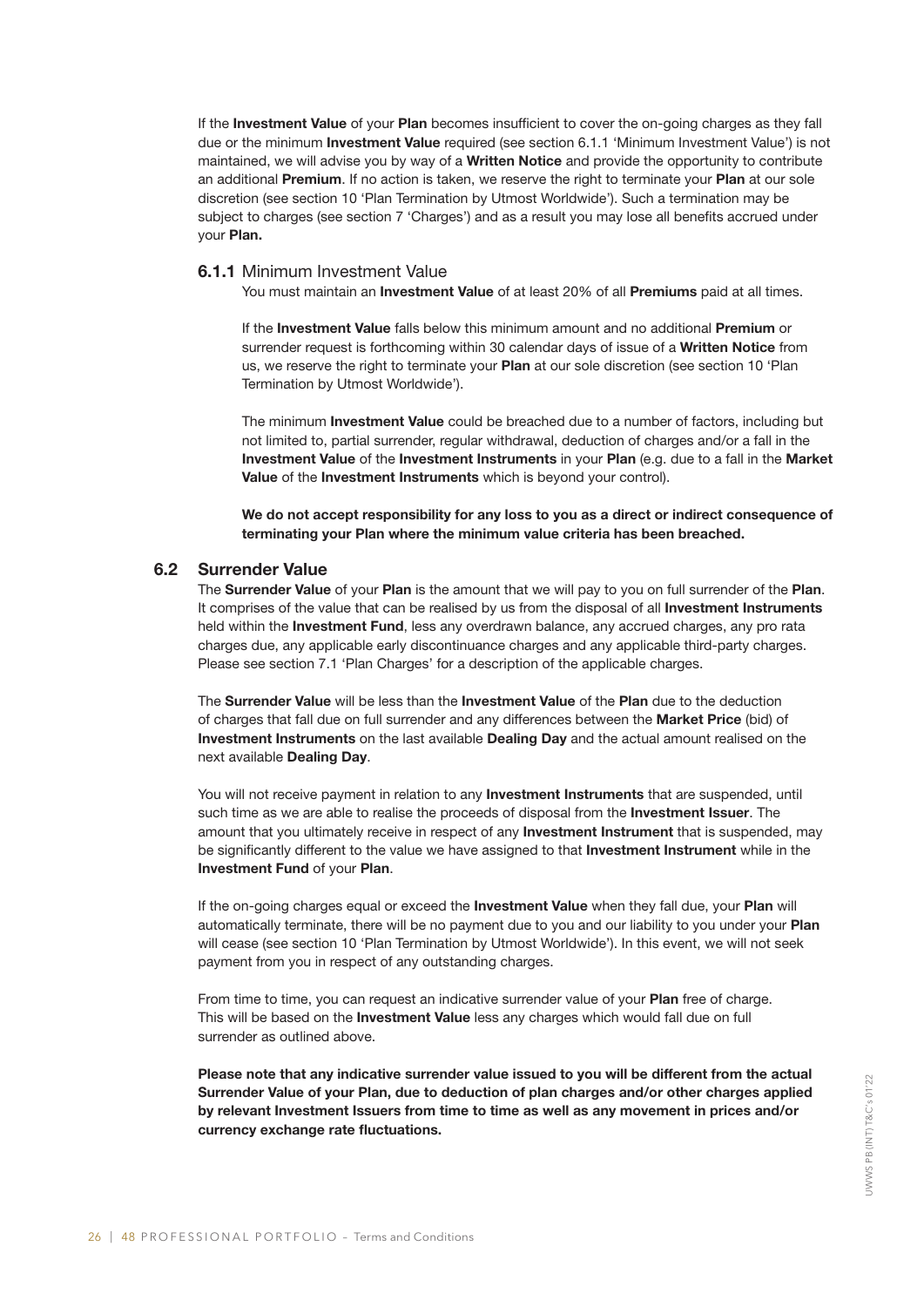If the **Investment Value** of your **Plan** becomes insufficient to cover the on-going charges as they fall due or the minimum **Investment Value** required (see section 6.1.1 'Minimum Investment Value') is not maintained, we will advise you by way of a **Written Notice** and provide the opportunity to contribute an additional **Premium**. If no action is taken, we reserve the right to terminate your **Plan** at our sole discretion (see section 10 'Plan Termination by Utmost Worldwide'). Such a termination may be subject to charges (see section 7 'Charges') and as a result you may lose all benefits accrued under your **Plan.**

### **6.1.1** Minimum Investment Value

You must maintain an **Investment Value** of at least 20% of all **Premiums** paid at all times.

If the **Investment Value** falls below this minimum amount and no additional **Premium** or surrender request is forthcoming within 30 calendar days of issue of a **Written Notice** from us, we reserve the right to terminate your **Plan** at our sole discretion (see section 10 'Plan Termination by Utmost Worldwide').

The minimum **Investment Value** could be breached due to a number of factors, including but not limited to, partial surrender, regular withdrawal, deduction of charges and/or a fall in the **Investment Value** of the **Investment Instruments** in your **Plan** (e.g. due to a fall in the **Market Value** of the **Investment Instruments** which is beyond your control).

**We do not accept responsibility for any loss to you as a direct or indirect consequence of terminating your Plan where the minimum value criteria has been breached.**

## **6.2 Surrender Value**

The **Surrender Value** of your **Plan** is the amount that we will pay to you on full surrender of the **Plan**. It comprises of the value that can be realised by us from the disposal of all **Investment Instruments** held within the **Investment Fund**, less any overdrawn balance, any accrued charges, any pro rata charges due, any applicable early discontinuance charges and any applicable third-party charges. Please see section 7.1 'Plan Charges' for a description of the applicable charges.

The **Surrender Value** will be less than the **Investment Value** of the **Plan** due to the deduction of charges that fall due on full surrender and any differences between the **Market Price** (bid) of **Investment Instruments** on the last available **Dealing Day** and the actual amount realised on the next available **Dealing Day**.

You will not receive payment in relation to any **Investment Instruments** that are suspended, until such time as we are able to realise the proceeds of disposal from the **Investment Issuer**. The amount that you ultimately receive in respect of any **Investment Instrument** that is suspended, may be significantly different to the value we have assigned to that **Investment Instrument** while in the **Investment Fund** of your **Plan**.

If the on-going charges equal or exceed the **Investment Value** when they fall due, your **Plan** will automatically terminate, there will be no payment due to you and our liability to you under your **Plan** will cease (see section 10 'Plan Termination by Utmost Worldwide'). In this event, we will not seek payment from you in respect of any outstanding charges.

From time to time, you can request an indicative surrender value of your **Plan** free of charge. This will be based on the **Investment Value** less any charges which would fall due on full surrender as outlined above.

**Please note that any indicative surrender value issued to you will be different from the actual Surrender Value of your Plan, due to deduction of plan charges and/or other charges applied by relevant Investment Issuers from time to time as well as any movement in prices and/or currency exchange rate fluctuations.**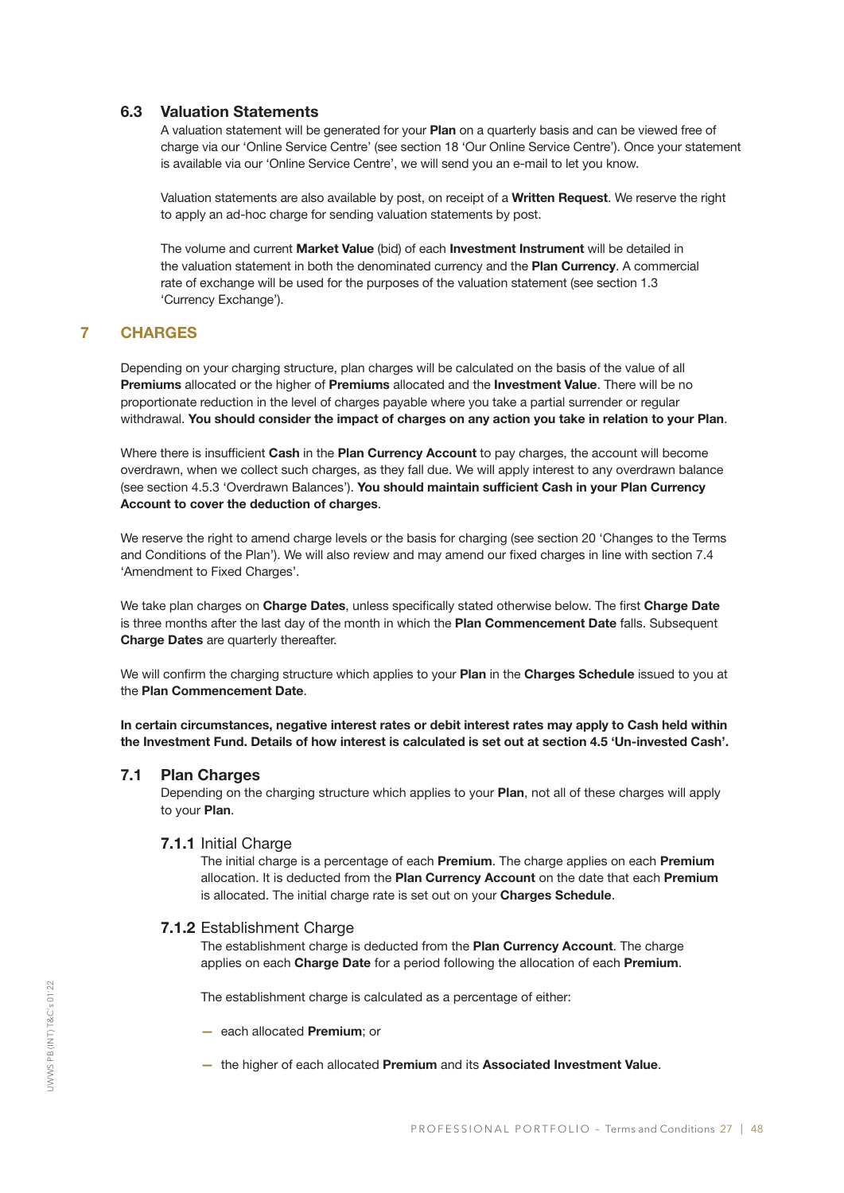### 6.3 Valuation Statements

A valuation statement will be generated for your **Plan** on a quarterly basis and can be viewed free of charge via our 'Online Service Centre' (see section 18 'Our Online Service Centre'). Once your statement is available via our 'Online Service Centre', we will send you an e-mail to let you know.

Valuation statements are also available by post, on receipt of a **Written Request**. We reserve the right to apply an ad-hoc charge for sending valuation statements by post.

The volume and current **Market Value** (bid) of each **Investment Instrument** will be detailed in the valuation statement in both the denominated currency and the **Plan Currency**. A commercial rate of exchange will be used for the purposes of the valuation statement (see section 1.3 'Currency Exchange').

## 7 CHARGES

Depending on your charging structure, plan charges will be calculated on the basis of the value of all **Premiums** allocated or the higher of **Premiums** allocated and the **Investment Value**. There will be no proportionate reduction in the level of charges payable where you take a partial surrender or regular withdrawal. **You should consider the impact of charges on any action you take in relation to your Plan**.

Where there is insufficient **Cash** in the **Plan Currency Account** to pay charges, the account will become overdrawn, when we collect such charges, as they fall due. We will apply interest to any overdrawn balance (see section 4.5.3 'Overdrawn Balances'). **You should maintain sufficient Cash in your Plan Currency Account to cover the deduction of charges**.

We reserve the right to amend charge levels or the basis for charging (see section 20 'Changes to the Terms and Conditions of the Plan'). We will also review and may amend our fixed charges in line with section 7.4 'Amendment to Fixed Charges'.

We take plan charges on **Charge Dates**, unless specifically stated otherwise below. The first **Charge Date** is three months after the last day of the month in which the **Plan Commencement Date** falls. Subsequent **Charge Dates** are quarterly thereafter.

We will confirm the charging structure which applies to your **Plan** in the **Charges Schedule** issued to you at the **Plan Commencement Date**.

**In certain circumstances, negative interest rates or debit interest rates may apply to Cash held within the Investment Fund. Details of how interest is calculated is set out at section 4.5 'Un-invested Cash'.**

### 7.1 Plan Charges

Depending on the charging structure which applies to your **Plan**, not all of these charges will apply to your **Plan**.

#### 7.1.1 Initial Charge

The initial charge is a percentage of each **Premium**. The charge applies on each **Premium** allocation. It is deducted from the **Plan Currency Account** on the date that each **Premium** is allocated. The initial charge rate is set out on your **Charges Schedule**.

#### 7.1.2 Establishment Charge

The establishment charge is deducted from the **Plan Currency Account**. The charge applies on each **Charge Date** for a period following the allocation of each **Premium**.

The establishment charge is calculated as a percentage of either:

- each allocated **Premium**; or
- the higher of each allocated **Premium** and its **Associated Investment Value**.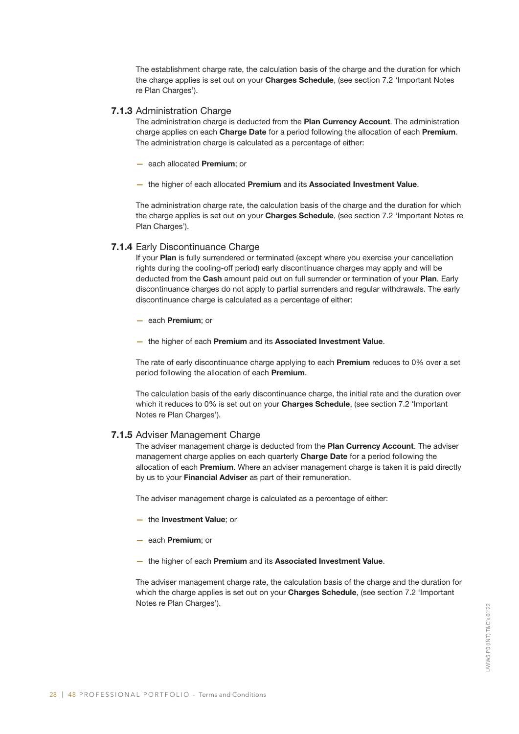The establishment charge rate, the calculation basis of the charge and the duration for which the charge applies is set out on your **Charges Schedule**, (see section 7.2 'Important Notes re Plan Charges').

### 7.1.3 Administration Charge

The administration charge is deducted from the **Plan Currency Account**. The administration charge applies on each **Charge Date** for a period following the allocation of each **Premium**. The administration charge is calculated as a percentage of either:

- each allocated **Premium**; or
- the higher of each allocated **Premium** and its **Associated Investment Value**.

The administration charge rate, the calculation basis of the charge and the duration for which the charge applies is set out on your **Charges Schedule**, (see section 7.2 'Important Notes re Plan Charges').

### 7.1.4 Early Discontinuance Charge

If your **Plan** is fully surrendered or terminated (except where you exercise your cancellation rights during the cooling-off period) early discontinuance charges may apply and will be deducted from the **Cash** amount paid out on full surrender or termination of your **Plan**. Early discontinuance charges do not apply to partial surrenders and regular withdrawals. The early discontinuance charge is calculated as a percentage of either:

- each **Premium**; or
- the higher of each **Premium** and its **Associated Investment Value**.

The rate of early discontinuance charge applying to each **Premium** reduces to 0% over a set period following the allocation of each **Premium**.

The calculation basis of the early discontinuance charge, the initial rate and the duration over which it reduces to 0% is set out on your **Charges Schedule**, (see section 7.2 'Important Notes re Plan Charges').

### 7.1.5 Adviser Management Charge

The adviser management charge is deducted from the **Plan Currency Account**. The adviser management charge applies on each quarterly **Charge Date** for a period following the allocation of each **Premium**. Where an adviser management charge is taken it is paid directly by us to your **Financial Adviser** as part of their remuneration.

The adviser management charge is calculated as a percentage of either:

- the **Investment Value**; or
- each **Premium**; or
- the higher of each **Premium** and its **Associated Investment Value**.

The adviser management charge rate, the calculation basis of the charge and the duration for which the charge applies is set out on your **Charges Schedule**, (see section 7.2 'Important Notes re Plan Charges').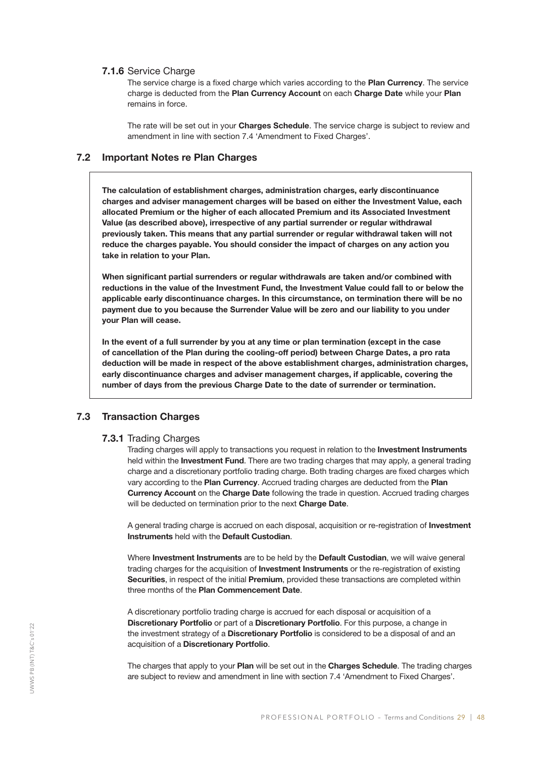#### **7.1.6** Service Charge

The service charge is a fixed charge which varies according to the **Plan Currency**. The service charge is deducted from the **Plan Currency Account** on each **Charge Date** while your **Plan** remains in force.

The rate will be set out in your **Charges Schedule**. The service charge is subject to review and amendment in line with section 7.4 'Amendment to Fixed Charges'.

### 7.2 Important Notes re Plan Charges

**The calculation of establishment charges, administration charges, early discontinuance charges and adviser management charges will be based on either the Investment Value, each allocated Premium or the higher of each allocated Premium and its Associated Investment Value (as described above), irrespective of any partial surrender or regular withdrawal previously taken. This means that any partial surrender or regular withdrawal taken will not reduce the charges payable. You should consider the impact of charges on any action you take in relation to your Plan.**

**When significant partial surrenders or regular withdrawals are taken and/or combined with reductions in the value of the Investment Fund, the Investment Value could fall to or below the applicable early discontinuance charges. In this circumstance, on termination there will be no payment due to you because the Surrender Value will be zero and our liability to you under your Plan will cease.**

**In the event of a full surrender by you at any time or plan termination (except in the case of cancellation of the Plan during the cooling-off period) between Charge Dates, a pro rata deduction will be made in respect of the above establishment charges, administration charges, early discontinuance charges and adviser management charges, if applicable, covering the number of days from the previous Charge Date to the date of surrender or termination.**

### 7.3 Transaction Charges

#### **7.3.1** Trading Charges

Trading charges will apply to transactions you request in relation to the **Investment Instruments** held within the **Investment Fund**. There are two trading charges that may apply, a general trading charge and a discretionary portfolio trading charge. Both trading charges are fixed charges which vary according to the **Plan Currency**. Accrued trading charges are deducted from the **Plan Currency Account** on the **Charge Date** following the trade in question. Accrued trading charges will be deducted on termination prior to the next **Charge Date**.

A general trading charge is accrued on each disposal, acquisition or re-registration of **Investment Instruments** held with the **Default Custodian**.

Where **Investment Instruments** are to be held by the **Default Custodian**, we will waive general trading charges for the acquisition of **Investment Instruments** or the re-registration of existing **Securities**, in respect of the initial **Premium**, provided these transactions are completed within three months of the **Plan Commencement Date**.

A discretionary portfolio trading charge is accrued for each disposal or acquisition of a **Discretionary Portfolio** or part of a **Discretionary Portfolio**. For this purpose, a change in the investment strategy of a **Discretionary Portfolio** is considered to be a disposal of and an acquisition of a **Discretionary Portfolio**.

The charges that apply to your **Plan** will be set out in the **Charges Schedule**. The trading charges are subject to review and amendment in line with section 7.4 'Amendment to Fixed Charges'.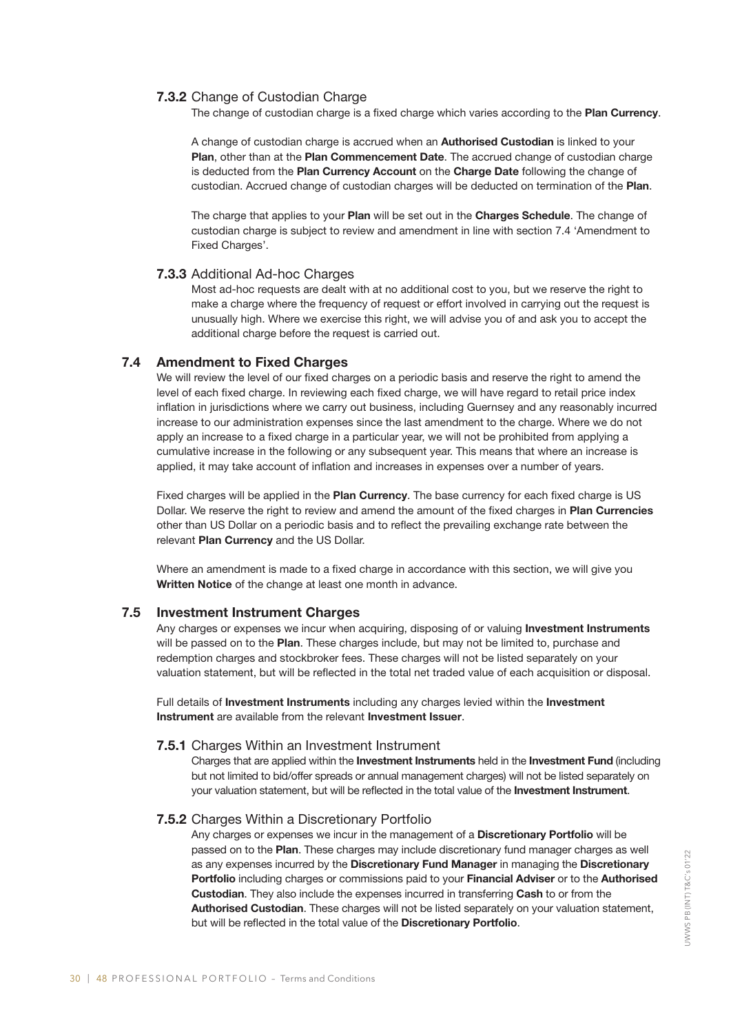#### 7.3.2 Change of Custodian Charge

The change of custodian charge is a fixed charge which varies according to the **Plan Currency**.

A change of custodian charge is accrued when an **Authorised Custodian** is linked to your **Plan**, other than at the **Plan Commencement Date**. The accrued change of custodian charge is deducted from the **Plan Currency Account** on the **Charge Date** following the change of custodian. Accrued change of custodian charges will be deducted on termination of the **Plan**.

The charge that applies to your **Plan** will be set out in the **Charges Schedule**. The change of custodian charge is subject to review and amendment in line with section 7.4 'Amendment to Fixed Charges'.

#### 7.3.3 Additional Ad-hoc Charges

Most ad-hoc requests are dealt with at no additional cost to you, but we reserve the right to make a charge where the frequency of request or effort involved in carrying out the request is unusually high. Where we exercise this right, we will advise you of and ask you to accept the additional charge before the request is carried out.

### 7.4 Amendment to Fixed Charges

We will review the level of our fixed charges on a periodic basis and reserve the right to amend the level of each fixed charge. In reviewing each fixed charge, we will have regard to retail price index inflation in jurisdictions where we carry out business, including Guernsey and any reasonably incurred increase to our administration expenses since the last amendment to the charge. Where we do not apply an increase to a fixed charge in a particular year, we will not be prohibited from applying a cumulative increase in the following or any subsequent year. This means that where an increase is applied, it may take account of inflation and increases in expenses over a number of years.

Fixed charges will be applied in the **Plan Currency**. The base currency for each fixed charge is US Dollar. We reserve the right to review and amend the amount of the fixed charges in **Plan Currencies** other than US Dollar on a periodic basis and to reflect the prevailing exchange rate between the relevant **Plan Currency** and the US Dollar.

Where an amendment is made to a fixed charge in accordance with this section, we will give you **Written Notice** of the change at least one month in advance.

### 7.5 Investment Instrument Charges

Any charges or expenses we incur when acquiring, disposing of or valuing **Investment Instruments** will be passed on to the **Plan**. These charges include, but may not be limited to, purchase and redemption charges and stockbroker fees. These charges will not be listed separately on your valuation statement, but will be reflected in the total net traded value of each acquisition or disposal.

Full details of **Investment Instruments** including any charges levied within the **Investment Instrument** are available from the relevant **Investment Issuer**.

#### 7.5.1 Charges Within an Investment Instrument

Charges that are applied within the **Investment Instruments** held in the **Investment Fund** (including but not limited to bid/offer spreads or annual management charges) will not be listed separately on your valuation statement, but will be reflected in the total value of the **Investment Instrument**.

#### 7.5.2 Charges Within a Discretionary Portfolio

Any charges or expenses we incur in the management of a **Discretionary Portfolio** will be passed on to the **Plan**. These charges may include discretionary fund manager charges as well as any expenses incurred by the **Discretionary Fund Manager** in managing the **Discretionary Portfolio** including charges or commissions paid to your **Financial Adviser** or to the **Authorised Custodian**. They also include the expenses incurred in transferring **Cash** to or from the **Authorised Custodian**. These charges will not be listed separately on your valuation statement, but will be reflected in the total value of the **Discretionary Portfolio**.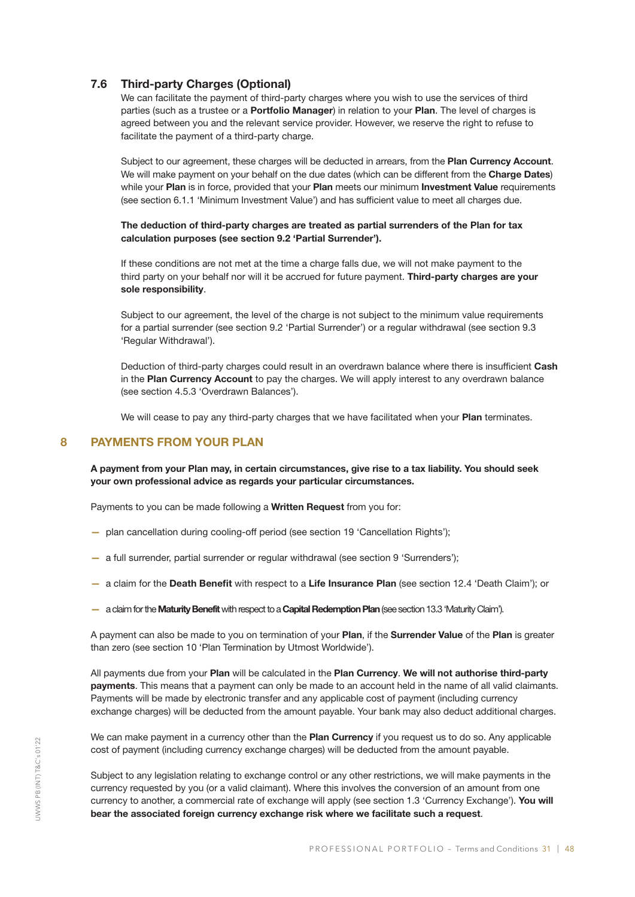### 7.6 Third-party Charges (Optional)

We can facilitate the payment of third-party charges where you wish to use the services of third parties (such as a trustee or a **Portfolio Manager**) in relation to your **Plan**. The level of charges is agreed between you and the relevant service provider. However, we reserve the right to refuse to facilitate the payment of a third-party charge.

Subject to our agreement, these charges will be deducted in arrears, from the **Plan Currency Account**. We will make payment on your behalf on the due dates (which can be different from the **Charge Dates**) while your **Plan** is in force, provided that your **Plan** meets our minimum **Investment Value** requirements (see section 6.1.1 'Minimum Investment Value') and has sufficient value to meet all charges due.

**The deduction of third-party charges are treated as partial surrenders of the Plan for tax calculation purposes (see section 9.2 'Partial Surrender').**

If these conditions are not met at the time a charge falls due, we will not make payment to the third party on your behalf nor will it be accrued for future payment. **Third-party charges are your sole responsibility**.

Subject to our agreement, the level of the charge is not subject to the minimum value requirements for a partial surrender (see section 9.2 'Partial Surrender') or a regular withdrawal (see section 9.3 'Regular Withdrawal').

Deduction of third-party charges could result in an overdrawn balance where there is insufficient **Cash** in the **Plan Currency Account** to pay the charges. We will apply interest to any overdrawn balance (see section 4.5.3 'Overdrawn Balances').

We will cease to pay any third-party charges that we have facilitated when your **Plan** terminates.

## 8 PAYMENTS FROM YOUR PLAN

**A payment from your Plan may, in certain circumstances, give rise to a tax liability. You should seek your own professional advice as regards your particular circumstances.**

Payments to you can be made following a **Written Request** from you for:

- plan cancellation during cooling-off period (see section 19 'Cancellation Rights');
- a full surrender, partial surrender or regular withdrawal (see section 9 'Surrenders');
- a claim for the **Death Benefit** with respect to a **Life Insurance Plan** (see section 12.4 'Death Claim'); or
- a claim for the **Maturity Benefit** with respect to a **Capital Redemption Plan** (see section 13.3 'Maturity Claim').

A payment can also be made to you on termination of your **Plan**, if the **Surrender Value** of the **Plan** is greater than zero (see section 10 'Plan Termination by Utmost Worldwide').

All payments due from your **Plan** will be calculated in the **Plan Currency**. **We will not authorise third-party payments**. This means that a payment can only be made to an account held in the name of all valid claimants. Payments will be made by electronic transfer and any applicable cost of payment (including currency exchange charges) will be deducted from the amount payable. Your bank may also deduct additional charges.

We can make payment in a currency other than the **Plan Currency** if you request us to do so. Any applicable cost of payment (including currency exchange charges) will be deducted from the amount payable.

Subject to any legislation relating to exchange control or any other restrictions, we will make payments in the currency requested by you (or a valid claimant). Where this involves the conversion of an amount from one currency to another, a commercial rate of exchange will apply (see section 1.3 'Currency Exchange'). **You will bear the associated foreign currency exchange risk where we facilitate such a request**.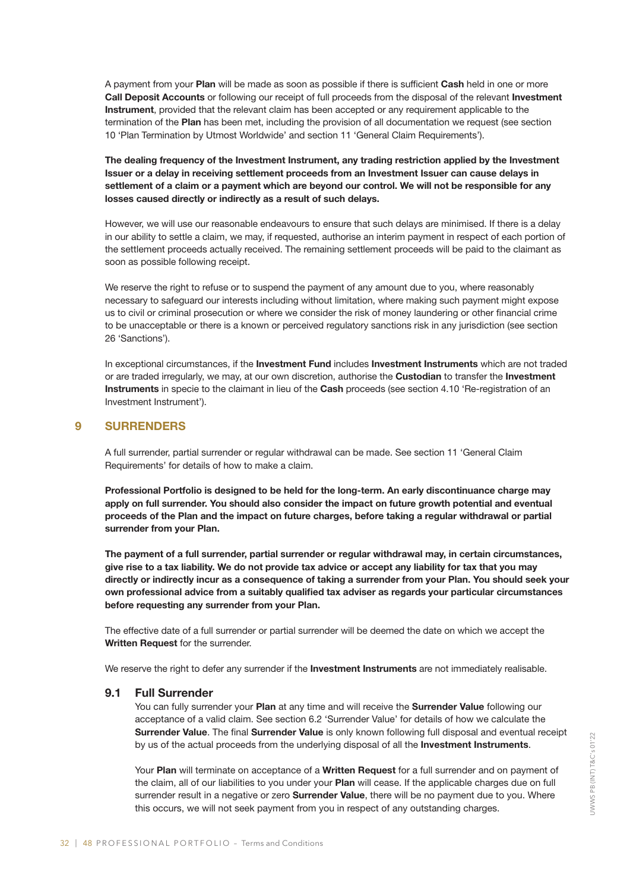A payment from your **Plan** will be made as soon as possible if there is sufficient **Cash** held in one or more **Call Deposit Accounts** or following our receipt of full proceeds from the disposal of the relevant **Investment Instrument**, provided that the relevant claim has been accepted or any requirement applicable to the termination of the **Plan** has been met, including the provision of all documentation we request (see section 10 'Plan Termination by Utmost Worldwide' and section 11 'General Claim Requirements').

**The dealing frequency of the Investment Instrument, any trading restriction applied by the Investment Issuer or a delay in receiving settlement proceeds from an Investment Issuer can cause delays in settlement of a claim or a payment which are beyond our control. We will not be responsible for any losses caused directly or indirectly as a result of such delays.**

However, we will use our reasonable endeavours to ensure that such delays are minimised. If there is a delay in our ability to settle a claim, we may, if requested, authorise an interim payment in respect of each portion of the settlement proceeds actually received. The remaining settlement proceeds will be paid to the claimant as soon as possible following receipt.

We reserve the right to refuse or to suspend the payment of any amount due to you, where reasonably necessary to safeguard our interests including without limitation, where making such payment might expose us to civil or criminal prosecution or where we consider the risk of money laundering or other financial crime to be unacceptable or there is a known or perceived regulatory sanctions risk in any jurisdiction (see section 26 'Sanctions').

In exceptional circumstances, if the **Investment Fund** includes **Investment Instruments** which are not traded or are traded irregularly, we may, at our own discretion, authorise the **Custodian** to transfer the **Investment Instruments** in specie to the claimant in lieu of the **Cash** proceeds (see section 4.10 'Re-registration of an Investment Instrument').

## 9 SURRENDERS

A full surrender, partial surrender or regular withdrawal can be made. See section 11 'General Claim Requirements' for details of how to make a claim.

**Professional Portfolio is designed to be held for the long-term. An early discontinuance charge may apply on full surrender. You should also consider the impact on future growth potential and eventual proceeds of the Plan and the impact on future charges, before taking a regular withdrawal or partial surrender from your Plan.**

**The payment of a full surrender, partial surrender or regular withdrawal may, in certain circumstances, give rise to a tax liability. We do not provide tax advice or accept any liability for tax that you may directly or indirectly incur as a consequence of taking a surrender from your Plan. You should seek your own professional advice from a suitably qualified tax adviser as regards your particular circumstances before requesting any surrender from your Plan.**

The effective date of a full surrender or partial surrender will be deemed the date on which we accept the **Written Request** for the surrender.

We reserve the right to defer any surrender if the **Investment Instruments** are not immediately realisable.

### 9.1 Full Surrender

You can fully surrender your **Plan** at any time and will receive the **Surrender Value** following our acceptance of a valid claim. See section 6.2 'Surrender Value' for details of how we calculate the **Surrender Value**. The final **Surrender Value** is only known following full disposal and eventual receipt by us of the actual proceeds from the underlying disposal of all the **Investment Instruments**.

Your **Plan** will terminate on acceptance of a **Written Request** for a full surrender and on payment of the claim, all of our liabilities to you under your **Plan** will cease. If the applicable charges due on full surrender result in a negative or zero **Surrender Value**, there will be no payment due to you. Where this occurs, we will not seek payment from you in respect of any outstanding charges.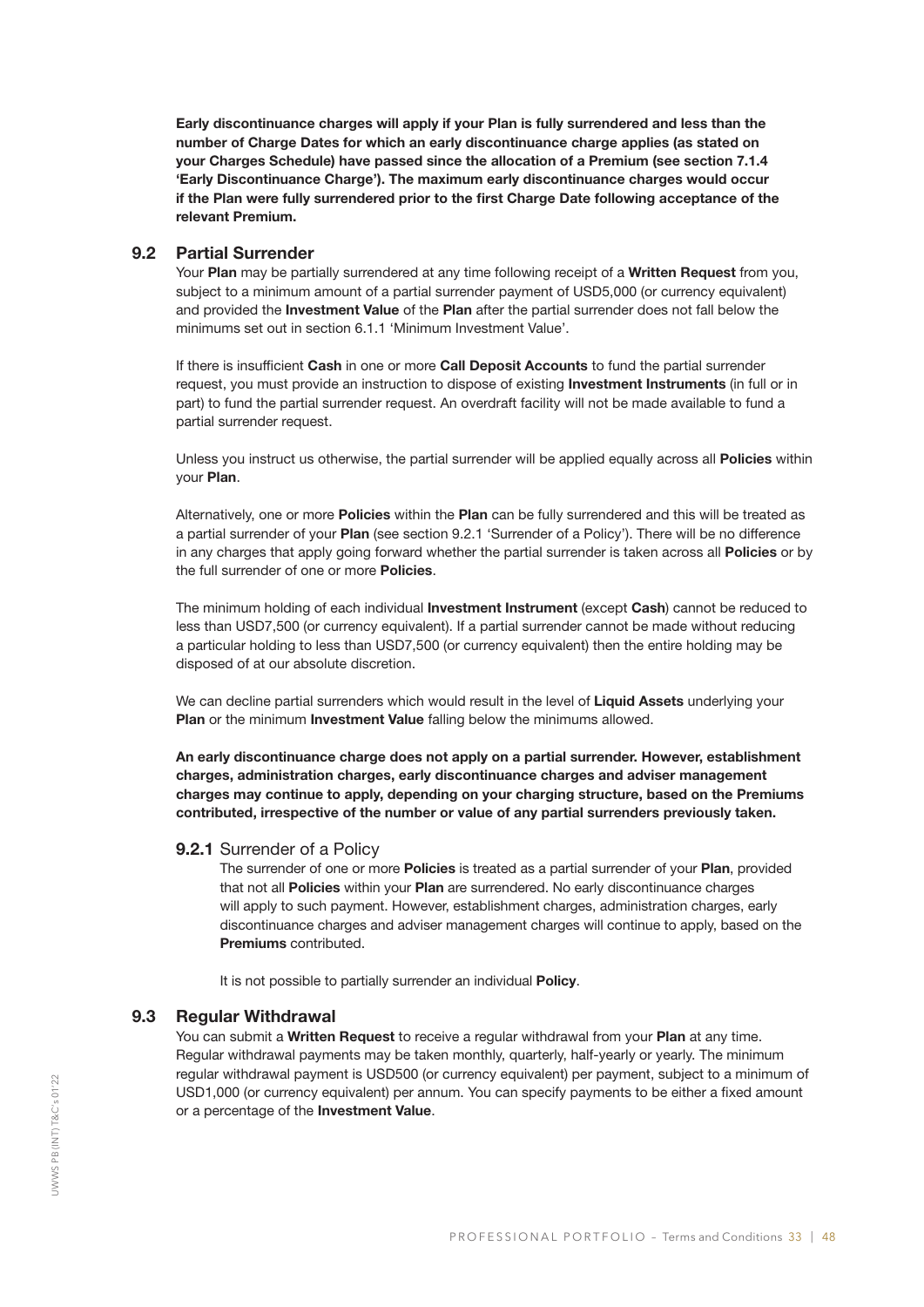**Early discontinuance charges will apply if your Plan is fully surrendered and less than the number of Charge Dates for which an early discontinuance charge applies (as stated on your Charges Schedule) have passed since the allocation of a Premium (see section 7.1.4 'Early Discontinuance Charge'). The maximum early discontinuance charges would occur if the Plan were fully surrendered prior to the first Charge Date following acceptance of the relevant Premium.**

## 9.2 Partial Surrender

Your **Plan** may be partially surrendered at any time following receipt of a **Written Request** from you, subject to a minimum amount of a partial surrender payment of USD5,000 (or currency equivalent) and provided the **Investment Value** of the **Plan** after the partial surrender does not fall below the minimums set out in section 6.1.1 'Minimum Investment Value'.

If there is insufficient **Cash** in one or more **Call Deposit Accounts** to fund the partial surrender request, you must provide an instruction to dispose of existing **Investment Instruments** (in full or in part) to fund the partial surrender request. An overdraft facility will not be made available to fund a partial surrender request.

Unless you instruct us otherwise, the partial surrender will be applied equally across all **Policies** within your **Plan**.

Alternatively, one or more **Policies** within the **Plan** can be fully surrendered and this will be treated as a partial surrender of your **Plan** (see section 9.2.1 'Surrender of a Policy'). There will be no difference in any charges that apply going forward whether the partial surrender is taken across all **Policies** or by the full surrender of one or more **Policies**.

The minimum holding of each individual **Investment Instrument** (except **Cash**) cannot be reduced to less than USD7,500 (or currency equivalent). If a partial surrender cannot be made without reducing a particular holding to less than USD7,500 (or currency equivalent) then the entire holding may be disposed of at our absolute discretion.

We can decline partial surrenders which would result in the level of **Liquid Assets** underlying your **Plan** or the minimum **Investment Value** falling below the minimums allowed.

**An early discontinuance charge does not apply on a partial surrender. However, establishment charges, administration charges, early discontinuance charges and adviser management charges may continue to apply, depending on your charging structure, based on the Premiums contributed, irrespective of the number or value of any partial surrenders previously taken.**

### 9.2.1 Surrender of a Policy

The surrender of one or more **Policies** is treated as a partial surrender of your **Plan**, provided that not all **Policies** within your **Plan** are surrendered. No early discontinuance charges will apply to such payment. However, establishment charges, administration charges, early discontinuance charges and adviser management charges will continue to apply, based on the **Premiums** contributed.

It is not possible to partially surrender an individual **Policy**.

## 9.3 Regular Withdrawal

You can submit a **Written Request** to receive a regular withdrawal from your **Plan** at any time. Regular withdrawal payments may be taken monthly, quarterly, half-yearly or yearly. The minimum regular withdrawal payment is USD500 (or currency equivalent) per payment, subject to a minimum of USD1,000 (or currency equivalent) per annum. You can specify payments to be either a fixed amount or a percentage of the **Investment Value**.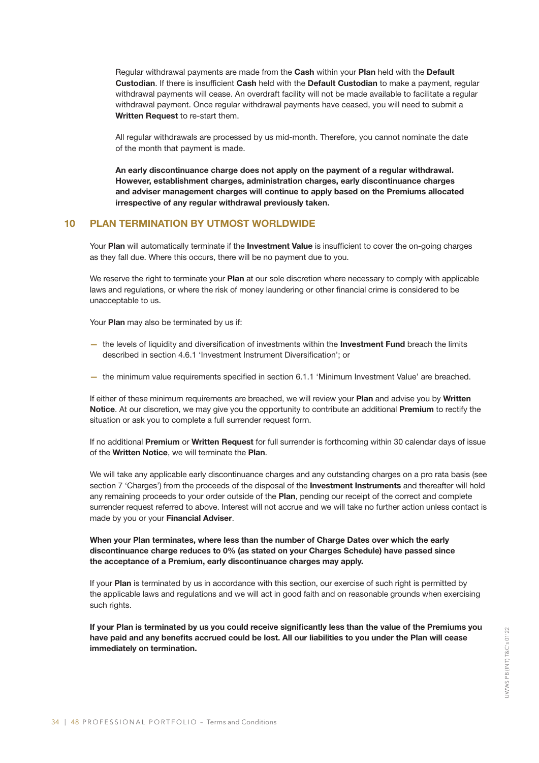Regular withdrawal payments are made from the **Cash** within your **Plan** held with the **Default Custodian**. If there is insufficient **Cash** held with the **Default Custodian** to make a payment, regular withdrawal payments will cease. An overdraft facility will not be made available to facilitate a regular withdrawal payment. Once regular withdrawal payments have ceased, you will need to submit a **Written Request** to re-start them.

All regular withdrawals are processed by us mid-month. Therefore, you cannot nominate the date of the month that payment is made.

**An early discontinuance charge does not apply on the payment of a regular withdrawal. However, establishment charges, administration charges, early discontinuance charges and adviser management charges will continue to apply based on the Premiums allocated irrespective of any regular withdrawal previously taken.**

## 10 PLAN TERMINATION BY UTMOST WORLDWIDE

Your **Plan** will automatically terminate if the **Investment Value** is insufficient to cover the on-going charges as they fall due. Where this occurs, there will be no payment due to you.

We reserve the right to terminate your **Plan** at our sole discretion where necessary to comply with applicable laws and regulations, or where the risk of money laundering or other financial crime is considered to be unacceptable to us.

Your **Plan** may also be terminated by us if:

- the levels of liquidity and diversification of investments within the **Investment Fund** breach the limits described in section 4.6.1 'Investment Instrument Diversification'; or
- the minimum value requirements specified in section 6.1.1 'Minimum Investment Value' are breached.

If either of these minimum requirements are breached, we will review your **Plan** and advise you by **Written Notice**. At our discretion, we may give you the opportunity to contribute an additional **Premium** to rectify the situation or ask you to complete a full surrender request form.

If no additional **Premium** or **Written Request** for full surrender is forthcoming within 30 calendar days of issue of the **Written Notice**, we will terminate the **Plan**.

We will take any applicable early discontinuance charges and any outstanding charges on a pro rata basis (see section 7 'Charges') from the proceeds of the disposal of the **Investment Instruments** and thereafter will hold any remaining proceeds to your order outside of the **Plan**, pending our receipt of the correct and complete surrender request referred to above. Interest will not accrue and we will take no further action unless contact is made by you or your **Financial Adviser**.

**When your Plan terminates, where less than the number of Charge Dates over which the early discontinuance charge reduces to 0% (as stated on your Charges Schedule) have passed since the acceptance of a Premium, early discontinuance charges may apply.**

If your **Plan** is terminated by us in accordance with this section, our exercise of such right is permitted by the applicable laws and regulations and we will act in good faith and on reasonable grounds when exercising such rights.

**If your Plan is terminated by us you could receive significantly less than the value of the Premiums you have paid and any benefits accrued could be lost. All our liabilities to you under the Plan will cease immediately on termination.**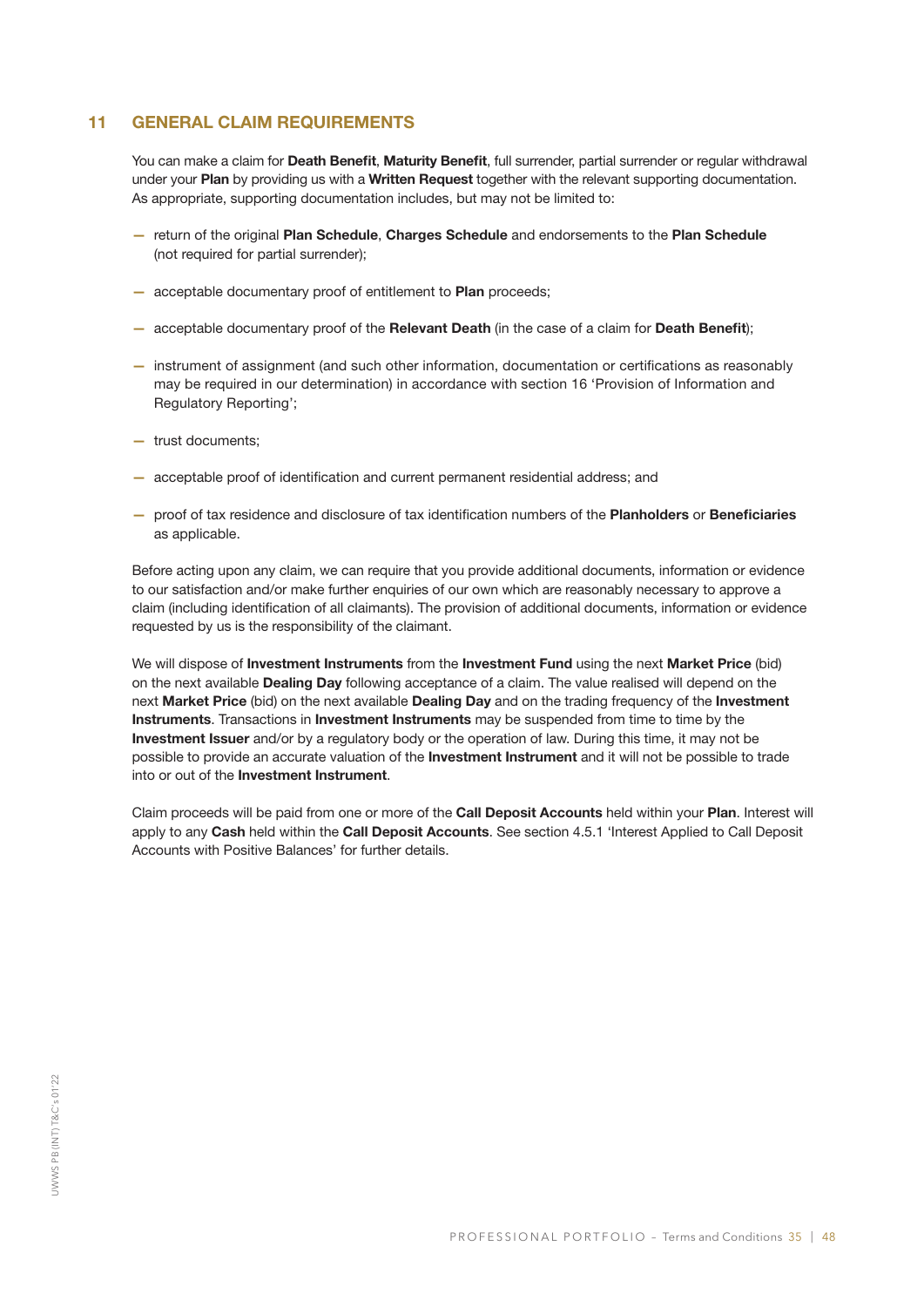## 11 GENERAL CLAIM REQUIREMENTS

You can make a claim for **Death Benefit**, **Maturity Benefit**, full surrender, partial surrender or regular withdrawal under your **Plan** by providing us with a **Written Request** together with the relevant supporting documentation. As appropriate, supporting documentation includes, but may not be limited to:

- return of the original **Plan Schedule**, **Charges Schedule** and endorsements to the **Plan Schedule** (not required for partial surrender);
- acceptable documentary proof of entitlement to **Plan** proceeds;
- acceptable documentary proof of the **Relevant Death** (in the case of a claim for **Death Benefit**);
- instrument of assignment (and such other information, documentation or certifications as reasonably may be required in our determination) in accordance with section 16 'Provision of Information and Regulatory Reporting';
- trust documents;
- acceptable proof of identification and current permanent residential address; and
- proof of tax residence and disclosure of tax identification numbers of the **Planholders** or **Beneficiaries** as applicable.

Before acting upon any claim, we can require that you provide additional documents, information or evidence to our satisfaction and/or make further enquiries of our own which are reasonably necessary to approve a claim (including identification of all claimants). The provision of additional documents, information or evidence requested by us is the responsibility of the claimant.

We will dispose of **Investment Instruments** from the **Investment Fund** using the next **Market Price** (bid) on the next available **Dealing Day** following acceptance of a claim. The value realised will depend on the next **Market Price** (bid) on the next available **Dealing Day** and on the trading frequency of the **Investment Instruments**. Transactions in **Investment Instruments** may be suspended from time to time by the **Investment Issuer** and/or by a regulatory body or the operation of law. During this time, it may not be possible to provide an accurate valuation of the **Investment Instrument** and it will not be possible to trade into or out of the **Investment Instrument**.

Claim proceeds will be paid from one or more of the **Call Deposit Accounts** held within your **Plan**. Interest will apply to any **Cash** held within the **Call Deposit Accounts**. See section 4.5.1 'Interest Applied to Call Deposit Accounts with Positive Balances' for further details.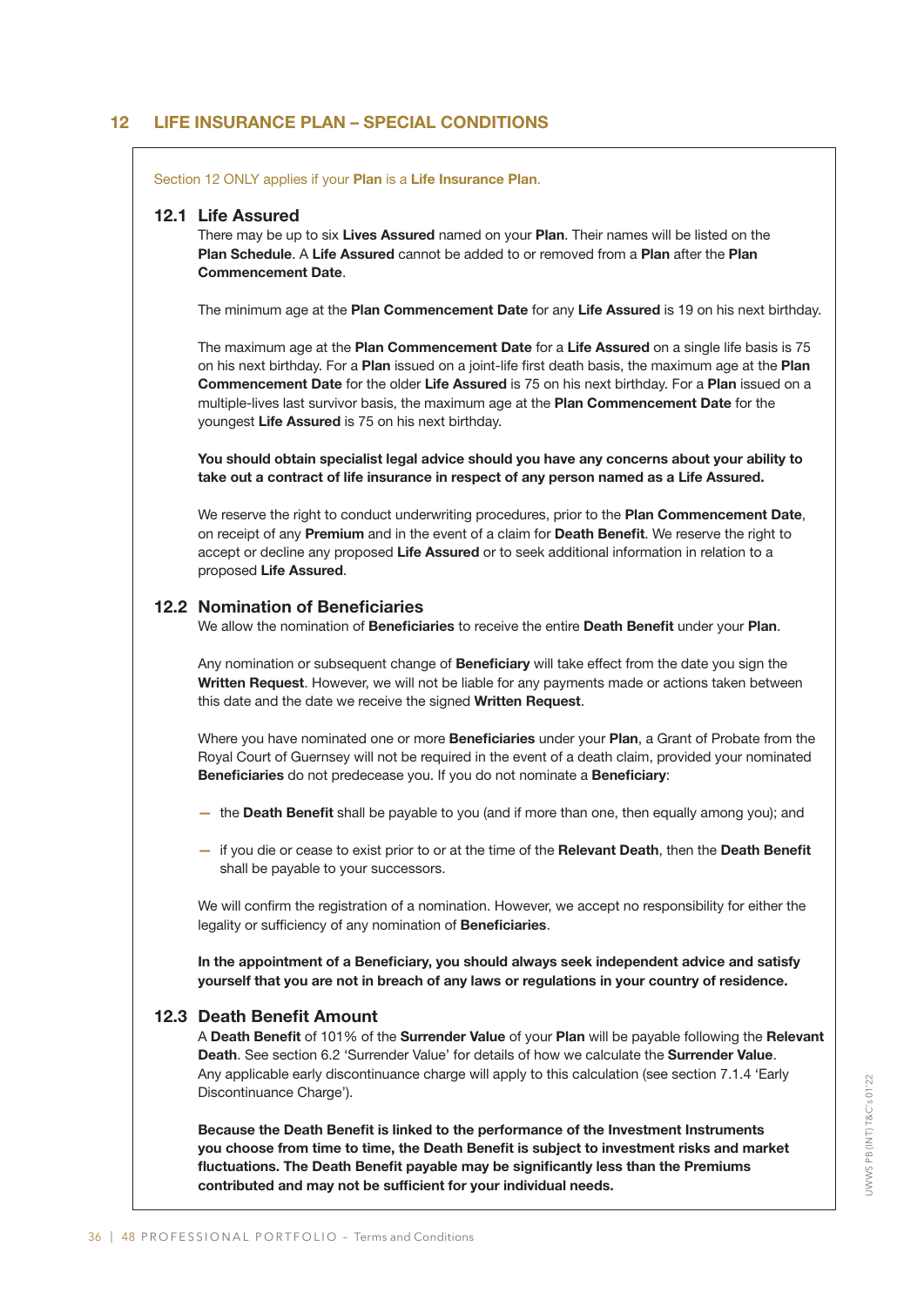## 12 LIFE INSURANCE PLAN – SPECIAL CONDITIONS

Section 12 ONLY applies if your **Plan** is a **Life Insurance Plan**.

### 12.1 Life Assured

There may be up to six **Lives Assured** named on your **Plan**. Their names will be listed on the **Plan Schedule**. A **Life Assured** cannot be added to or removed from a **Plan** after the **Plan Commencement Date**.

The minimum age at the **Plan Commencement Date** for any **Life Assured** is 19 on his next birthday.

The maximum age at the **Plan Commencement Date** for a **Life Assured** on a single life basis is 75 on his next birthday. For a **Plan** issued on a joint-life first death basis, the maximum age at the **Plan Commencement Date** for the older **Life Assured** is 75 on his next birthday. For a **Plan** issued on a multiple-lives last survivor basis, the maximum age at the **Plan Commencement Date** for the youngest **Life Assured** is 75 on his next birthday.

**You should obtain specialist legal advice should you have any concerns about your ability to take out a contract of life insurance in respect of any person named as a Life Assured.**

We reserve the right to conduct underwriting procedures, prior to the **Plan Commencement Date**, on receipt of any **Premium** and in the event of a claim for **Death Benefit**. We reserve the right to accept or decline any proposed **Life Assured** or to seek additional information in relation to a proposed **Life Assured**.

### 12.2 Nomination of Beneficiaries

We allow the nomination of **Beneficiaries** to receive the entire **Death Benefit** under your **Plan**.

Any nomination or subsequent change of **Beneficiary** will take effect from the date you sign the **Written Request**. However, we will not be liable for any payments made or actions taken between this date and the date we receive the signed **Written Request**.

Where you have nominated one or more **Beneficiaries** under your **Plan**, a Grant of Probate from the Royal Court of Guernsey will not be required in the event of a death claim, provided your nominated **Beneficiaries** do not predecease you. If you do not nominate a **Beneficiary**:

- the **Death Benefit** shall be payable to you (and if more than one, then equally among you); and
- if you die or cease to exist prior to or at the time of the **Relevant Death**, then the **Death Benefit** shall be payable to your successors.

We will confirm the registration of a nomination. However, we accept no responsibility for either the legality or sufficiency of any nomination of **Beneficiaries**.

**In the appointment of a Beneficiary, you should always seek independent advice and satisfy yourself that you are not in breach of any laws or regulations in your country of residence.**

### 12.3 Death Benefit Amount

A **Death Benefit** of 101% of the **Surrender Value** of your **Plan** will be payable following the **Relevant Death**. See section 6.2 'Surrender Value' for details of how we calculate the **Surrender Value**. Any applicable early discontinuance charge will apply to this calculation (see section 7.1.4 'Early Discontinuance Charge').

**Because the Death Benefit is linked to the performance of the Investment Instruments you choose from time to time, the Death Benefit is subject to investment risks and market fluctuations. The Death Benefit payable may be significantly less than the Premiums contributed and may not be sufficient for your individual needs.**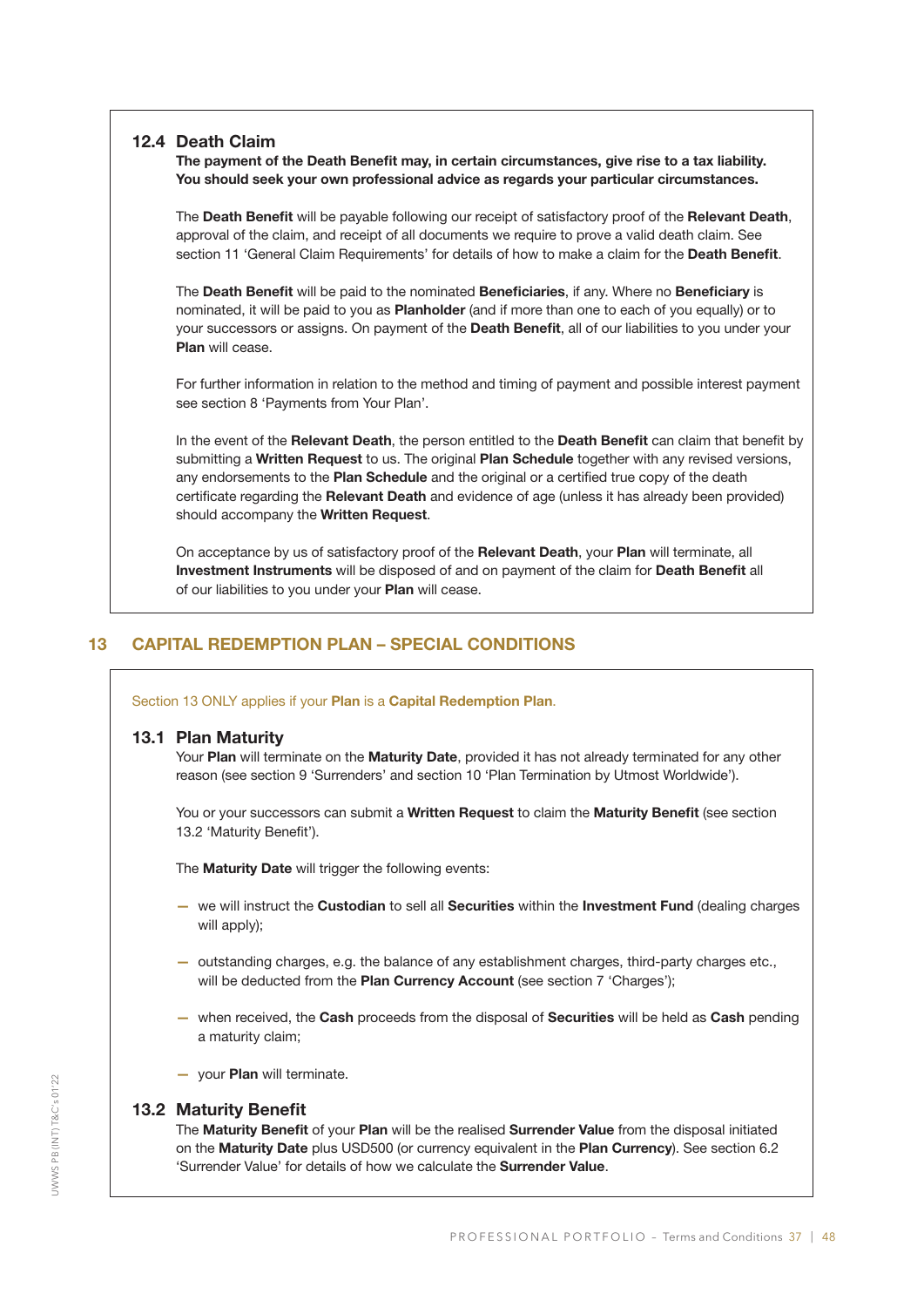### 12.4 Death Claim

**The payment of the Death Benefit may, in certain circumstances, give rise to a tax liability. You should seek your own professional advice as regards your particular circumstances.**

The **Death Benefit** will be payable following our receipt of satisfactory proof of the **Relevant Death**, approval of the claim, and receipt of all documents we require to prove a valid death claim. See section 11 'General Claim Requirements' for details of how to make a claim for the **Death Benefit**.

The **Death Benefit** will be paid to the nominated **Beneficiaries**, if any. Where no **Beneficiary** is nominated, it will be paid to you as **Planholder** (and if more than one to each of you equally) or to your successors or assigns. On payment of the **Death Benefit**, all of our liabilities to you under your **Plan** will cease.

For further information in relation to the method and timing of payment and possible interest payment see section 8 'Payments from Your Plan'.

In the event of the **Relevant Death**, the person entitled to the **Death Benefit** can claim that benefit by submitting a **Written Request** to us. The original **Plan Schedule** together with any revised versions, any endorsements to the **Plan Schedule** and the original or a certified true copy of the death certificate regarding the **Relevant Death** and evidence of age (unless it has already been provided) should accompany the **Written Request**.

On acceptance by us of satisfactory proof of the **Relevant Death**, your **Plan** will terminate, all **Investment Instruments** will be disposed of and on payment of the claim for **Death Benefit** all of our liabilities to you under your **Plan** will cease.

## 13 CAPITAL REDEMPTION PLAN – SPECIAL CONDITIONS

Section 13 ONLY applies if your **Plan** is a **Capital Redemption Plan**.

### 13.1 Plan Maturity

Your **Plan** will terminate on the **Maturity Date**, provided it has not already terminated for any other reason (see section 9 'Surrenders' and section 10 'Plan Termination by Utmost Worldwide').

You or your successors can submit a **Written Request** to claim the **Maturity Benefit** (see section 13.2 'Maturity Benefit').

The **Maturity Date** will trigger the following events:

- we will instruct the **Custodian** to sell all **Securities** within the **Investment Fund** (dealing charges will apply);
- outstanding charges, e.g. the balance of any establishment charges, third-party charges etc., will be deducted from the **Plan Currency Account** (see section 7 'Charges');
- when received, the **Cash** proceeds from the disposal of **Securities** will be held as **Cash** pending a maturity claim;
- your **Plan** will terminate.

### 13.2 Maturity Benefit

The **Maturity Benefit** of your **Plan** will be the realised **Surrender Value** from the disposal initiated on the **Maturity Date** plus USD500 (or currency equivalent in the **Plan Currency**). See section 6.2 'Surrender Value' for details of how we calculate the **Surrender Value**.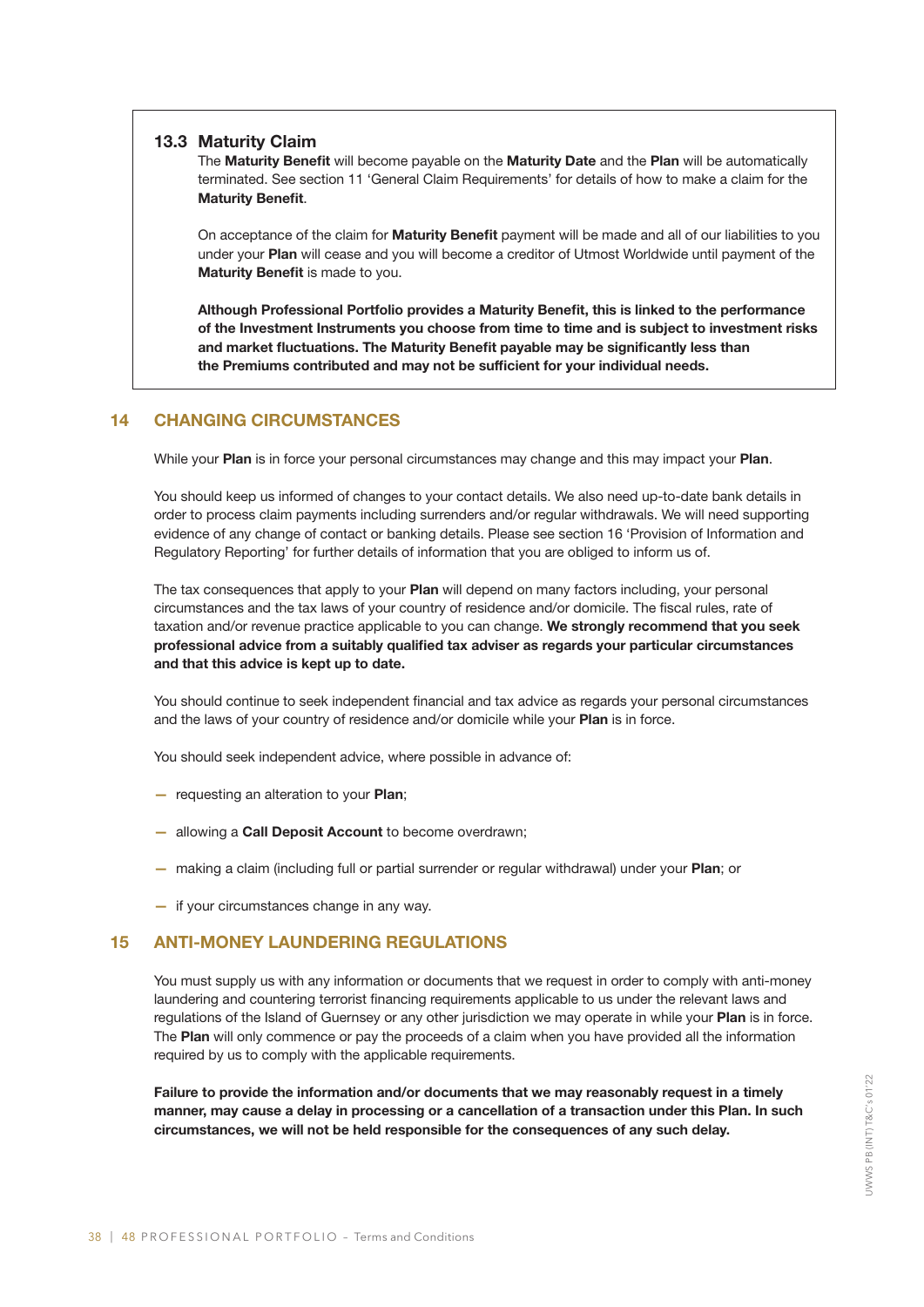### 13.3 Maturity Claim

The **Maturity Benefit** will become payable on the **Maturity Date** and the **Plan** will be automatically terminated. See section 11 'General Claim Requirements' for details of how to make a claim for the **Maturity Benefit**.

On acceptance of the claim for **Maturity Benefit** payment will be made and all of our liabilities to you under your **Plan** will cease and you will become a creditor of Utmost Worldwide until payment of the **Maturity Benefit** is made to you.

**Although Professional Portfolio provides a Maturity Benefit, this is linked to the performance of the Investment Instruments you choose from time to time and is subject to investment risks and market fluctuations. The Maturity Benefit payable may be significantly less than the Premiums contributed and may not be sufficient for your individual needs.**

## 14 CHANGING CIRCUMSTANCES

While your **Plan** is in force your personal circumstances may change and this may impact your **Plan**.

You should keep us informed of changes to your contact details. We also need up-to-date bank details in order to process claim payments including surrenders and/or regular withdrawals. We will need supporting evidence of any change of contact or banking details. Please see section 16 'Provision of Information and Regulatory Reporting' for further details of information that you are obliged to inform us of.

The tax consequences that apply to your **Plan** will depend on many factors including, your personal circumstances and the tax laws of your country of residence and/or domicile. The fiscal rules, rate of taxation and/or revenue practice applicable to you can change. **We strongly recommend that you seek professional advice from a suitably qualified tax adviser as regards your particular circumstances and that this advice is kept up to date.**

You should continue to seek independent financial and tax advice as regards your personal circumstances and the laws of your country of residence and/or domicile while your **Plan** is in force.

You should seek independent advice, where possible in advance of:

- requesting an alteration to your **Plan**;
- allowing a **Call Deposit Account** to become overdrawn;
- making a claim (including full or partial surrender or regular withdrawal) under your **Plan**; or
- if your circumstances change in any way.

## 15 ANTI-MONEY LAUNDERING REGULATIONS

You must supply us with any information or documents that we request in order to comply with anti-money laundering and countering terrorist financing requirements applicable to us under the relevant laws and regulations of the Island of Guernsey or any other jurisdiction we may operate in while your **Plan** is in force. The **Plan** will only commence or pay the proceeds of a claim when you have provided all the information required by us to comply with the applicable requirements.

**Failure to provide the information and/or documents that we may reasonably request in a timely manner, may cause a delay in processing or a cancellation of a transaction under this Plan. In such circumstances, we will not be held responsible for the consequences of any such delay.**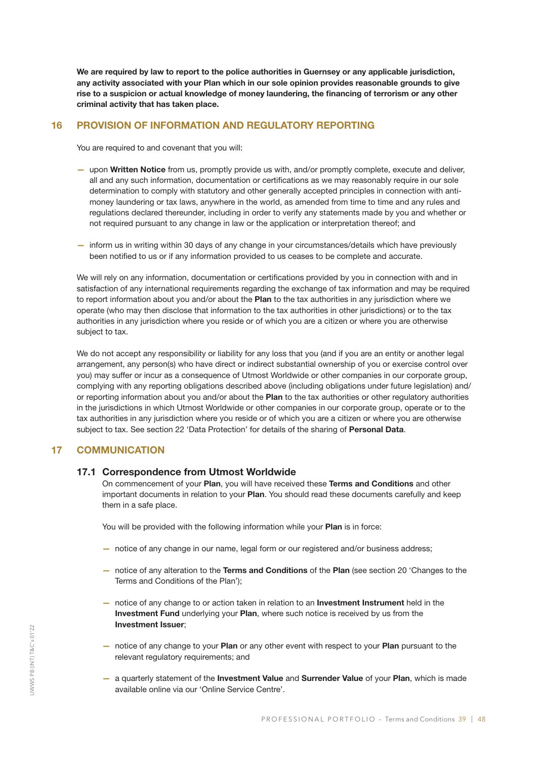**We are required by law to report to the police authorities in Guernsey or any applicable jurisdiction, any activity associated with your Plan which in our sole opinion provides reasonable grounds to give rise to a suspicion or actual knowledge of money laundering, the financing of terrorism or any other criminal activity that has taken place.**

## 16 PROVISION OF INFORMATION AND REGULATORY REPORTING

You are required to and covenant that you will:

- upon **Written Notice** from us, promptly provide us with, and/or promptly complete, execute and deliver, all and any such information, documentation or certifications as we may reasonably require in our sole determination to comply with statutory and other generally accepted principles in connection with anti-money laundering or tax laws, anywhere in the world, as amended from time to time and any rules and regulations declared thereunder, including in order to verify any statements made by you and whether or not required pursuant to any change in law or the application or interpretation thereof; and
- inform us in writing within 30 days of any change in your circumstances/details which have previously been notified to us or if any information provided to us ceases to be complete and accurate.

We will rely on any information, documentation or certifications provided by you in connection with and in satisfaction of any international requirements regarding the exchange of tax information and may be required to report information about you and/or about the **Plan** to the tax authorities in any jurisdiction where we operate (who may then disclose that information to the tax authorities in other jurisdictions) or to the tax authorities in any jurisdiction where you reside or of which you are a citizen or where you are otherwise subject to tax.

We do not accept any responsibility or liability for any loss that you (and if you are an entity or another legal arrangement, any person(s) who have direct or indirect substantial ownership of you or exercise control over you) may suffer or incur as a consequence of Utmost Worldwide or other companies in our corporate group, complying with any reporting obligations described above (including obligations under future legislation) and/or reporting information about you and/or about the **Plan** to the tax authorities or other regulatory authorities in the jurisdictions in which Utmost Worldwide or other companies in our corporate group, operate or to the tax authorities in any jurisdiction where you reside or of which you are a citizen or where you are otherwise subject to tax. See section 22 'Data Protection' for details of the sharing of **Personal Data**.

## 17 COMMUNICATION

### 17.1 Correspondence from Utmost Worldwide

On commencement of your **Plan**, you will have received these **Terms and Conditions** and other important documents in relation to your **Plan**. You should read these documents carefully and keep them in a safe place.

You will be provided with the following information while your **Plan** is in force:

- notice of any change in our name, legal form or our registered and/or business address;
- notice of any alteration to the **Terms and Conditions** of the **Plan** (see section 20 'Changes to the Terms and Conditions of the Plan');
- notice of any change to or action taken in relation to an **Investment Instrument** held in the **Investment Fund** underlying your **Plan**, where such notice is received by us from the **Investment Issuer**;
- notice of any change to your **Plan** or any other event with respect to your **Plan** pursuant to the relevant regulatory requirements; and
- a quarterly statement of the **Investment Value** and **Surrender Value** of your **Plan**, which is made available online via our 'Online Service Centre'.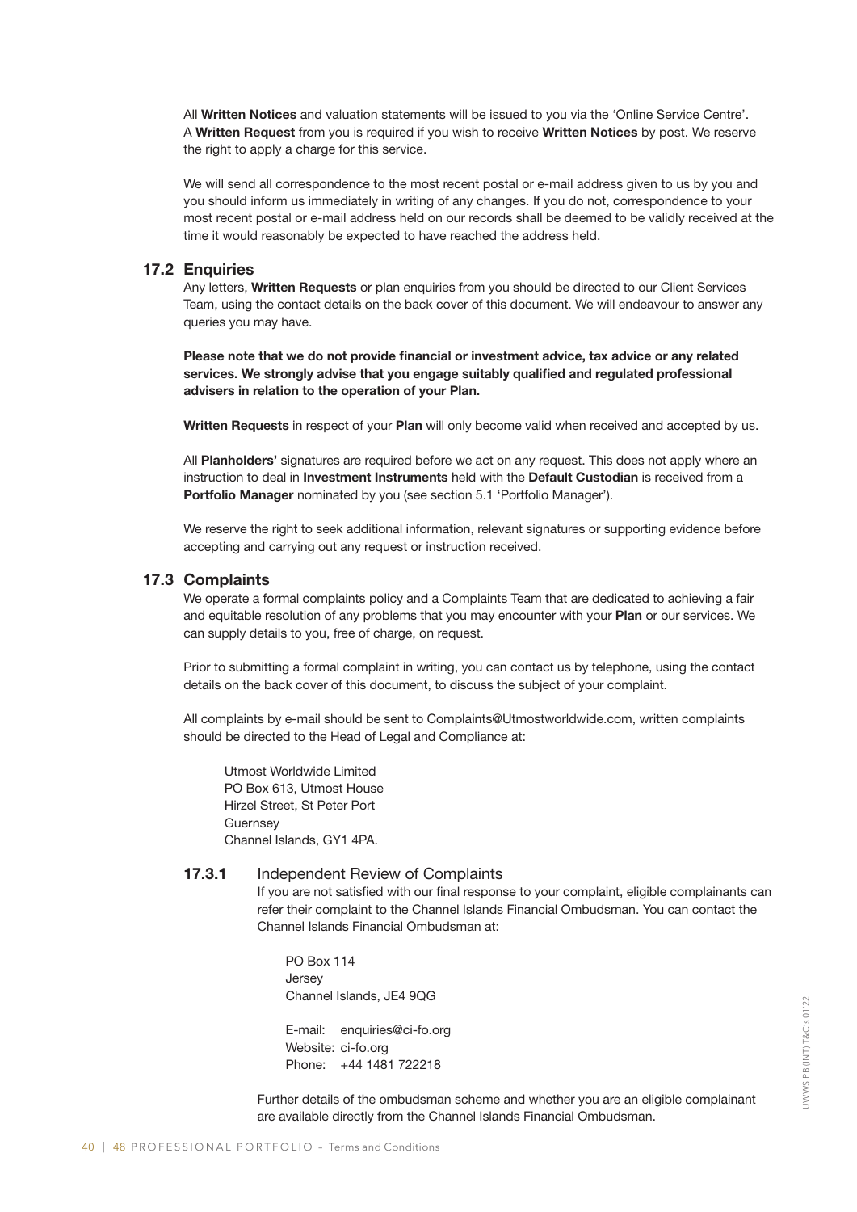All **Written Notices** and valuation statements will be issued to you via the 'Online Service Centre'. A **Written Request** from you is required if you wish to receive **Written Notices** by post. We reserve the right to apply a charge for this service.

We will send all correspondence to the most recent postal or e-mail address given to us by you and you should inform us immediately in writing of any changes. If you do not, correspondence to your most recent postal or e-mail address held on our records shall be deemed to be validly received at the time it would reasonably be expected to have reached the address held.

## 17.2 Enquiries

Any letters, **Written Requests** or plan enquiries from you should be directed to our Client Services Team, using the contact details on the back cover of this document. We will endeavour to answer any queries you may have.

**Please note that we do not provide financial or investment advice, tax advice or any related services. We strongly advise that you engage suitably qualified and regulated professional advisers in relation to the operation of your Plan.**

**Written Requests** in respect of your **Plan** will only become valid when received and accepted by us.

All **Planholders'** signatures are required before we act on any request. This does not apply where an instruction to deal in **Investment Instruments** held with the **Default Custodian** is received from a **Portfolio Manager** nominated by you (see section 5.1 'Portfolio Manager').

We reserve the right to seek additional information, relevant signatures or supporting evidence before accepting and carrying out any request or instruction received.

## 17.3 Complaints

We operate a formal complaints policy and a Complaints Team that are dedicated to achieving a fair and equitable resolution of any problems that you may encounter with your **Plan** or our services. We can supply details to you, free of charge, on request.

Prior to submitting a formal complaint in writing, you can contact us by telephone, using the contact details on the back cover of this document, to discuss the subject of your complaint.

All complaints by e-mail should be sent to Complaints@Utmostworldwide.com, written complaints should be directed to the Head of Legal and Compliance at:

Utmost Worldwide Limited
PO Box 613, Utmost House
Hirzel Street, St Peter Port
Guernsey
Channel Islands, GY1 4PA.

### 17.3.1 Independent Review of Complaints

If you are not satisfied with our final response to your complaint, eligible complainants can refer their complaint to the Channel Islands Financial Ombudsman. You can contact the Channel Islands Financial Ombudsman at:

PO Box 114
Jersey
Channel Islands, JE4 9QG

E-mail: enquiries@ci-fo.org
Website: ci-fo.org
Phone: +44 1481 722218

Further details of the ombudsman scheme and whether you are an eligible complainant are available directly from the Channel Islands Financial Ombudsman.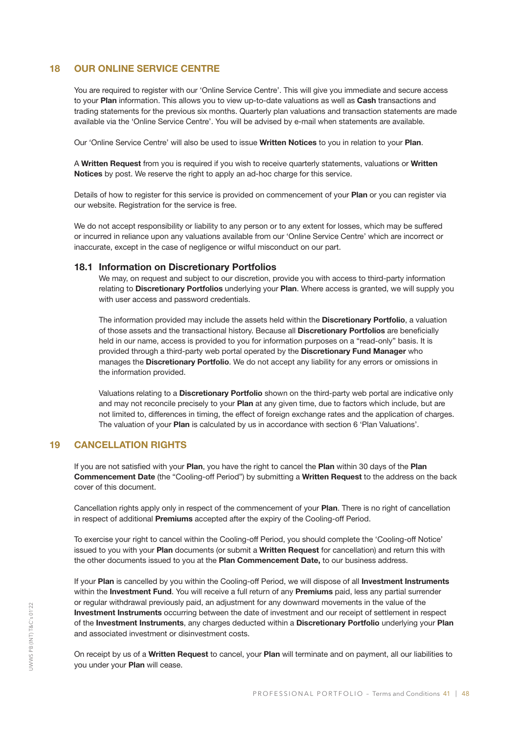## 18 OUR ONLINE SERVICE CENTRE

You are required to register with our 'Online Service Centre'. This will give you immediate and secure access to your **Plan** information. This allows you to view up-to-date valuations as well as **Cash** transactions and trading statements for the previous six months. Quarterly plan valuations and transaction statements are made available via the 'Online Service Centre'. You will be advised by e-mail when statements are available.

Our 'Online Service Centre' will also be used to issue **Written Notices** to you in relation to your **Plan**.

A **Written Request** from you is required if you wish to receive quarterly statements, valuations or **Written Notices** by post. We reserve the right to apply an ad-hoc charge for this service.

Details of how to register for this service is provided on commencement of your **Plan** or you can register via our website. Registration for the service is free.

We do not accept responsibility or liability to any person or to any extent for losses, which may be suffered or incurred in reliance upon any valuations available from our 'Online Service Centre' which are incorrect or inaccurate, except in the case of negligence or wilful misconduct on our part.

### 18.1 Information on Discretionary Portfolios

We may, on request and subject to our discretion, provide you with access to third-party information relating to **Discretionary Portfolios** underlying your **Plan**. Where access is granted, we will supply you with user access and password credentials.

The information provided may include the assets held within the **Discretionary Portfolio**, a valuation of those assets and the transactional history. Because all **Discretionary Portfolios** are beneficially held in our name, access is provided to you for information purposes on a "read-only" basis. It is provided through a third-party web portal operated by the **Discretionary Fund Manager** who manages the **Discretionary Portfolio**. We do not accept any liability for any errors or omissions in the information provided.

Valuations relating to a **Discretionary Portfolio** shown on the third-party web portal are indicative only and may not reconcile precisely to your **Plan** at any given time, due to factors which include, but are not limited to, differences in timing, the effect of foreign exchange rates and the application of charges. The valuation of your **Plan** is calculated by us in accordance with section 6 'Plan Valuations'.

## 19 CANCELLATION RIGHTS

If you are not satisfied with your **Plan**, you have the right to cancel the **Plan** within 30 days of the **Plan Commencement Date** (the "Cooling-off Period") by submitting a **Written Request** to the address on the back cover of this document.

Cancellation rights apply only in respect of the commencement of your **Plan**. There is no right of cancellation in respect of additional **Premiums** accepted after the expiry of the Cooling-off Period.

To exercise your right to cancel within the Cooling-off Period, you should complete the 'Cooling-off Notice' issued to you with your **Plan** documents (or submit a **Written Request** for cancellation) and return this with the other documents issued to you at the **Plan Commencement Date,** to our business address.

If your **Plan** is cancelled by you within the Cooling-off Period, we will dispose of all **Investment Instruments** within the **Investment Fund**. You will receive a full return of any **Premiums** paid, less any partial surrender or regular withdrawal previously paid, an adjustment for any downward movements in the value of the **Investment Instruments** occurring between the date of investment and our receipt of settlement in respect of the **Investment Instruments**, any charges deducted within a **Discretionary Portfolio** underlying your **Plan** and associated investment or disinvestment costs.

On receipt by us of a **Written Request** to cancel, your **Plan** will terminate and on payment, all our liabilities to you under your **Plan** will cease.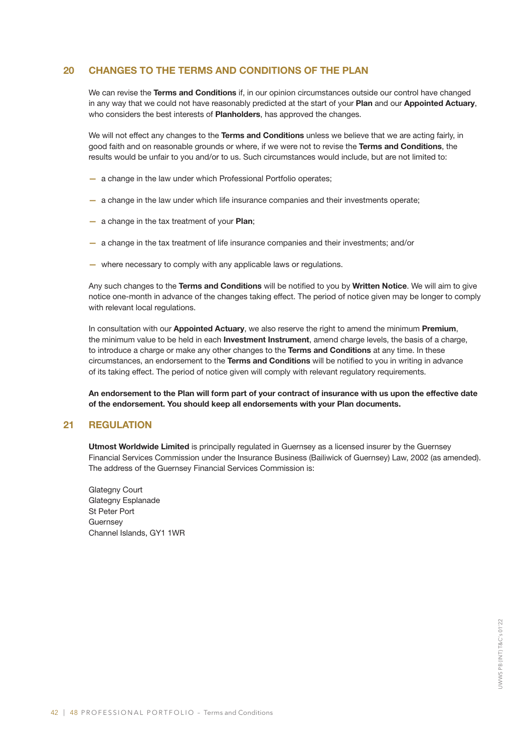## 20 CHANGES TO THE TERMS AND CONDITIONS OF THE PLAN

We can revise the **Terms and Conditions** if, in our opinion circumstances outside our control have changed in any way that we could not have reasonably predicted at the start of your **Plan** and our **Appointed Actuary**, who considers the best interests of **Planholders**, has approved the changes.

We will not effect any changes to the **Terms and Conditions** unless we believe that we are acting fairly, in good faith and on reasonable grounds or where, if we were not to revise the **Terms and Conditions**, the results would be unfair to you and/or to us. Such circumstances would include, but are not limited to:

- a change in the law under which Professional Portfolio operates;
- a change in the law under which life insurance companies and their investments operate;
- a change in the tax treatment of your **Plan**;
- a change in the tax treatment of life insurance companies and their investments; and/or
- where necessary to comply with any applicable laws or regulations.

Any such changes to the **Terms and Conditions** will be notified to you by **Written Notice**. We will aim to give notice one-month in advance of the changes taking effect. The period of notice given may be longer to comply with relevant local regulations.

In consultation with our **Appointed Actuary**, we also reserve the right to amend the minimum **Premium**, the minimum value to be held in each **Investment Instrument**, amend charge levels, the basis of a charge, to introduce a charge or make any other changes to the **Terms and Conditions** at any time. In these circumstances, an endorsement to the **Terms and Conditions** will be notified to you in writing in advance of its taking effect. The period of notice given will comply with relevant regulatory requirements.

**An endorsement to the Plan will form part of your contract of insurance with us upon the effective date of the endorsement. You should keep all endorsements with your Plan documents.**

## 21 REGULATION

**Utmost Worldwide Limited** is principally regulated in Guernsey as a licensed insurer by the Guernsey Financial Services Commission under the Insurance Business (Bailiwick of Guernsey) Law, 2002 (as amended). The address of the Guernsey Financial Services Commission is:

Glategny Court
Glategny Esplanade
St Peter Port
Guernsey
Channel Islands, GY1 1WR

UWWS PB (INT) T&C's 01'22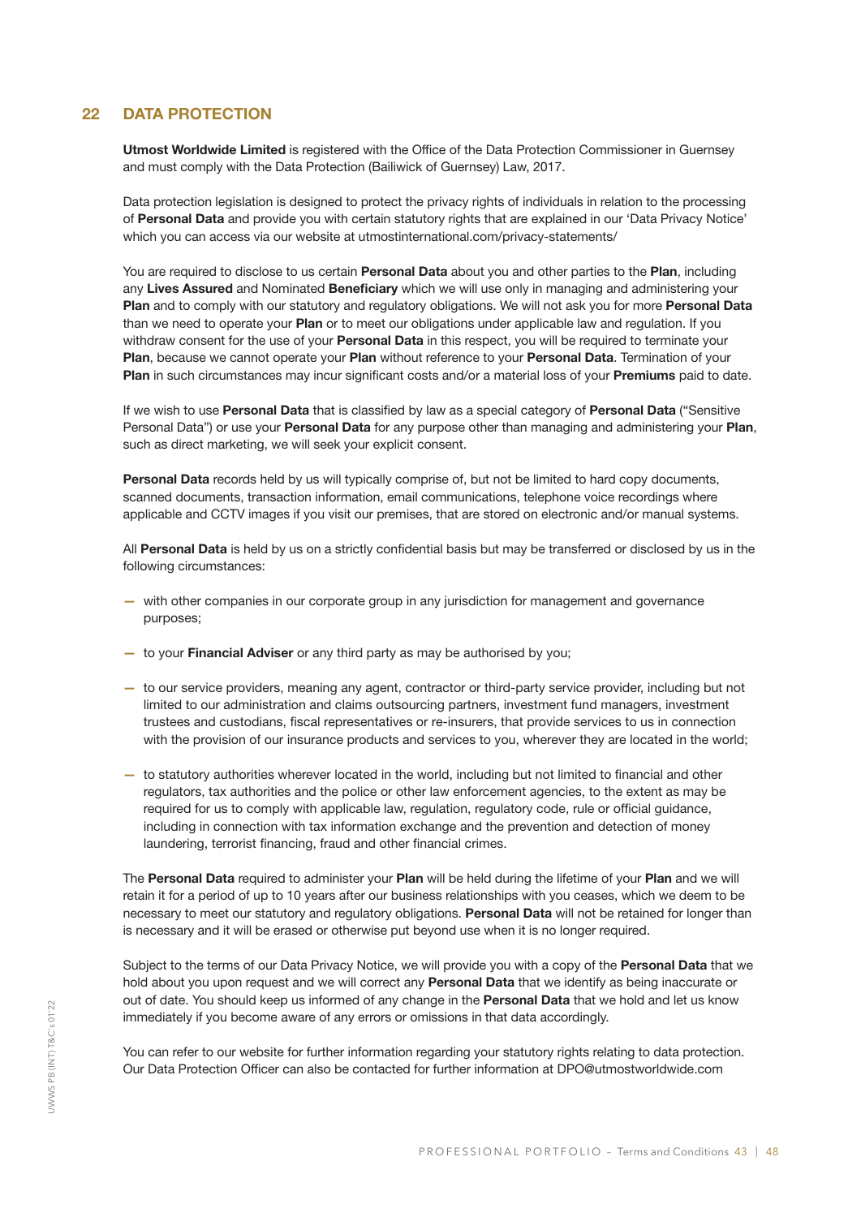## 22 DATA PROTECTION

**Utmost Worldwide Limited** is registered with the Office of the Data Protection Commissioner in Guernsey and must comply with the Data Protection (Bailiwick of Guernsey) Law, 2017.

Data protection legislation is designed to protect the privacy rights of individuals in relation to the processing of **Personal Data** and provide you with certain statutory rights that are explained in our 'Data Privacy Notice' which you can access via our website at utmostinternational.com/privacy-statements/

You are required to disclose to us certain **Personal Data** about you and other parties to the **Plan**, including any **Lives Assured** and Nominated **Beneficiary** which we will use only in managing and administering your **Plan** and to comply with our statutory and regulatory obligations. We will not ask you for more **Personal Data** than we need to operate your **Plan** or to meet our obligations under applicable law and regulation. If you withdraw consent for the use of your **Personal Data** in this respect, you will be required to terminate your **Plan**, because we cannot operate your **Plan** without reference to your **Personal Data**. Termination of your **Plan** in such circumstances may incur significant costs and/or a material loss of your **Premiums** paid to date.

If we wish to use **Personal Data** that is classified by law as a special category of **Personal Data** ("Sensitive Personal Data") or use your **Personal Data** for any purpose other than managing and administering your **Plan**, such as direct marketing, we will seek your explicit consent.

**Personal Data** records held by us will typically comprise of, but not be limited to hard copy documents, scanned documents, transaction information, email communications, telephone voice recordings where applicable and CCTV images if you visit our premises, that are stored on electronic and/or manual systems.

All **Personal Data** is held by us on a strictly confidential basis but may be transferred or disclosed by us in the following circumstances:

- with other companies in our corporate group in any jurisdiction for management and governance purposes;
- to your **Financial Adviser** or any third party as may be authorised by you;
- to our service providers, meaning any agent, contractor or third-party service provider, including but not limited to our administration and claims outsourcing partners, investment fund managers, investment trustees and custodians, fiscal representatives or re-insurers, that provide services to us in connection with the provision of our insurance products and services to you, wherever they are located in the world;
- to statutory authorities wherever located in the world, including but not limited to financial and other regulators, tax authorities and the police or other law enforcement agencies, to the extent as may be required for us to comply with applicable law, regulation, regulatory code, rule or official guidance, including in connection with tax information exchange and the prevention and detection of money laundering, terrorist financing, fraud and other financial crimes.

The **Personal Data** required to administer your **Plan** will be held during the lifetime of your **Plan** and we will retain it for a period of up to 10 years after our business relationships with you ceases, which we deem to be necessary to meet our statutory and regulatory obligations. **Personal Data** will not be retained for longer than is necessary and it will be erased or otherwise put beyond use when it is no longer required.

Subject to the terms of our Data Privacy Notice, we will provide you with a copy of the **Personal Data** that we hold about you upon request and we will correct any **Personal Data** that we identify as being inaccurate or out of date. You should keep us informed of any change in the **Personal Data** that we hold and let us know immediately if you become aware of any errors or omissions in that data accordingly.

You can refer to our website for further information regarding your statutory rights relating to data protection. Our Data Protection Officer can also be contacted for further information at DPO@utmostworldwide.com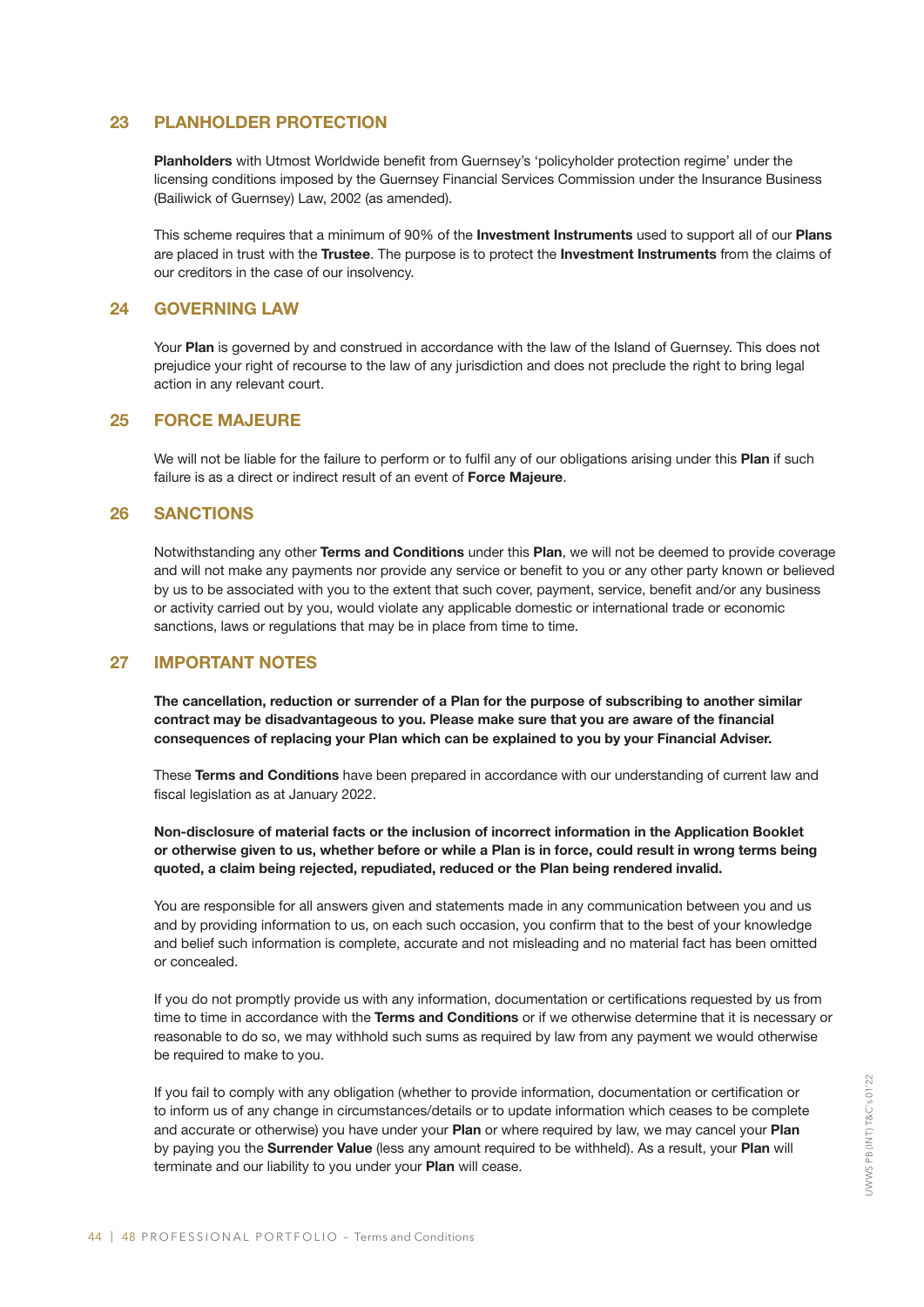## 23 PLANHOLDER PROTECTION

**Planholders** with Utmost Worldwide benefit from Guernsey's 'policyholder protection regime' under the licensing conditions imposed by the Guernsey Financial Services Commission under the Insurance Business (Bailiwick of Guernsey) Law, 2002 (as amended).

This scheme requires that a minimum of 90% of the **Investment Instruments** used to support all of our **Plans** are placed in trust with the **Trustee**. The purpose is to protect the **Investment Instruments** from the claims of our creditors in the case of our insolvency.

## 24 GOVERNING LAW

Your **Plan** is governed by and construed in accordance with the law of the Island of Guernsey. This does not prejudice your right of recourse to the law of any jurisdiction and does not preclude the right to bring legal action in any relevant court.

## 25 FORCE MAJEURE

We will not be liable for the failure to perform or to fulfil any of our obligations arising under this **Plan** if such failure is as a direct or indirect result of an event of **Force Majeure**.

## 26 SANCTIONS

Notwithstanding any other **Terms and Conditions** under this **Plan**, we will not be deemed to provide coverage and will not make any payments nor provide any service or benefit to you or any other party known or believed by us to be associated with you to the extent that such cover, payment, service, benefit and/or any business or activity carried out by you, would violate any applicable domestic or international trade or economic sanctions, laws or regulations that may be in place from time to time.

## 27 IMPORTANT NOTES

**The cancellation, reduction or surrender of a Plan for the purpose of subscribing to another similar contract may be disadvantageous to you. Please make sure that you are aware of the financial consequences of replacing your Plan which can be explained to you by your Financial Adviser.**

These **Terms and Conditions** have been prepared in accordance with our understanding of current law and fiscal legislation as at January 2022.

**Non-disclosure of material facts or the inclusion of incorrect information in the Application Booklet or otherwise given to us, whether before or while a Plan is in force, could result in wrong terms being quoted, a claim being rejected, repudiated, reduced or the Plan being rendered invalid.**

You are responsible for all answers given and statements made in any communication between you and us and by providing information to us, on each such occasion, you confirm that to the best of your knowledge and belief such information is complete, accurate and not misleading and no material fact has been omitted or concealed.

If you do not promptly provide us with any information, documentation or certifications requested by us from time to time in accordance with the **Terms and Conditions** or if we otherwise determine that it is necessary or reasonable to do so, we may withhold such sums as required by law from any payment we would otherwise be required to make to you.

If you fail to comply with any obligation (whether to provide information, documentation or certification or to inform us of any change in circumstances/details or to update information which ceases to be complete and accurate or otherwise) you have under your **Plan** or where required by law, we may cancel your **Plan** by paying you the **Surrender Value** (less any amount required to be withheld). As a result, your **Plan** will terminate and our liability to you under your **Plan** will cease.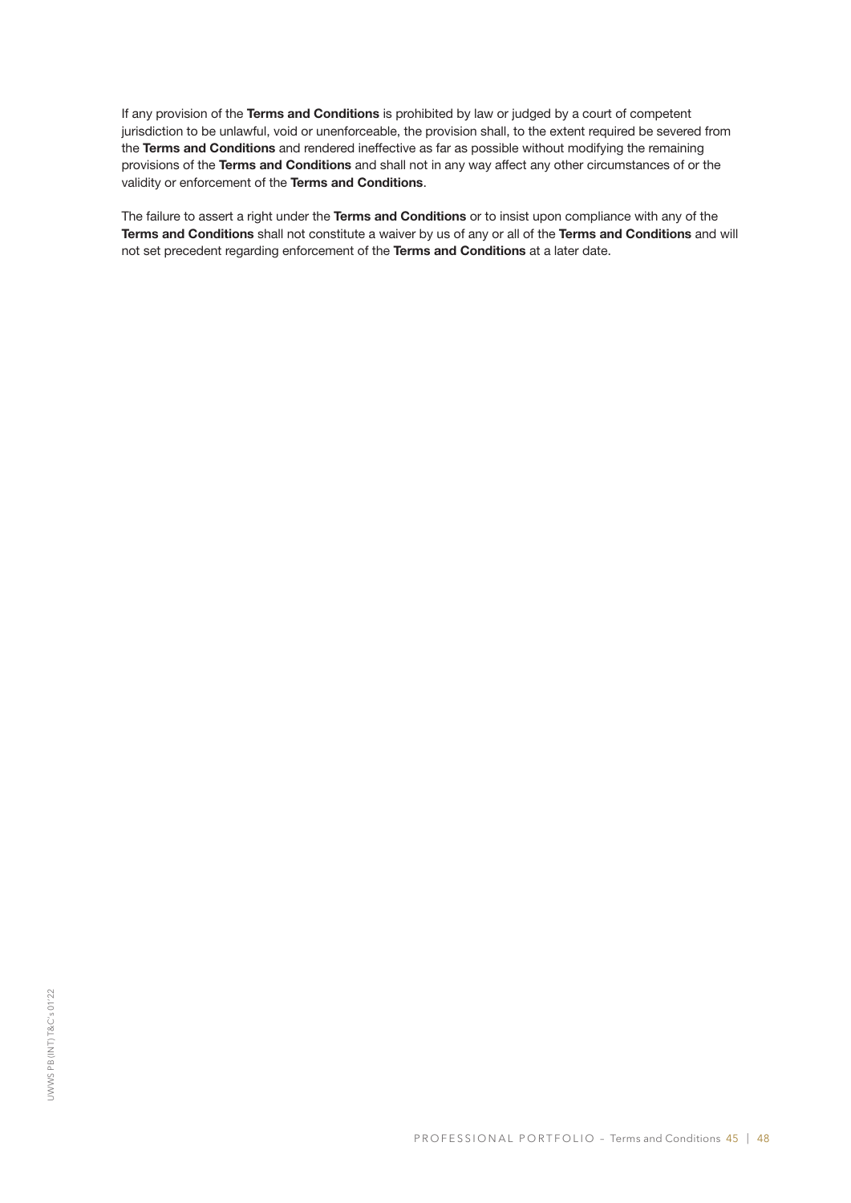If any provision of the **Terms and Conditions** is prohibited by law or judged by a court of competent jurisdiction to be unlawful, void or unenforceable, the provision shall, to the extent required be severed from the **Terms and Conditions** and rendered ineffective as far as possible without modifying the remaining provisions of the **Terms and Conditions** and shall not in any way affect any other circumstances of or the validity or enforcement of the **Terms and Conditions**.

The failure to assert a right under the **Terms and Conditions** or to insist upon compliance with any of the **Terms and Conditions** shall not constitute a waiver by us of any or all of the **Terms and Conditions** and will not set precedent regarding enforcement of the **Terms and Conditions** at a later date.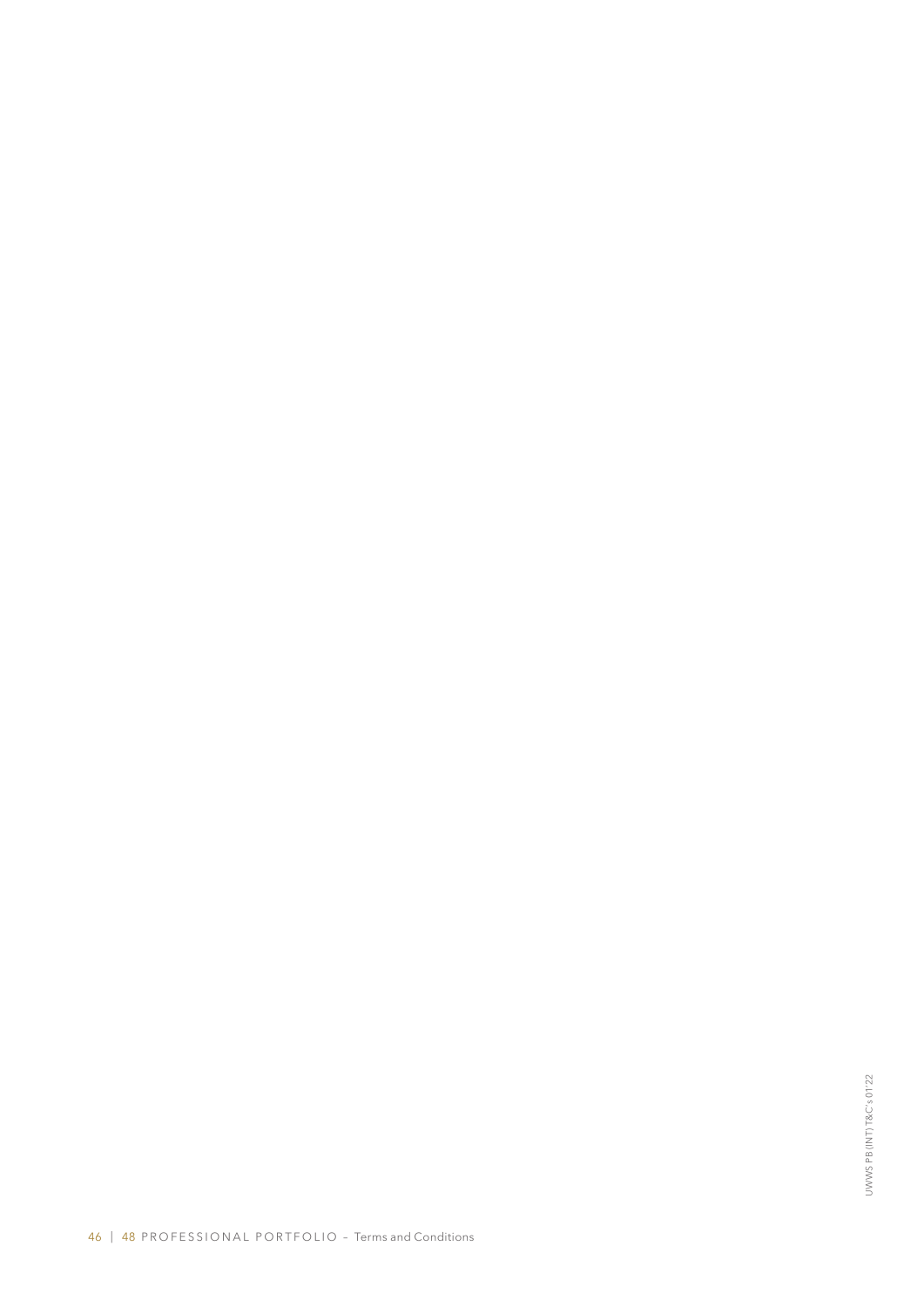UWWS PB (INT) T&C's 01'22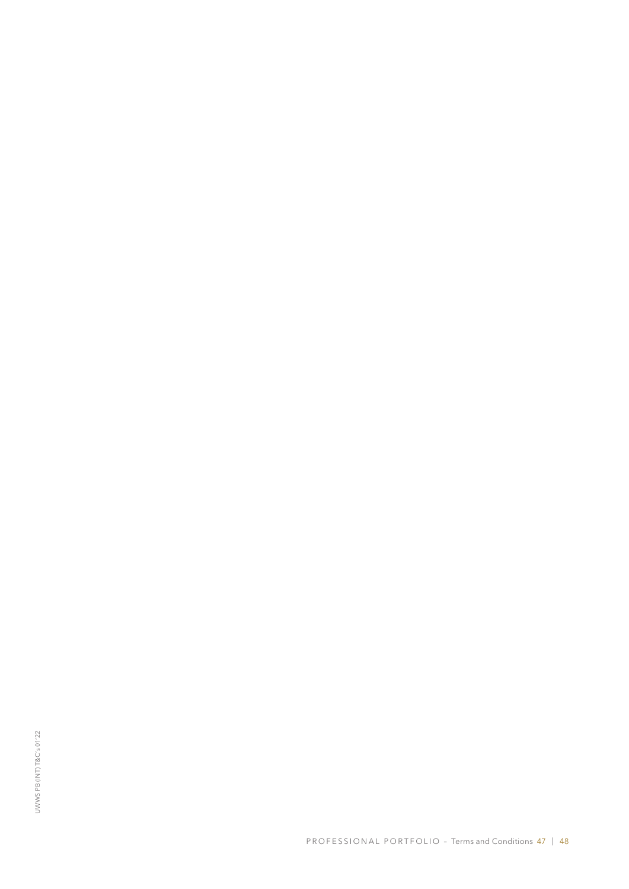UWWS PB (INT) T&C's 01'22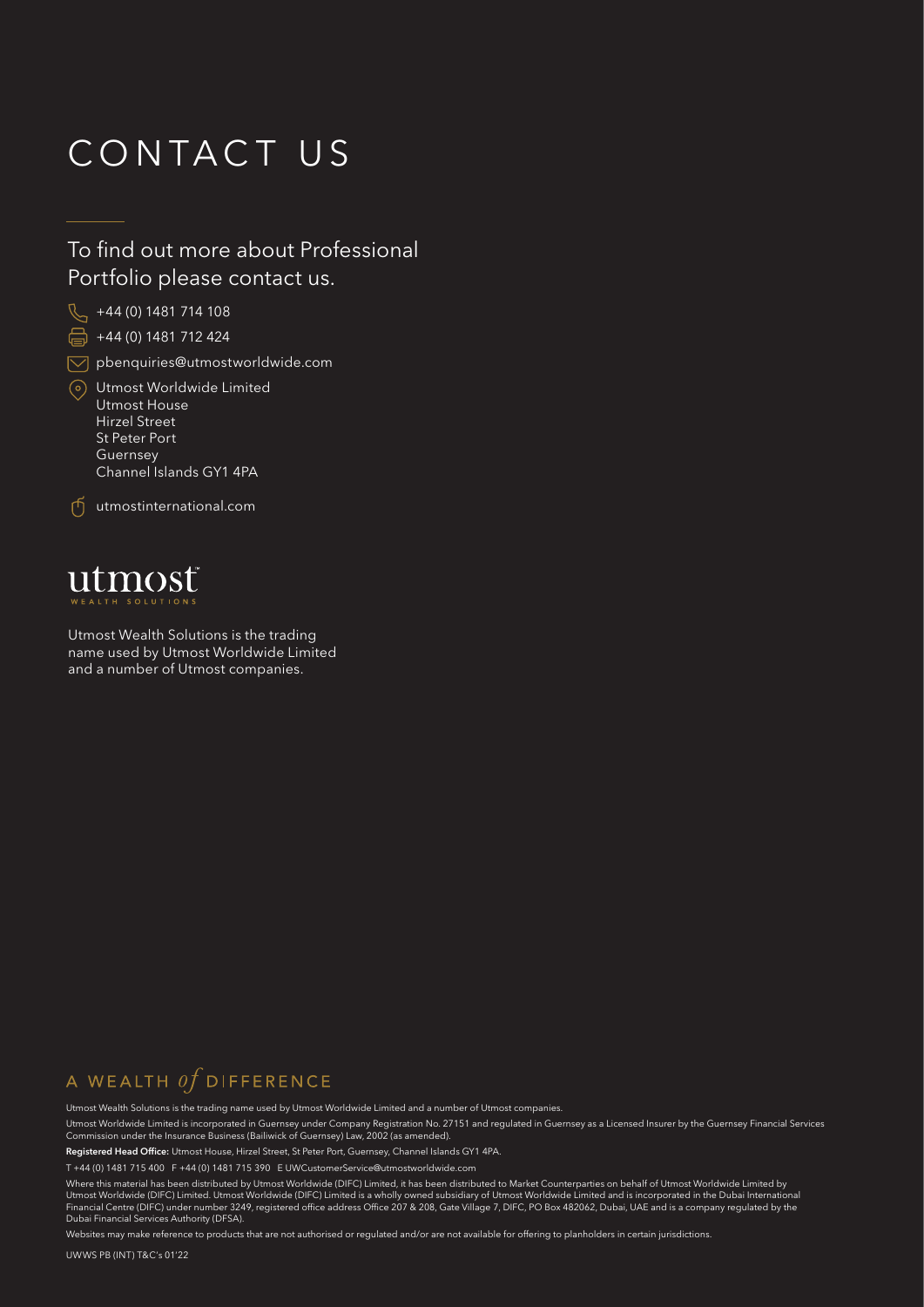# CONTACT US

## To find out more about Professional Portfolio please contact us.

+44 (0) 1481 714 108

+44 (0) 1481 712 424

pbenquiries@utmostworldwide.com

Utmost Worldwide Limited
Utmost House
Hirzel Street
St Peter Port
Guernsey
Channel Islands GY1 4PA

utmostinternational.com

utmost
WEALTH SOLUTIONS

Utmost Wealth Solutions is the trading name used by Utmost Worldwide Limited and a number of Utmost companies.

A WEALTH *of* DIFFERENCE

Utmost Wealth Solutions is the trading name used by Utmost Worldwide Limited and a number of Utmost companies.

Utmost Worldwide Limited is incorporated in Guernsey under Company Registration No. 27151 and regulated in Guernsey as a Licensed Insurer by the Guernsey Financial Services Commission under the Insurance Business (Bailiwick of Guernsey) Law, 2002 (as amended).

**Registered Head Office:** Utmost House, Hirzel Street, St Peter Port, Guernsey, Channel Islands GY1 4PA.

T +44 (0) 1481 715 400 F +44 (0) 1481 715 390 E UWCustomerService@utmostworldwide.com

Where this material has been distributed by Utmost Worldwide (DIFC) Limited, it has been distributed to Market Counterparties on behalf of Utmost Worldwide Limited by Utmost Worldwide (DIFC) Limited. Utmost Worldwide (DIFC) Limited is a wholly owned subsidiary of Utmost Worldwide Limited and is incorporated in the Dubai International Financial Centre (DIFC) under number 3249, registered office address Office 207 & 208, Gate Village 7, DIFC, PO Box 482062, Dubai, UAE and is a company regulated by the Dubai Financial Services Authority (DFSA).

Websites may make reference to products that are not authorised or regulated and/or are not available for offering to planholders in certain jurisdictions.

UWWS PB (INT) T&C's 01'22